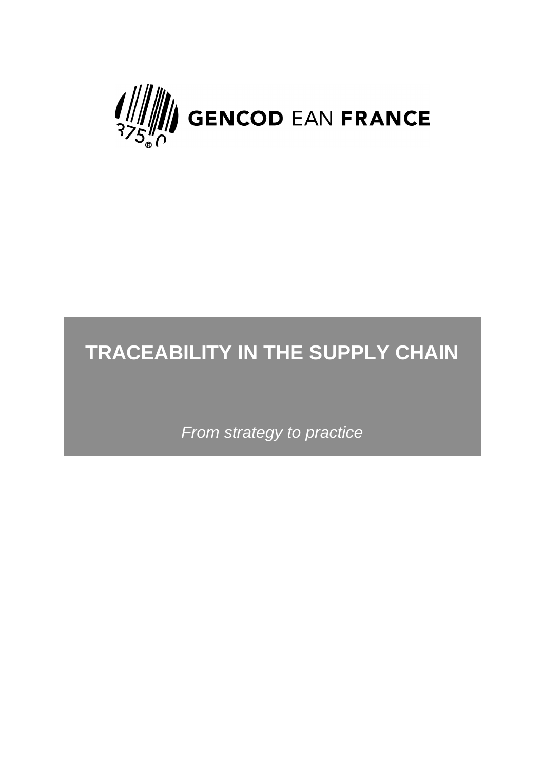**GENCOD** EAN **FRANCE**

# TRACEABILITY IN THE SUPPLY CHAIN

*From strategy to practice*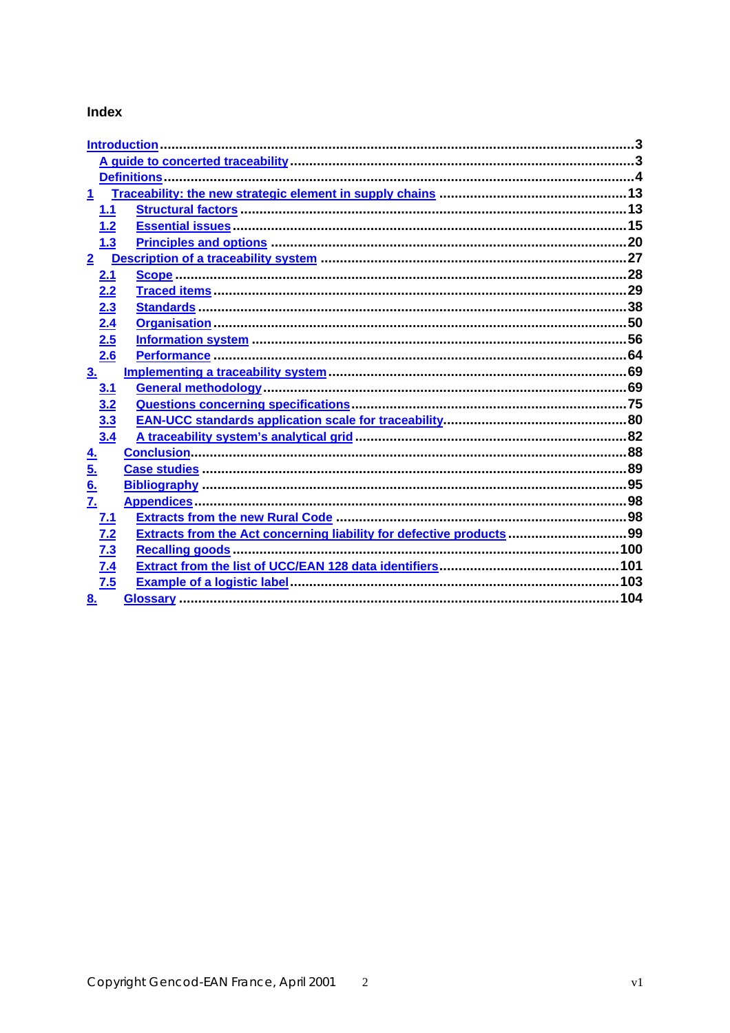## Index

- Introduction .....3
  - A guide to concerted traceability .....3
  - Definitions .....4
- 1 Traceability: the new strategic element in supply chains .....13
  - 1.1 Structural factors .....13
  - 1.2 Essential issues .....15
  - 1.3 Principles and options .....20
- 2 Description of a traceability system .....27
  - 2.1 Scope .....28
  - 2.2 Traced items .....29
  - 2.3 Standards .....38
  - 2.4 Organisation .....50
  - 2.5 Information system .....56
  - 2.6 Performance .....64
- 3. Implementing a traceability system .....69
  - 3.1 General methodology .....69
  - 3.2 Questions concerning specifications .....75
  - 3.3 EAN-UCC standards application scale for traceability .....80
  - 3.4 A traceability system's analytical grid .....82
- 4. Conclusion .....88
- 5. Case studies .....89
- 6. Bibliography .....95
- 7. Appendices .....98
  - 7.1 Extracts from the new Rural Code .....98
  - 7.2 Extracts from the Act concerning liability for defective products .....99
  - 7.3 Recalling goods .....100
  - 7.4 Extract from the list of UCC/EAN 128 data identifiers .....101
  - 7.5 Example of a logistic label .....103
- 8. Glossary .....104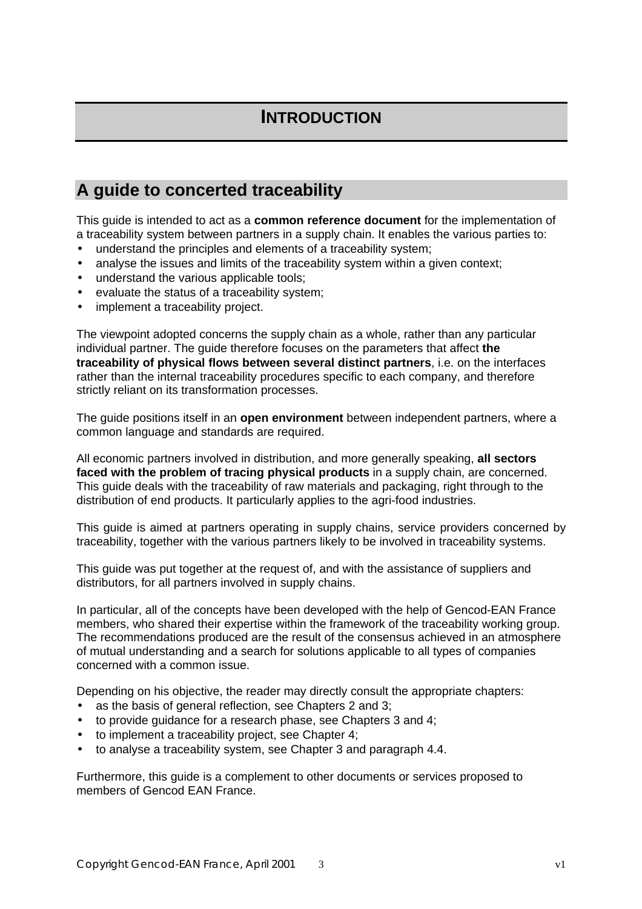# INTRODUCTION

## A guide to concerted traceability

This guide is intended to act as a **common reference document** for the implementation of a traceability system between partners in a supply chain. It enables the various parties to:

- understand the principles and elements of a traceability system;
- analyse the issues and limits of the traceability system within a given context;
- understand the various applicable tools;
- evaluate the status of a traceability system;
- implement a traceability project.

The viewpoint adopted concerns the supply chain as a whole, rather than any particular individual partner. The guide therefore focuses on the parameters that affect **the traceability of physical flows between several distinct partners**, i.e. on the interfaces rather than the internal traceability procedures specific to each company, and therefore strictly reliant on its transformation processes.

The guide positions itself in an **open environment** between independent partners, where a common language and standards are required.

All economic partners involved in distribution, and more generally speaking, **all sectors faced with the problem of tracing physical products** in a supply chain, are concerned. This guide deals with the traceability of raw materials and packaging, right through to the distribution of end products. It particularly applies to the agri-food industries.

This guide is aimed at partners operating in supply chains, service providers concerned by traceability, together with the various partners likely to be involved in traceability systems.

This guide was put together at the request of, and with the assistance of suppliers and distributors, for all partners involved in supply chains.

In particular, all of the concepts have been developed with the help of Gencod-EAN France members, who shared their expertise within the framework of the traceability working group. The recommendations produced are the result of the consensus achieved in an atmosphere of mutual understanding and a search for solutions applicable to all types of companies concerned with a common issue.

Depending on his objective, the reader may directly consult the appropriate chapters:

- as the basis of general reflection, see Chapters 2 and 3;
- to provide guidance for a research phase, see Chapters 3 and 4;
- to implement a traceability project, see Chapter 4;
- to analyse a traceability system, see Chapter 3 and paragraph 4.4.

Furthermore, this guide is a complement to other documents or services proposed to members of Gencod EAN France.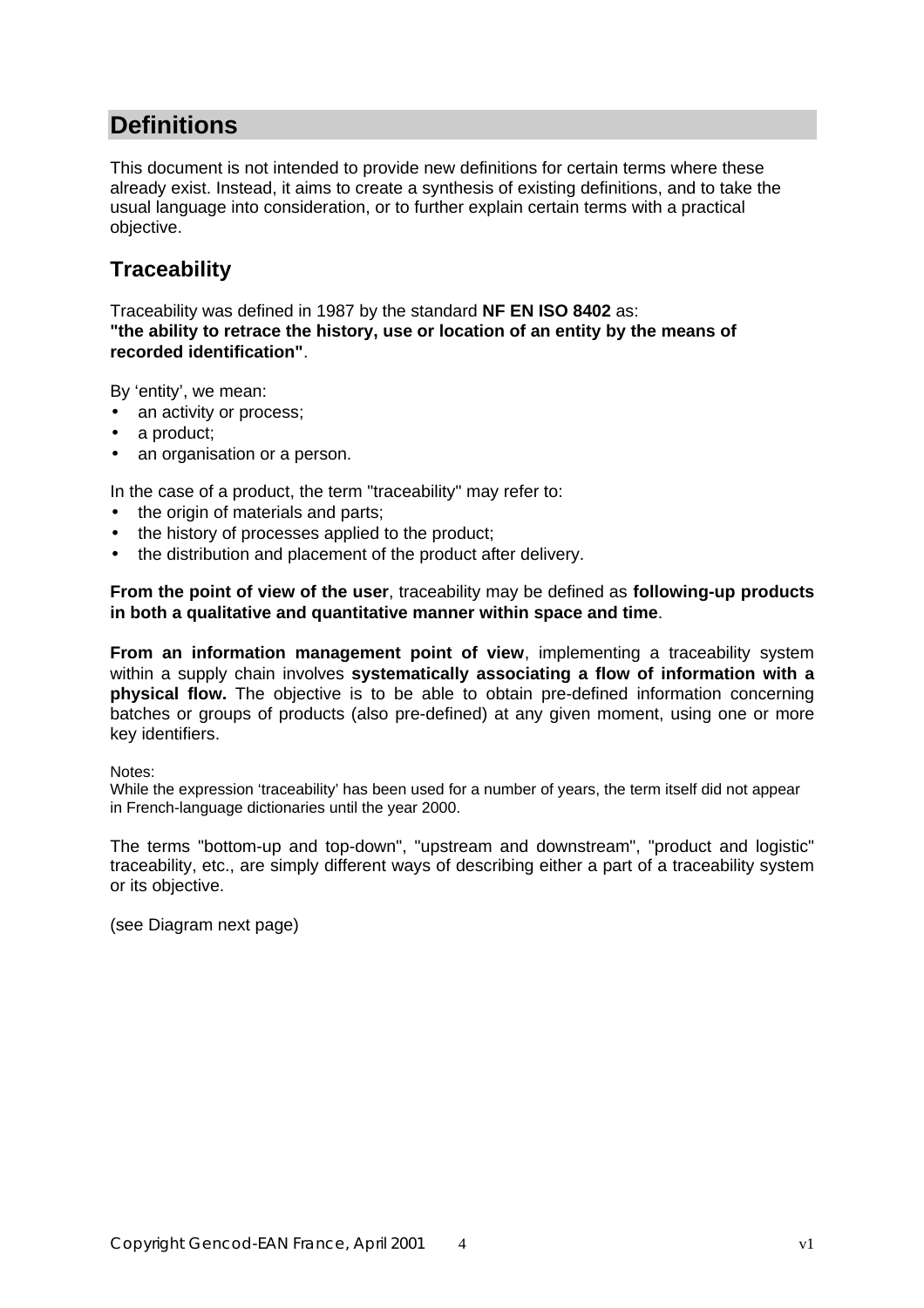# Definitions

This document is not intended to provide new definitions for certain terms where these already exist. Instead, it aims to create a synthesis of existing definitions, and to take the usual language into consideration, or to further explain certain terms with a practical objective.

## Traceability

Traceability was defined in 1987 by the standard **NF EN ISO 8402** as:
**"the ability to retrace the history, use or location of an entity by the means of recorded identification"**.

By 'entity', we mean:

- an activity or process;
- a product;
- an organisation or a person.

In the case of a product, the term "traceability" may refer to:

- the origin of materials and parts;
- the history of processes applied to the product;
- the distribution and placement of the product after delivery.

**From the point of view of the user**, traceability may be defined as **following-up products in both a qualitative and quantitative manner within space and time**.

**From an information management point of view**, implementing a traceability system within a supply chain involves **systematically associating a flow of information with a physical flow.** The objective is to be able to obtain pre-defined information concerning batches or groups of products (also pre-defined) at any given moment, using one or more key identifiers.

Notes:
While the expression 'traceability' has been used for a number of years, the term itself did not appear in French-language dictionaries until the year 2000.

The terms "bottom-up and top-down", "upstream and downstream", "product and logistic" traceability, etc., are simply different ways of describing either a part of a traceability system or its objective.

(see Diagram next page)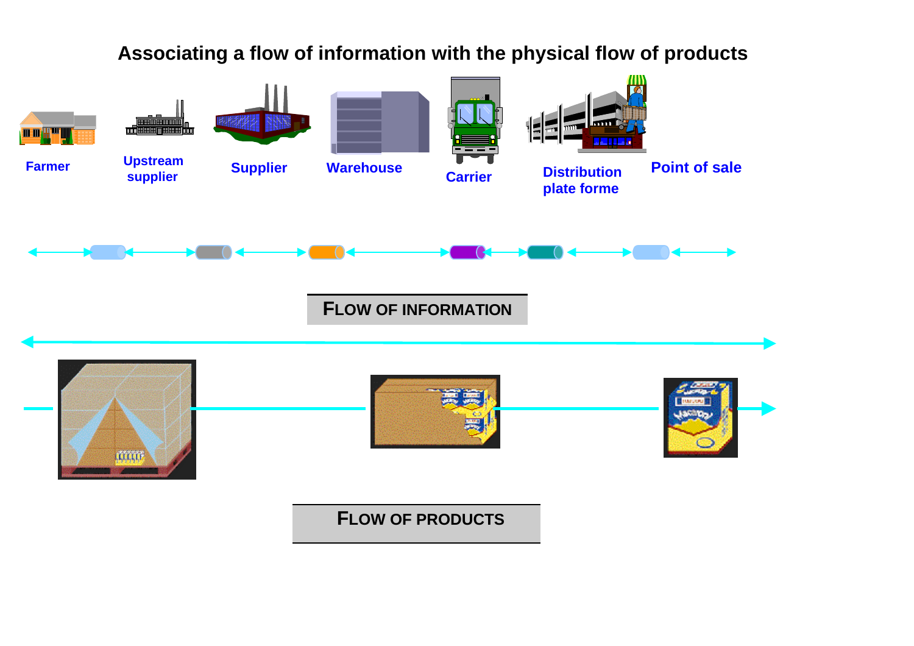# Associating a flow of information with the physical flow of products

Farmer

Upstream supplier

Supplier

Warehouse

Carrier

Distribution plate forme

Point of sale

**FLOW OF INFORMATION**

**FLOW OF PRODUCTS**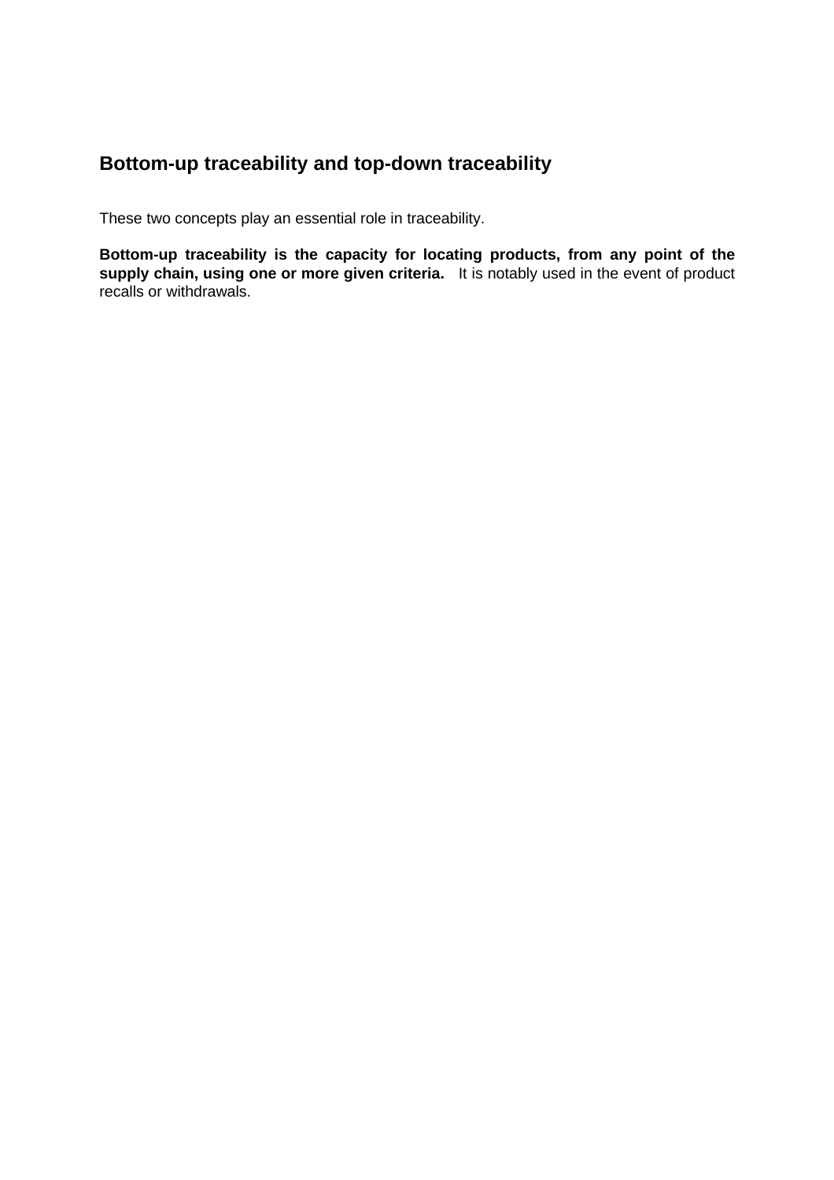## Bottom-up traceability and top-down traceability

These two concepts play an essential role in traceability.

**Bottom-up traceability is the capacity for locating products, from any point of the supply chain, using one or more given criteria.** It is notably used in the event of product recalls or withdrawals.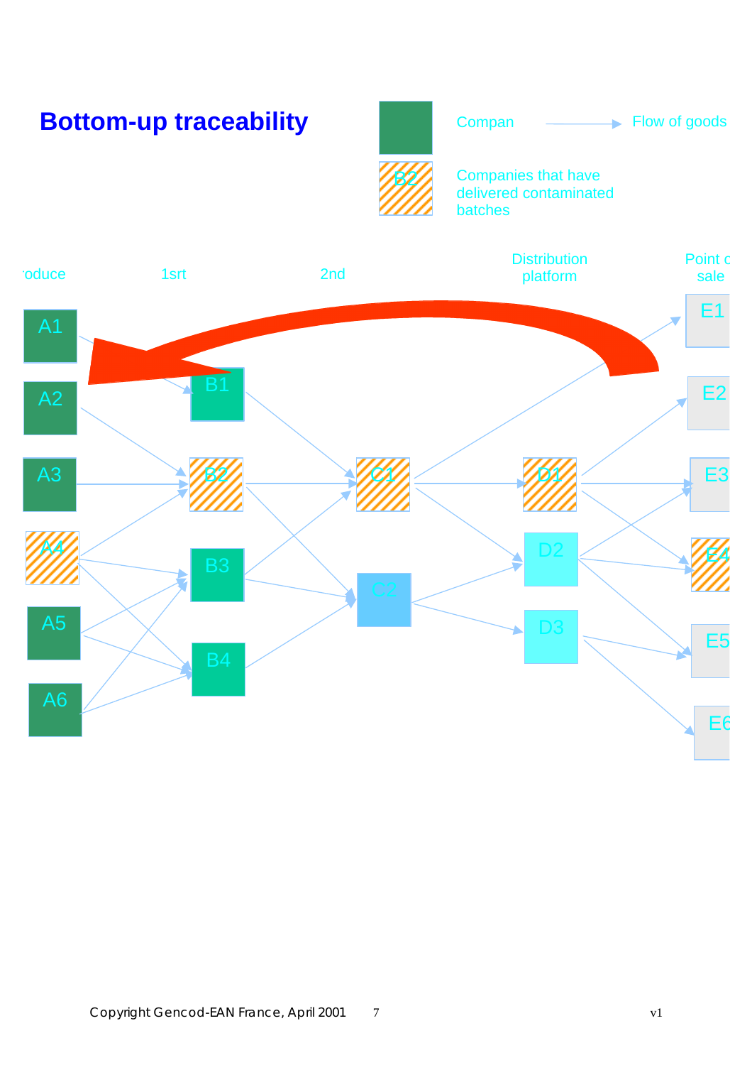# Bottom-up traceability

Compan — Flow of goods

B2 — Companies that have delivered contaminated batches

roduce | 1srt | 2nd | Distribution platform | Point o sale

A1, A2, A3, A4, A5, A6

B1, B2, B3, B4

C1, C2

D1, D2, D3

E1, E2, E3, E4, E5, E6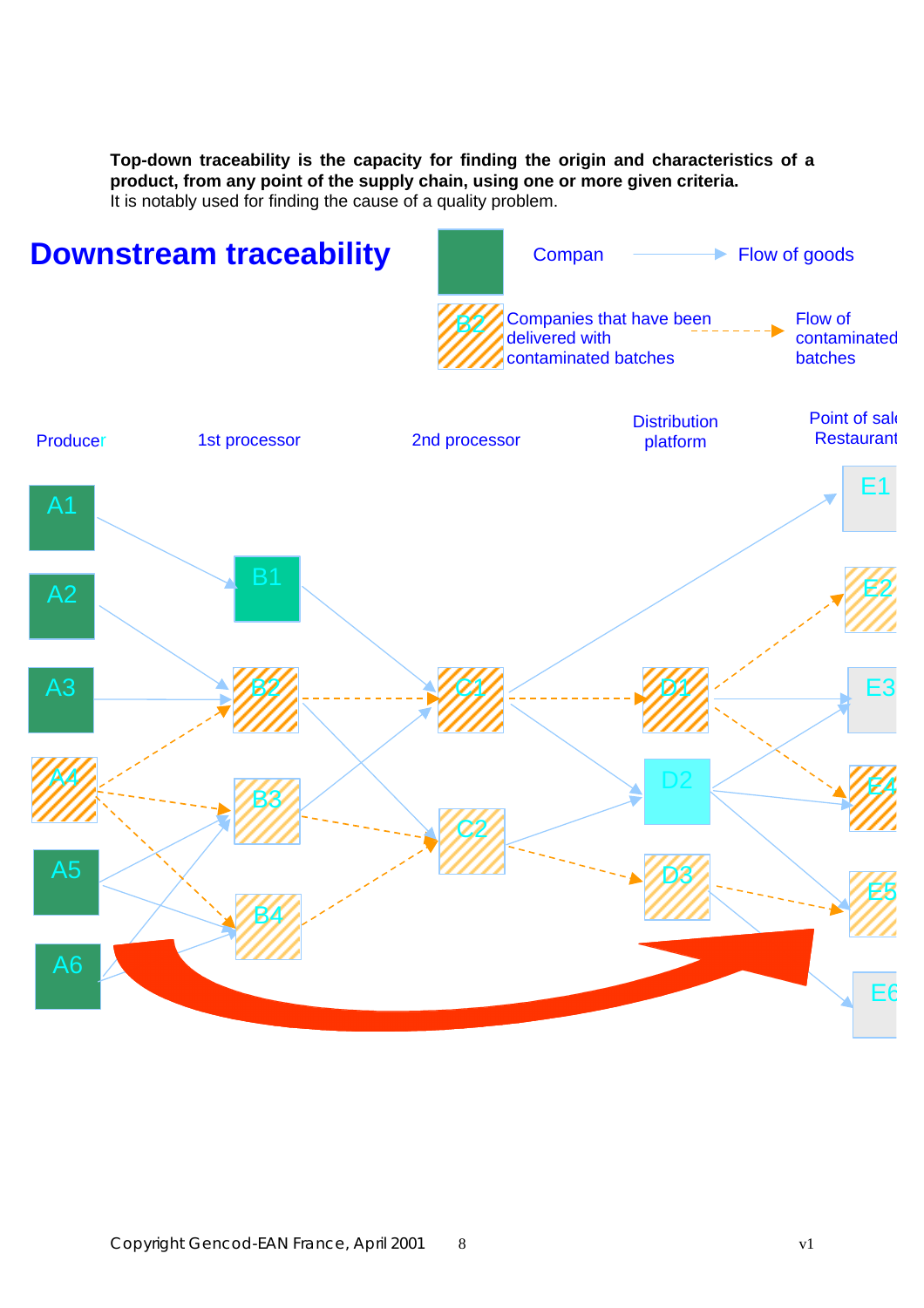**Top-down traceability is the capacity for finding the origin and characteristics of a product, from any point of the supply chain, using one or more given criteria.**
It is notably used for finding the cause of a quality problem.

# Downstream traceability

Compan — Flow of goods

B2 Companies that have been delivered with contaminated batches — Flow of contaminated batches

Producer | 1st processor | 2nd processor | Distribution platform | Point of sale Restaurant

A1, A2, A3, A4, A5, A6 — B1, B2, B3, B4 — C1, C2 — D1, D2, D3 — E1, E2, E3, E4, E5, E6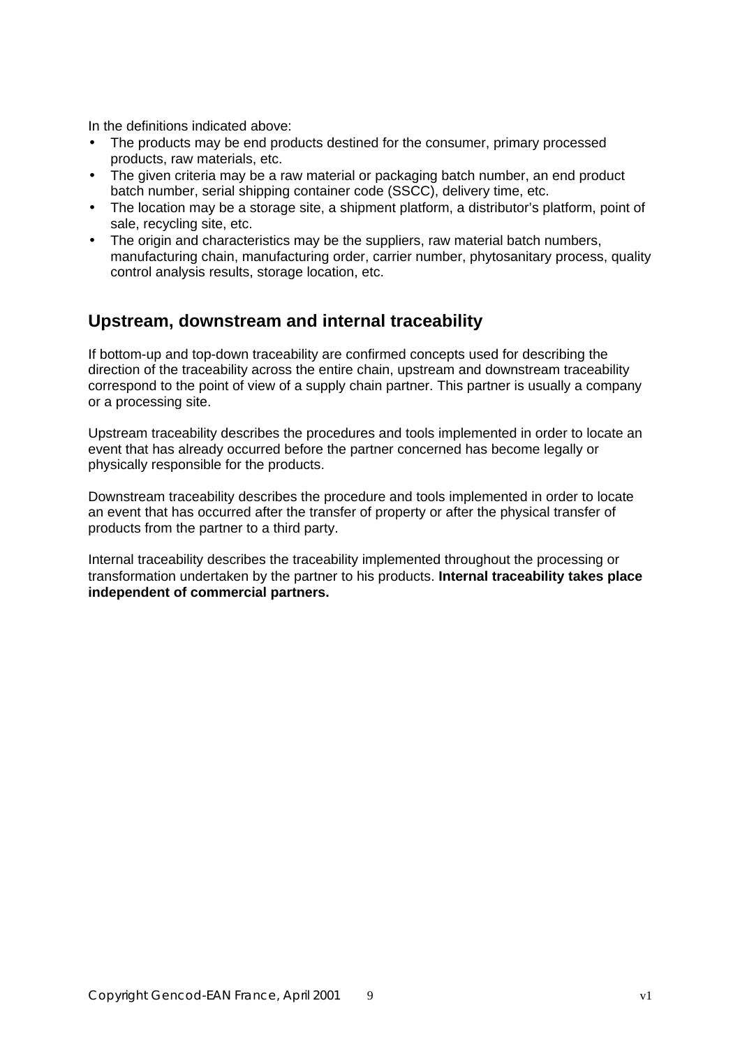In the definitions indicated above:

- The products may be end products destined for the consumer, primary processed products, raw materials, etc.
- The given criteria may be a raw material or packaging batch number, an end product batch number, serial shipping container code (SSCC), delivery time, etc.
- The location may be a storage site, a shipment platform, a distributor's platform, point of sale, recycling site, etc.
- The origin and characteristics may be the suppliers, raw material batch numbers, manufacturing chain, manufacturing order, carrier number, phytosanitary process, quality control analysis results, storage location, etc.

## Upstream, downstream and internal traceability

If bottom-up and top-down traceability are confirmed concepts used for describing the direction of the traceability across the entire chain, upstream and downstream traceability correspond to the point of view of a supply chain partner. This partner is usually a company or a processing site.

Upstream traceability describes the procedures and tools implemented in order to locate an event that has already occurred before the partner concerned has become legally or physically responsible for the products.

Downstream traceability describes the procedure and tools implemented in order to locate an event that has occurred after the transfer of property or after the physical transfer of products from the partner to a third party.

Internal traceability describes the traceability implemented throughout the processing or transformation undertaken by the partner to his products. **Internal traceability takes place independent of commercial partners.**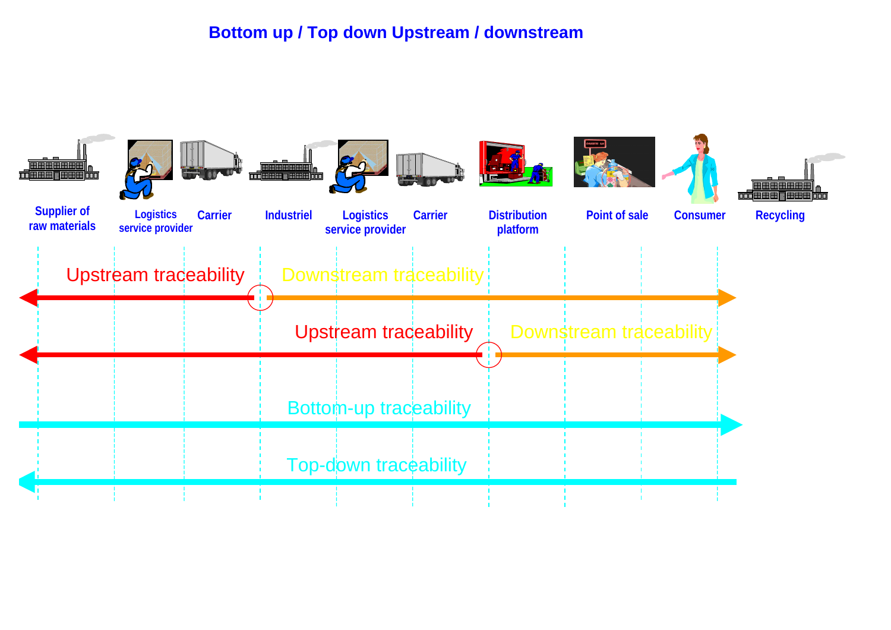# Bottom up / Top down Upstream / downstream

Supplier of raw materials | Logistics service provider | Carrier | Industriel | Logistics service provider | Carrier | Distribution platform | Point of sale | Consumer | Recycling

Upstream traceability — Downstream traceability

Upstream traceability — Downstream traceability

Bottom-up traceability

Top-down traceability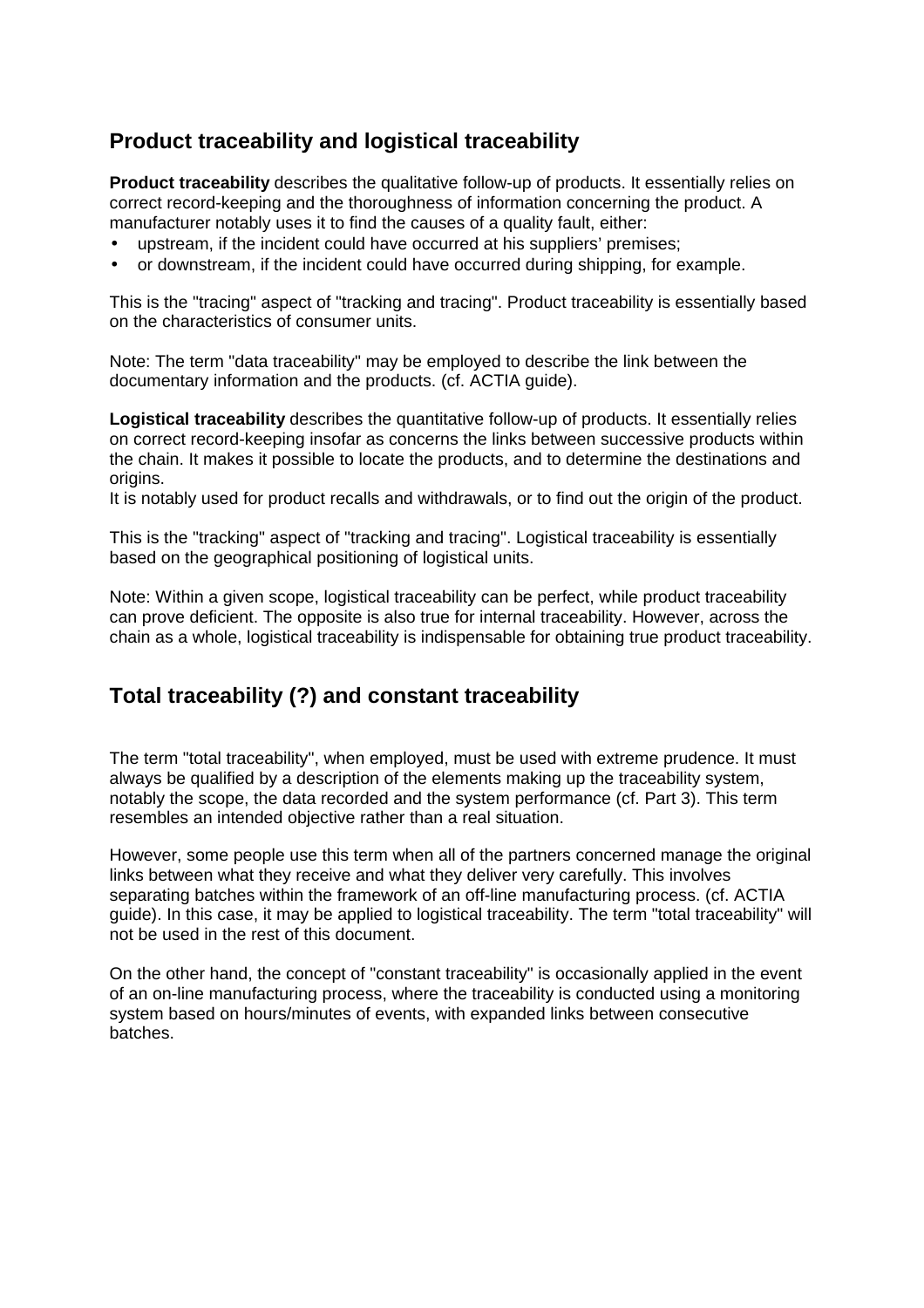## Product traceability and logistical traceability

**Product traceability** describes the qualitative follow-up of products. It essentially relies on correct record-keeping and the thoroughness of information concerning the product. A manufacturer notably uses it to find the causes of a quality fault, either:

- upstream, if the incident could have occurred at his suppliers' premises;
- or downstream, if the incident could have occurred during shipping, for example.

This is the "tracing" aspect of "tracking and tracing". Product traceability is essentially based on the characteristics of consumer units.

Note: The term "data traceability" may be employed to describe the link between the documentary information and the products. (cf. ACTIA guide).

**Logistical traceability** describes the quantitative follow-up of products. It essentially relies on correct record-keeping insofar as concerns the links between successive products within the chain. It makes it possible to locate the products, and to determine the destinations and origins.
It is notably used for product recalls and withdrawals, or to find out the origin of the product.

This is the "tracking" aspect of "tracking and tracing". Logistical traceability is essentially based on the geographical positioning of logistical units.

Note: Within a given scope, logistical traceability can be perfect, while product traceability can prove deficient. The opposite is also true for internal traceability. However, across the chain as a whole, logistical traceability is indispensable for obtaining true product traceability.

## Total traceability (?) and constant traceability

The term "total traceability", when employed, must be used with extreme prudence. It must always be qualified by a description of the elements making up the traceability system, notably the scope, the data recorded and the system performance (cf. Part 3). This term resembles an intended objective rather than a real situation.

However, some people use this term when all of the partners concerned manage the original links between what they receive and what they deliver very carefully. This involves separating batches within the framework of an off-line manufacturing process. (cf. ACTIA guide). In this case, it may be applied to logistical traceability. The term "total traceability" will not be used in the rest of this document.

On the other hand, the concept of "constant traceability" is occasionally applied in the event of an on-line manufacturing process, where the traceability is conducted using a monitoring system based on hours/minutes of events, with expanded links between consecutive batches.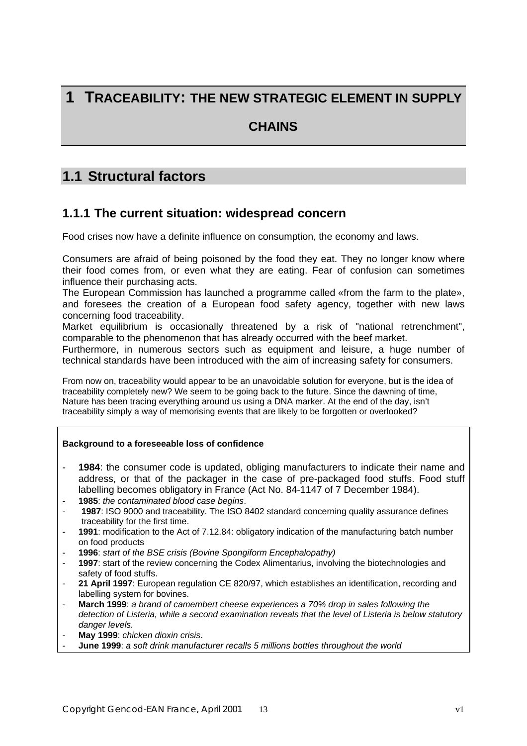# 1 TRACEABILITY: THE NEW STRATEGIC ELEMENT IN SUPPLY CHAINS

## 1.1 Structural factors

### 1.1.1 The current situation: widespread concern

Food crises now have a definite influence on consumption, the economy and laws.

Consumers are afraid of being poisoned by the food they eat. They no longer know where their food comes from, or even what they are eating. Fear of confusion can sometimes influence their purchasing acts.
The European Commission has launched a programme called «from the farm to the plate», and foresees the creation of a European food safety agency, together with new laws concerning food traceability.
Market equilibrium is occasionally threatened by a risk of "national retrenchment", comparable to the phenomenon that has already occurred with the beef market.
Furthermore, in numerous sectors such as equipment and leisure, a huge number of technical standards have been introduced with the aim of increasing safety for consumers.

From now on, traceability would appear to be an unavoidable solution for everyone, but is the idea of traceability completely new? We seem to be going back to the future. Since the dawning of time, Nature has been tracing everything around us using a DNA marker. At the end of the day, isn't traceability simply a way of memorising events that are likely to be forgotten or overlooked?

**Background to a foreseeable loss of confidence**

- **1984**: the consumer code is updated, obliging manufacturers to indicate their name and address, or that of the packager in the case of pre-packaged food stuffs. Food stuff labelling becomes obligatory in France (Act No. 84-1147 of 7 December 1984).
- **1985**: *the contaminated blood case begins*.
- **1987**: ISO 9000 and traceability. The ISO 8402 standard concerning quality assurance defines traceability for the first time.
- **1991**: modification to the Act of 7.12.84: obligatory indication of the manufacturing batch number on food products
- **1996**: *start of the BSE crisis (Bovine Spongiform Encephalopathy)*
- **1997**: start of the review concerning the Codex Alimentarius, involving the biotechnologies and safety of food stuffs.
- **21 April 1997**: European regulation CE 820/97, which establishes an identification, recording and labelling system for bovines.
- **March 1999**: *a brand of camembert cheese experiences a 70% drop in sales following the detection of Listeria, while a second examination reveals that the level of Listeria is below statutory danger levels.*
- **May 1999**: *chicken dioxin crisis*.
- **June 1999**: *a soft drink manufacturer recalls 5 millions bottles throughout the world*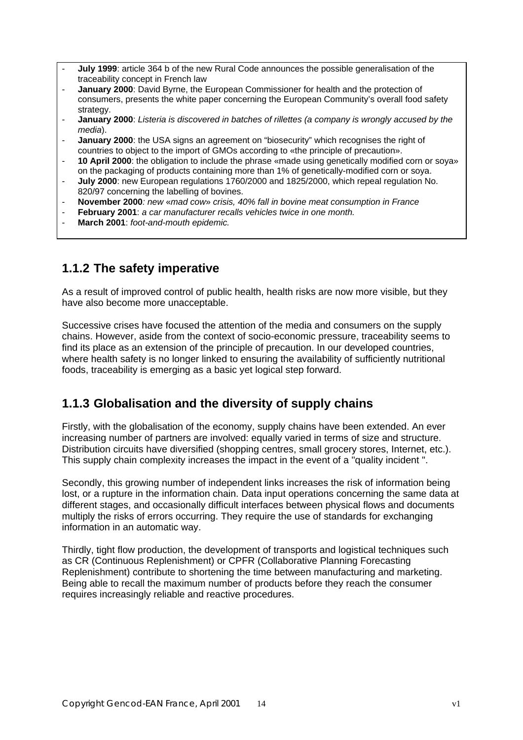- **July 1999**: article 364 b of the new Rural Code announces the possible generalisation of the traceability concept in French law
- **January 2000**: David Byrne, the European Commissioner for health and the protection of consumers, presents the white paper concerning the European Community's overall food safety strategy.
- **January 2000**: *Listeria is discovered in batches of rillettes (a company is wrongly accused by the media*).
- **January 2000**: the USA signs an agreement on "biosecurity" which recognises the right of countries to object to the import of GMOs according to «the principle of precaution».
- **10 April 2000**: the obligation to include the phrase «made using genetically modified corn or soya» on the packaging of products containing more than 1% of genetically-modified corn or soya.
- **July 2000**: new European regulations 1760/2000 and 1825/2000, which repeal regulation No. 820/97 concerning the labelling of bovines.
- **November 2000***: new «mad cow» crisis, 40% fall in bovine meat consumption in France*
- **February 2001**: *a car manufacturer recalls vehicles twice in one month.*
- **March 2001**: *foot-and-mouth epidemic.*

## 1.1.2 The safety imperative

As a result of improved control of public health, health risks are now more visible, but they have also become more unacceptable.

Successive crises have focused the attention of the media and consumers on the supply chains. However, aside from the context of socio-economic pressure, traceability seems to find its place as an extension of the principle of precaution. In our developed countries, where health safety is no longer linked to ensuring the availability of sufficiently nutritional foods, traceability is emerging as a basic yet logical step forward.

## 1.1.3 Globalisation and the diversity of supply chains

Firstly, with the globalisation of the economy, supply chains have been extended. An ever increasing number of partners are involved: equally varied in terms of size and structure. Distribution circuits have diversified (shopping centres, small grocery stores, Internet, etc.). This supply chain complexity increases the impact in the event of a "quality incident ".

Secondly, this growing number of independent links increases the risk of information being lost, or a rupture in the information chain. Data input operations concerning the same data at different stages, and occasionally difficult interfaces between physical flows and documents multiply the risks of errors occurring. They require the use of standards for exchanging information in an automatic way.

Thirdly, tight flow production, the development of transports and logistical techniques such as CR (Continuous Replenishment) or CPFR (Collaborative Planning Forecasting Replenishment) contribute to shortening the time between manufacturing and marketing. Being able to recall the maximum number of products before they reach the consumer requires increasingly reliable and reactive procedures.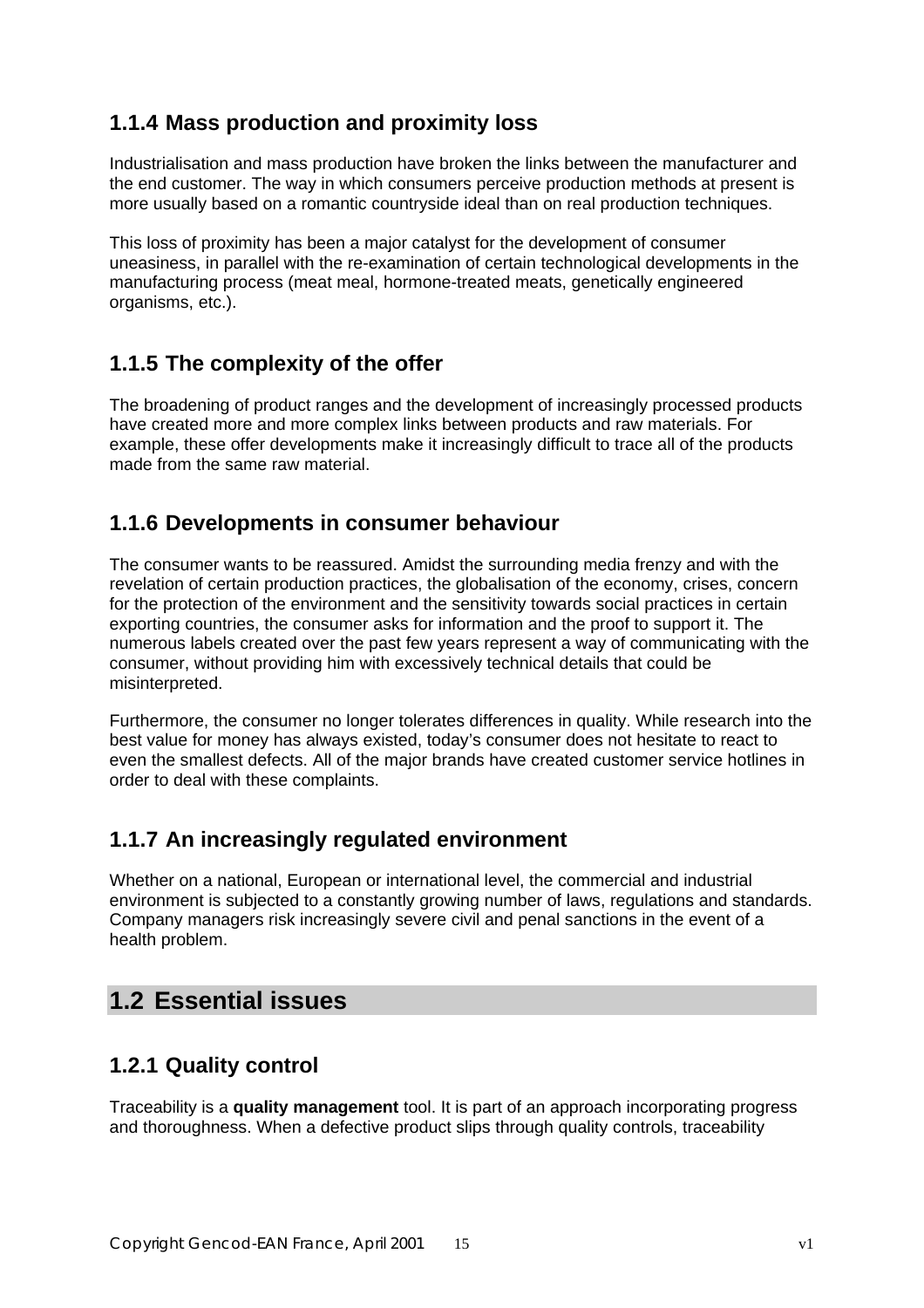### 1.1.4 Mass production and proximity loss

Industrialisation and mass production have broken the links between the manufacturer and the end customer. The way in which consumers perceive production methods at present is more usually based on a romantic countryside ideal than on real production techniques.

This loss of proximity has been a major catalyst for the development of consumer uneasiness, in parallel with the re-examination of certain technological developments in the manufacturing process (meat meal, hormone-treated meats, genetically engineered organisms, etc.).

### 1.1.5 The complexity of the offer

The broadening of product ranges and the development of increasingly processed products have created more and more complex links between products and raw materials. For example, these offer developments make it increasingly difficult to trace all of the products made from the same raw material.

### 1.1.6 Developments in consumer behaviour

The consumer wants to be reassured. Amidst the surrounding media frenzy and with the revelation of certain production practices, the globalisation of the economy, crises, concern for the protection of the environment and the sensitivity towards social practices in certain exporting countries, the consumer asks for information and the proof to support it. The numerous labels created over the past few years represent a way of communicating with the consumer, without providing him with excessively technical details that could be misinterpreted.

Furthermore, the consumer no longer tolerates differences in quality. While research into the best value for money has always existed, today's consumer does not hesitate to react to even the smallest defects. All of the major brands have created customer service hotlines in order to deal with these complaints.

### 1.1.7 An increasingly regulated environment

Whether on a national, European or international level, the commercial and industrial environment is subjected to a constantly growing number of laws, regulations and standards. Company managers risk increasingly severe civil and penal sanctions in the event of a health problem.

## 1.2 Essential issues

### 1.2.1 Quality control

Traceability is a **quality management** tool. It is part of an approach incorporating progress and thoroughness. When a defective product slips through quality controls, traceability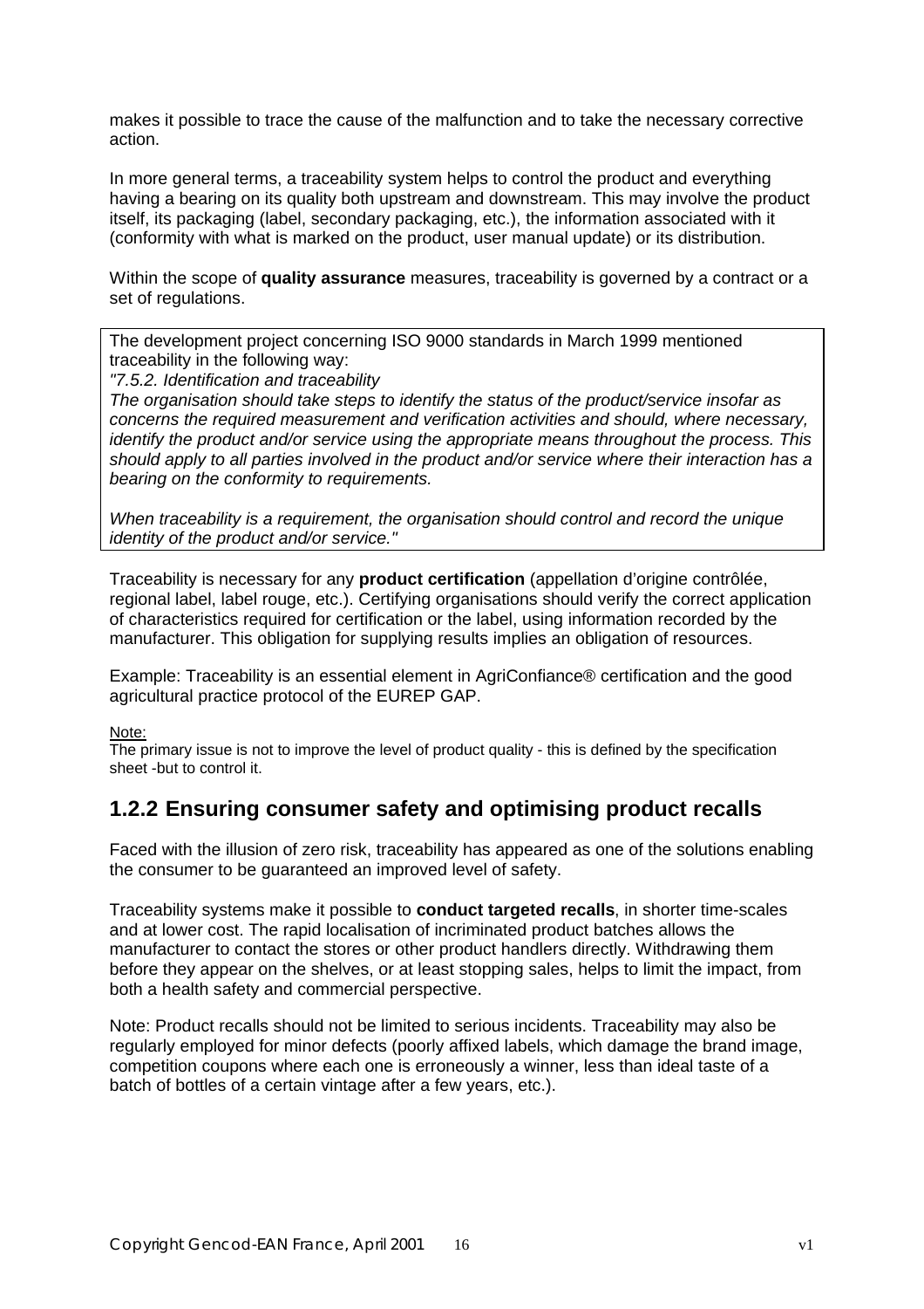makes it possible to trace the cause of the malfunction and to take the necessary corrective action.

In more general terms, a traceability system helps to control the product and everything having a bearing on its quality both upstream and downstream. This may involve the product itself, its packaging (label, secondary packaging, etc.), the information associated with it (conformity with what is marked on the product, user manual update) or its distribution.

Within the scope of **quality assurance** measures, traceability is governed by a contract or a set of regulations.

> The development project concerning ISO 9000 standards in March 1999 mentioned traceability in the following way:
> *"7.5.2. Identification and traceability*
> *The organisation should take steps to identify the status of the product/service insofar as concerns the required measurement and verification activities and should, where necessary, identify the product and/or service using the appropriate means throughout the process. This should apply to all parties involved in the product and/or service where their interaction has a bearing on the conformity to requirements.*
>
> *When traceability is a requirement, the organisation should control and record the unique identity of the product and/or service."*

Traceability is necessary for any **product certification** (appellation d'origine contrôlée, regional label, label rouge, etc.). Certifying organisations should verify the correct application of characteristics required for certification or the label, using information recorded by the manufacturer. This obligation for supplying results implies an obligation of resources.

Example: Traceability is an essential element in AgriConfiance® certification and the good agricultural practice protocol of the EUREP GAP.

Note:
The primary issue is not to improve the level of product quality - this is defined by the specification sheet -but to control it.

## 1.2.2 Ensuring consumer safety and optimising product recalls

Faced with the illusion of zero risk, traceability has appeared as one of the solutions enabling the consumer to be guaranteed an improved level of safety.

Traceability systems make it possible to **conduct targeted recalls**, in shorter time-scales and at lower cost. The rapid localisation of incriminated product batches allows the manufacturer to contact the stores or other product handlers directly. Withdrawing them before they appear on the shelves, or at least stopping sales, helps to limit the impact, from both a health safety and commercial perspective.

Note: Product recalls should not be limited to serious incidents. Traceability may also be regularly employed for minor defects (poorly affixed labels, which damage the brand image, competition coupons where each one is erroneously a winner, less than ideal taste of a batch of bottles of a certain vintage after a few years, etc.).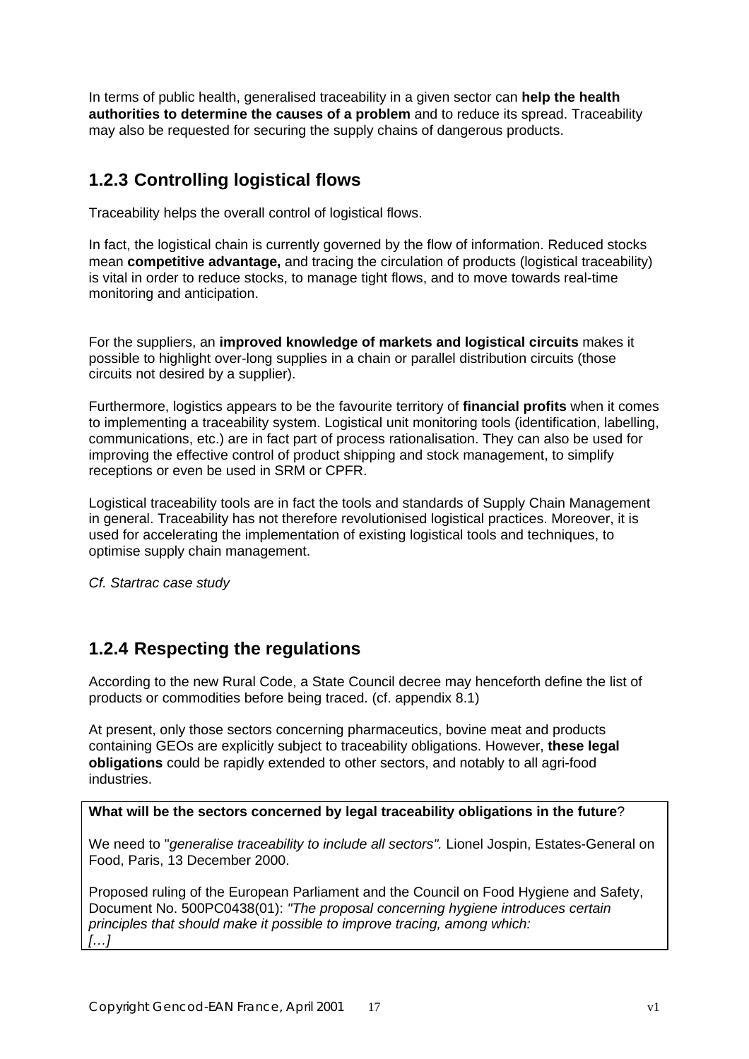In terms of public health, generalised traceability in a given sector can **help the health authorities to determine the causes of a problem** and to reduce its spread. Traceability may also be requested for securing the supply chains of dangerous products.

### 1.2.3 Controlling logistical flows

Traceability helps the overall control of logistical flows.

In fact, the logistical chain is currently governed by the flow of information. Reduced stocks mean **competitive advantage,** and tracing the circulation of products (logistical traceability) is vital in order to reduce stocks, to manage tight flows, and to move towards real-time monitoring and anticipation.

For the suppliers, an **improved knowledge of markets and logistical circuits** makes it possible to highlight over-long supplies in a chain or parallel distribution circuits (those circuits not desired by a supplier).

Furthermore, logistics appears to be the favourite territory of **financial profits** when it comes to implementing a traceability system. Logistical unit monitoring tools (identification, labelling, communications, etc.) are in fact part of process rationalisation. They can also be used for improving the effective control of product shipping and stock management, to simplify receptions or even be used in SRM or CPFR.

Logistical traceability tools are in fact the tools and standards of Supply Chain Management in general. Traceability has not therefore revolutionised logistical practices. Moreover, it is used for accelerating the implementation of existing logistical tools and techniques, to optimise supply chain management.

*Cf. Startrac case study*

### 1.2.4 Respecting the regulations

According to the new Rural Code, a State Council decree may henceforth define the list of products or commodities before being traced. (cf. appendix 8.1)

At present, only those sectors concerning pharmaceutics, bovine meat and products containing GEOs are explicitly subject to traceability obligations. However, **these legal obligations** could be rapidly extended to other sectors, and notably to all agri-food industries.

**What will be the sectors concerned by legal traceability obligations in the future**?

We need to "*generalise traceability to include all sectors".* Lionel Jospin, Estates-General on Food, Paris, 13 December 2000.

Proposed ruling of the European Parliament and the Council on Food Hygiene and Safety, Document No. 500PC0438(01): *"The proposal concerning hygiene introduces certain principles that should make it possible to improve tracing, among which:*
*[…]*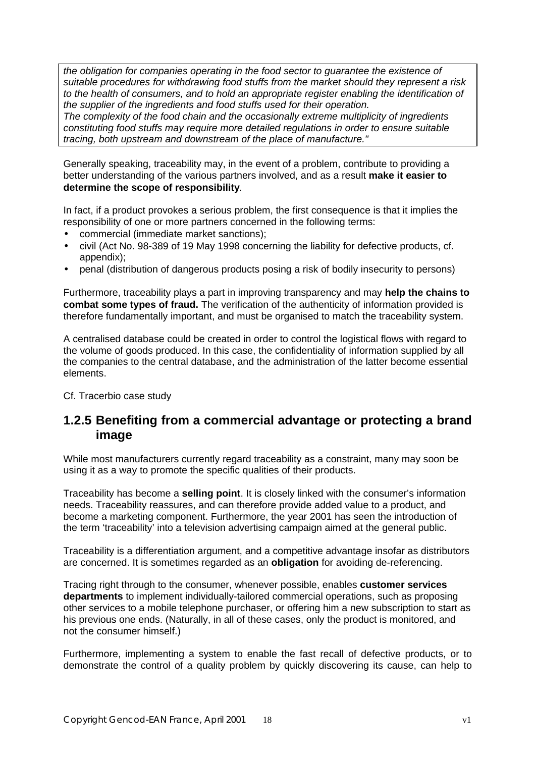*the obligation for companies operating in the food sector to guarantee the existence of suitable procedures for withdrawing food stuffs from the market should they represent a risk to the health of consumers, and to hold an appropriate register enabling the identification of the supplier of the ingredients and food stuffs used for their operation.*
*The complexity of the food chain and the occasionally extreme multiplicity of ingredients constituting food stuffs may require more detailed regulations in order to ensure suitable tracing, both upstream and downstream of the place of manufacture."*

Generally speaking, traceability may, in the event of a problem, contribute to providing a better understanding of the various partners involved, and as a result **make it easier to determine the scope of responsibility**.

In fact, if a product provokes a serious problem, the first consequence is that it implies the responsibility of one or more partners concerned in the following terms:

- commercial (immediate market sanctions);
- civil (Act No. 98-389 of 19 May 1998 concerning the liability for defective products, cf. appendix);
- penal (distribution of dangerous products posing a risk of bodily insecurity to persons)

Furthermore, traceability plays a part in improving transparency and may **help the chains to combat some types of fraud.** The verification of the authenticity of information provided is therefore fundamentally important, and must be organised to match the traceability system.

A centralised database could be created in order to control the logistical flows with regard to the volume of goods produced. In this case, the confidentiality of information supplied by all the companies to the central database, and the administration of the latter become essential elements.

Cf. Tracerbio case study

## 1.2.5 Benefiting from a commercial advantage or protecting a brand image

While most manufacturers currently regard traceability as a constraint, many may soon be using it as a way to promote the specific qualities of their products.

Traceability has become a **selling point**. It is closely linked with the consumer's information needs. Traceability reassures, and can therefore provide added value to a product, and become a marketing component. Furthermore, the year 2001 has seen the introduction of the term 'traceability' into a television advertising campaign aimed at the general public.

Traceability is a differentiation argument, and a competitive advantage insofar as distributors are concerned. It is sometimes regarded as an **obligation** for avoiding de-referencing.

Tracing right through to the consumer, whenever possible, enables **customer services departments** to implement individually-tailored commercial operations, such as proposing other services to a mobile telephone purchaser, or offering him a new subscription to start as his previous one ends. (Naturally, in all of these cases, only the product is monitored, and not the consumer himself.)

Furthermore, implementing a system to enable the fast recall of defective products, or to demonstrate the control of a quality problem by quickly discovering its cause, can help to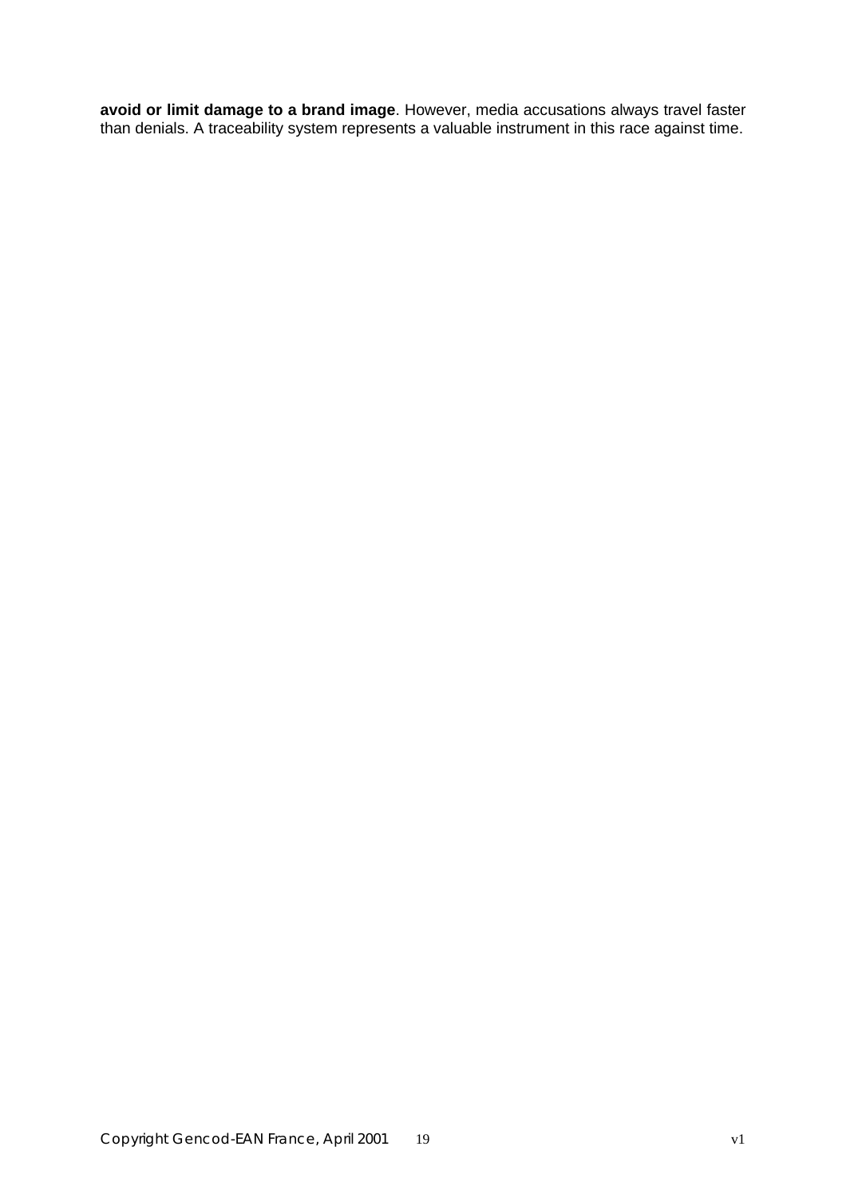**avoid or limit damage to a brand image**. However, media accusations always travel faster than denials. A traceability system represents a valuable instrument in this race against time.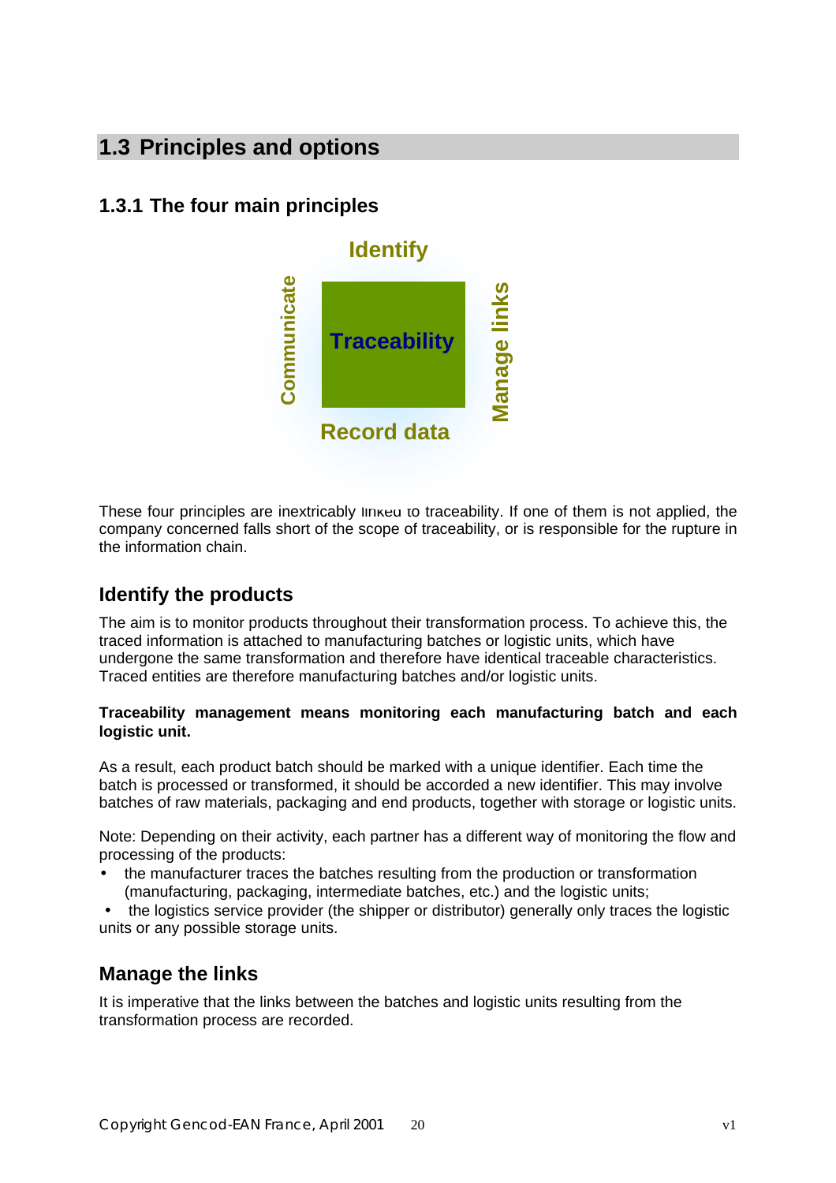## 1.3 Principles and options

### 1.3.1 The four main principles

Identify

Communicate

**Traceability**

Manage links

Record data

These four principles are inextricably linked to traceability. If one of them is not applied, the company concerned falls short of the scope of traceability, or is responsible for the rupture in the information chain.

### Identify the products

The aim is to monitor products throughout their transformation process. To achieve this, the traced information is attached to manufacturing batches or logistic units, which have undergone the same transformation and therefore have identical traceable characteristics. Traced entities are therefore manufacturing batches and/or logistic units.

**Traceability management means monitoring each manufacturing batch and each logistic unit.**

As a result, each product batch should be marked with a unique identifier. Each time the batch is processed or transformed, it should be accorded a new identifier. This may involve batches of raw materials, packaging and end products, together with storage or logistic units.

Note: Depending on their activity, each partner has a different way of monitoring the flow and processing of the products:

- the manufacturer traces the batches resulting from the production or transformation (manufacturing, packaging, intermediate batches, etc.) and the logistic units;
- the logistics service provider (the shipper or distributor) generally only traces the logistic units or any possible storage units.

### Manage the links

It is imperative that the links between the batches and logistic units resulting from the transformation process are recorded.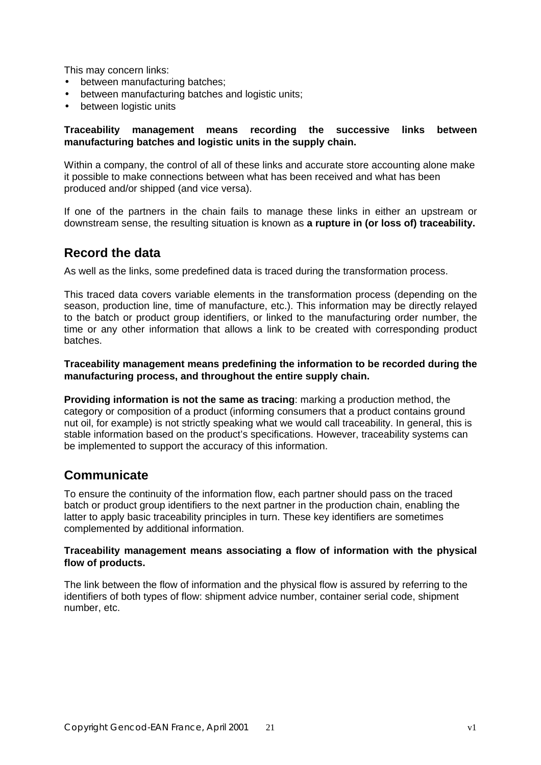This may concern links:

- between manufacturing batches;
- between manufacturing batches and logistic units;
- between logistic units

**Traceability management means recording the successive links between manufacturing batches and logistic units in the supply chain.**

Within a company, the control of all of these links and accurate store accounting alone make it possible to make connections between what has been received and what has been produced and/or shipped (and vice versa).

If one of the partners in the chain fails to manage these links in either an upstream or downstream sense, the resulting situation is known as **a rupture in (or loss of) traceability.**

## Record the data

As well as the links, some predefined data is traced during the transformation process.

This traced data covers variable elements in the transformation process (depending on the season, production line, time of manufacture, etc.). This information may be directly relayed to the batch or product group identifiers, or linked to the manufacturing order number, the time or any other information that allows a link to be created with corresponding product batches.

**Traceability management means predefining the information to be recorded during the manufacturing process, and throughout the entire supply chain.**

**Providing information is not the same as tracing**: marking a production method, the category or composition of a product (informing consumers that a product contains ground nut oil, for example) is not strictly speaking what we would call traceability. In general, this is stable information based on the product's specifications. However, traceability systems can be implemented to support the accuracy of this information.

## Communicate

To ensure the continuity of the information flow, each partner should pass on the traced batch or product group identifiers to the next partner in the production chain, enabling the latter to apply basic traceability principles in turn. These key identifiers are sometimes complemented by additional information.

**Traceability management means associating a flow of information with the physical flow of products.**

The link between the flow of information and the physical flow is assured by referring to the identifiers of both types of flow: shipment advice number, container serial code, shipment number, etc.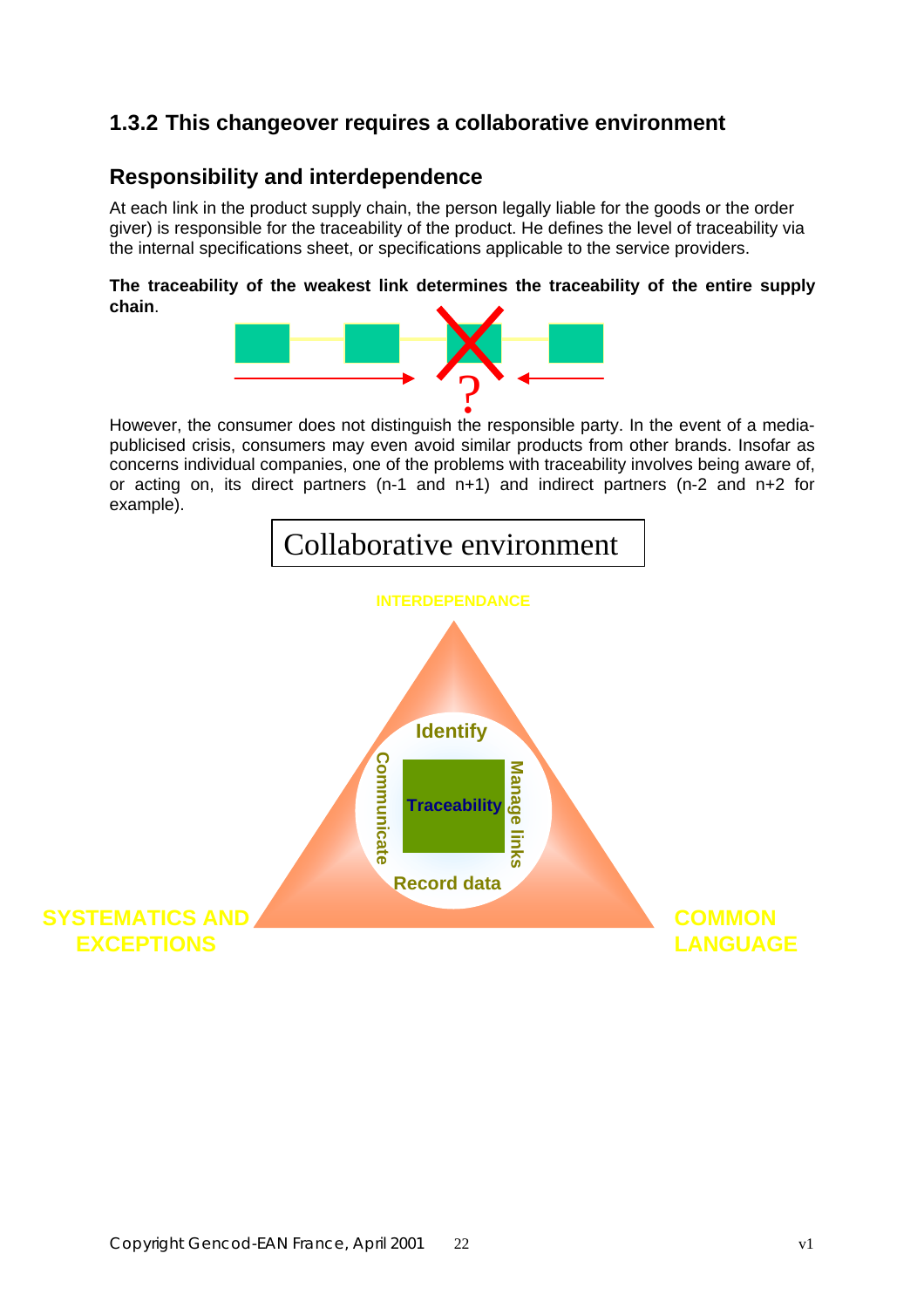### 1.3.2 This changeover requires a collaborative environment

#### Responsibility and interdependence

At each link in the product supply chain, the person legally liable for the goods or the order giver) is responsible for the traceability of the product. He defines the level of traceability via the internal specifications sheet, or specifications applicable to the service providers.

**The traceability of the weakest link determines the traceability of the entire supply chain**.

However, the consumer does not distinguish the responsible party. In the event of a media-publicised crisis, consumers may even avoid similar products from other brands. Insofar as concerns individual companies, one of the problems with traceability involves being aware of, or acting on, its direct partners (n-1 and n+1) and indirect partners (n-2 and n+2 for example).

Collaborative environment

INTERDEPENDANCE

Identify

Communicate

Traceability

Manage links

Record data

SYSTEMATICS AND EXCEPTIONS

COMMON LANGUAGE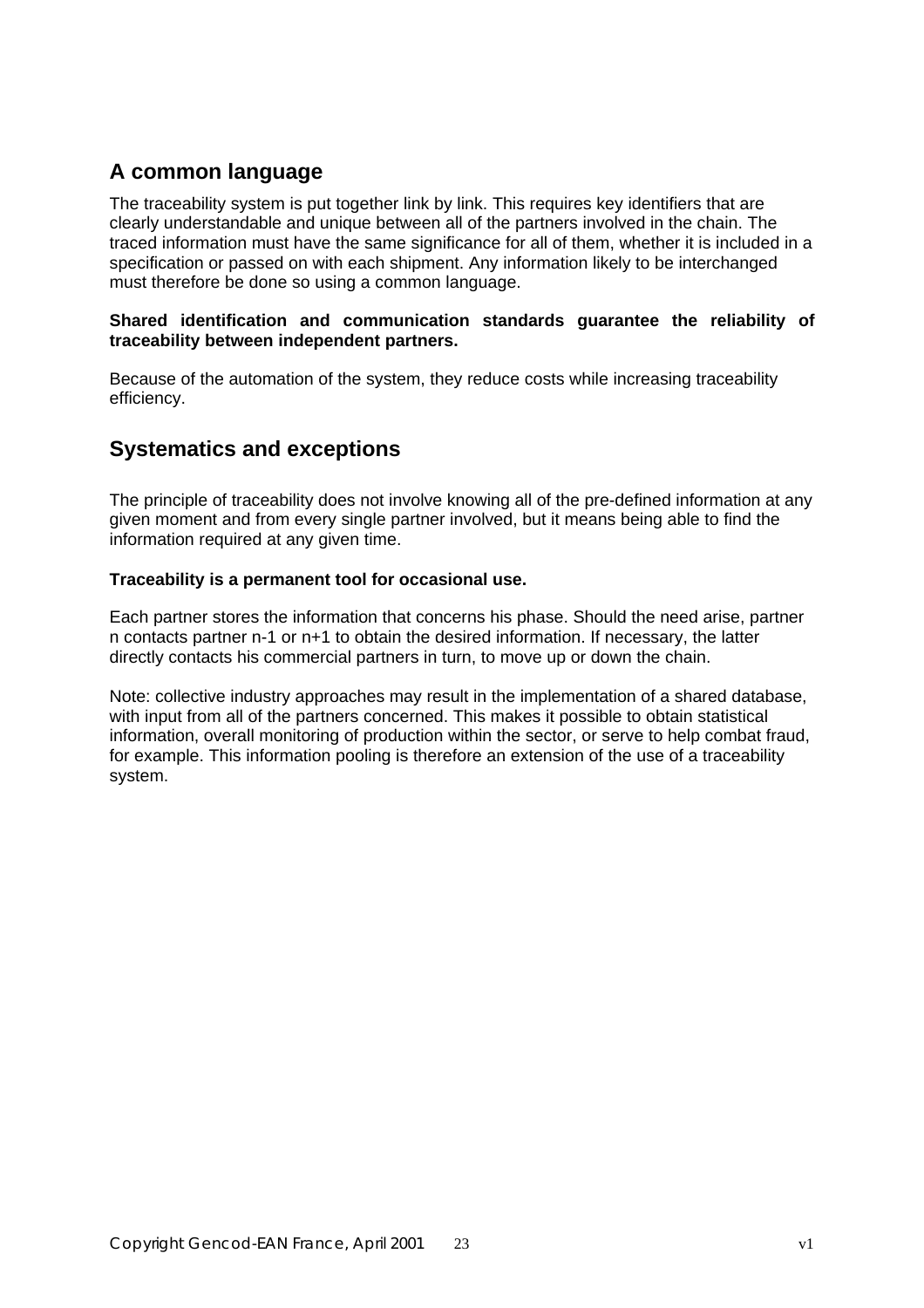## A common language

The traceability system is put together link by link. This requires key identifiers that are clearly understandable and unique between all of the partners involved in the chain. The traced information must have the same significance for all of them, whether it is included in a specification or passed on with each shipment. Any information likely to be interchanged must therefore be done so using a common language.

**Shared identification and communication standards guarantee the reliability of traceability between independent partners.**

Because of the automation of the system, they reduce costs while increasing traceability efficiency.

## Systematics and exceptions

The principle of traceability does not involve knowing all of the pre-defined information at any given moment and from every single partner involved, but it means being able to find the information required at any given time.

**Traceability is a permanent tool for occasional use.**

Each partner stores the information that concerns his phase. Should the need arise, partner n contacts partner n-1 or n+1 to obtain the desired information. If necessary, the latter directly contacts his commercial partners in turn, to move up or down the chain.

Note: collective industry approaches may result in the implementation of a shared database, with input from all of the partners concerned. This makes it possible to obtain statistical information, overall monitoring of production within the sector, or serve to help combat fraud, for example. This information pooling is therefore an extension of the use of a traceability system.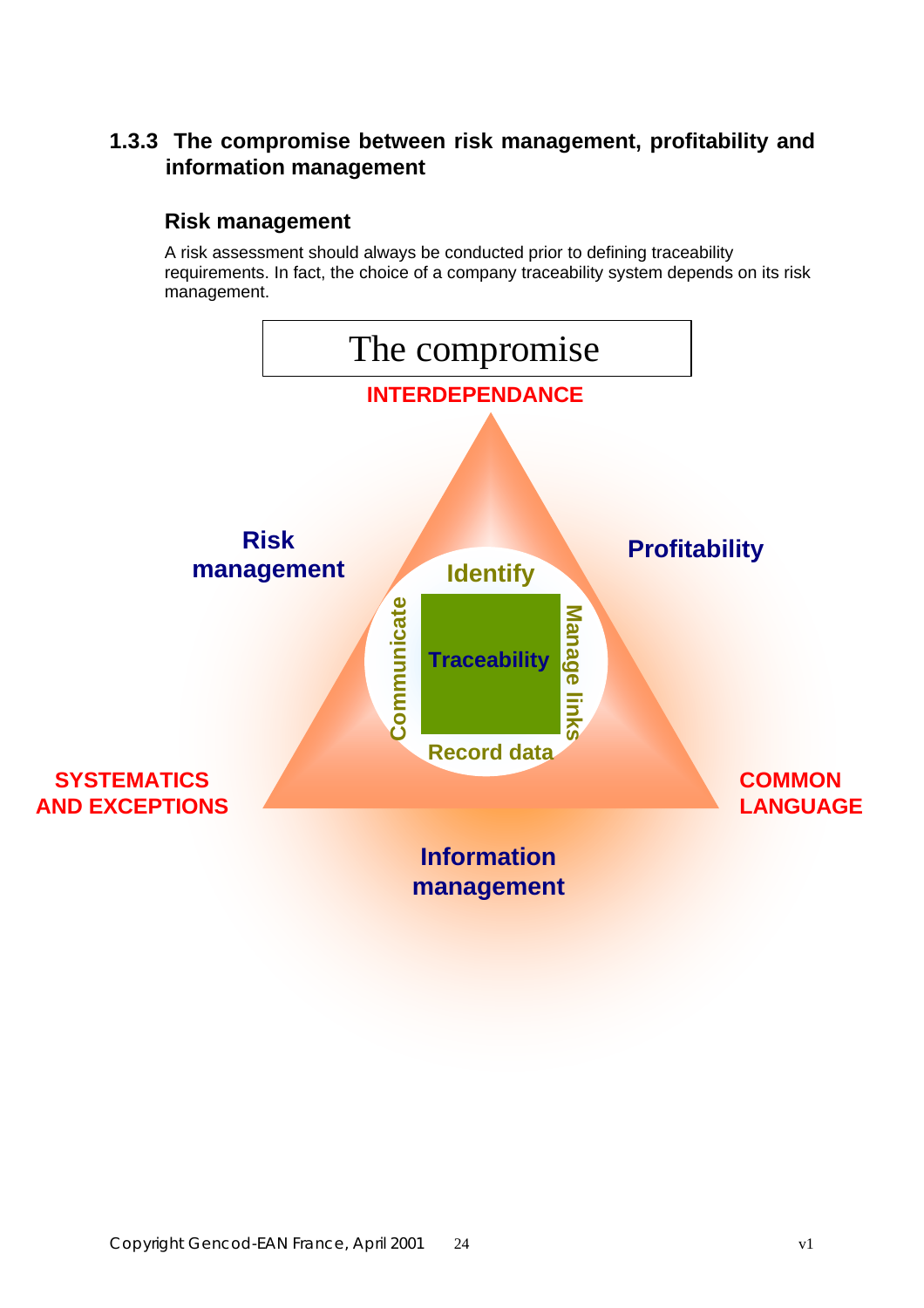### 1.3.3 The compromise between risk management, profitability and information management

**Risk management**

A risk assessment should always be conducted prior to defining traceability requirements. In fact, the choice of a company traceability system depends on its risk management.

The compromise

INTERDEPENDANCE

Risk management

Profitability

Identify

Communicate

Traceability

Manage links

Record data

SYSTEMATICS AND EXCEPTIONS

COMMON LANGUAGE

Information management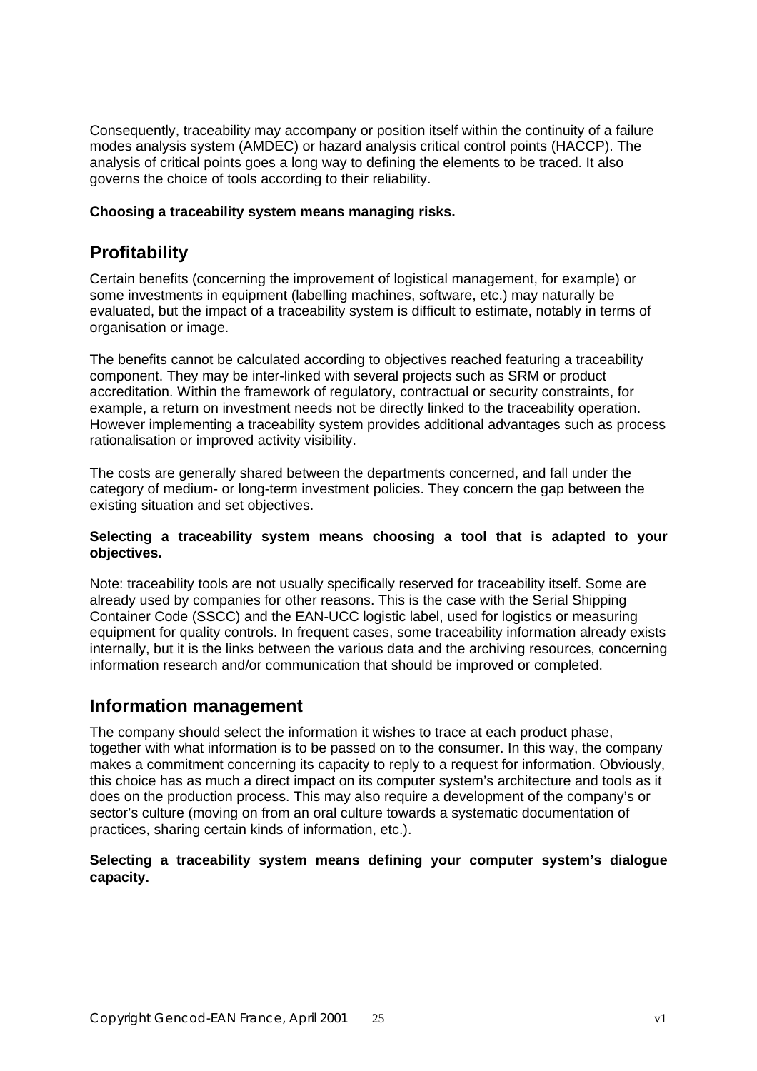Consequently, traceability may accompany or position itself within the continuity of a failure modes analysis system (AMDEC) or hazard analysis critical control points (HACCP). The analysis of critical points goes a long way to defining the elements to be traced. It also governs the choice of tools according to their reliability.

**Choosing a traceability system means managing risks.**

## Profitability

Certain benefits (concerning the improvement of logistical management, for example) or some investments in equipment (labelling machines, software, etc.) may naturally be evaluated, but the impact of a traceability system is difficult to estimate, notably in terms of organisation or image.

The benefits cannot be calculated according to objectives reached featuring a traceability component. They may be inter-linked with several projects such as SRM or product accreditation. Within the framework of regulatory, contractual or security constraints, for example, a return on investment needs not be directly linked to the traceability operation. However implementing a traceability system provides additional advantages such as process rationalisation or improved activity visibility.

The costs are generally shared between the departments concerned, and fall under the category of medium- or long-term investment policies. They concern the gap between the existing situation and set objectives.

**Selecting a traceability system means choosing a tool that is adapted to your objectives.**

Note: traceability tools are not usually specifically reserved for traceability itself. Some are already used by companies for other reasons. This is the case with the Serial Shipping Container Code (SSCC) and the EAN-UCC logistic label, used for logistics or measuring equipment for quality controls. In frequent cases, some traceability information already exists internally, but it is the links between the various data and the archiving resources, concerning information research and/or communication that should be improved or completed.

## Information management

The company should select the information it wishes to trace at each product phase, together with what information is to be passed on to the consumer. In this way, the company makes a commitment concerning its capacity to reply to a request for information. Obviously, this choice has as much a direct impact on its computer system's architecture and tools as it does on the production process. This may also require a development of the company's or sector's culture (moving on from an oral culture towards a systematic documentation of practices, sharing certain kinds of information, etc.).

**Selecting a traceability system means defining your computer system's dialogue capacity.**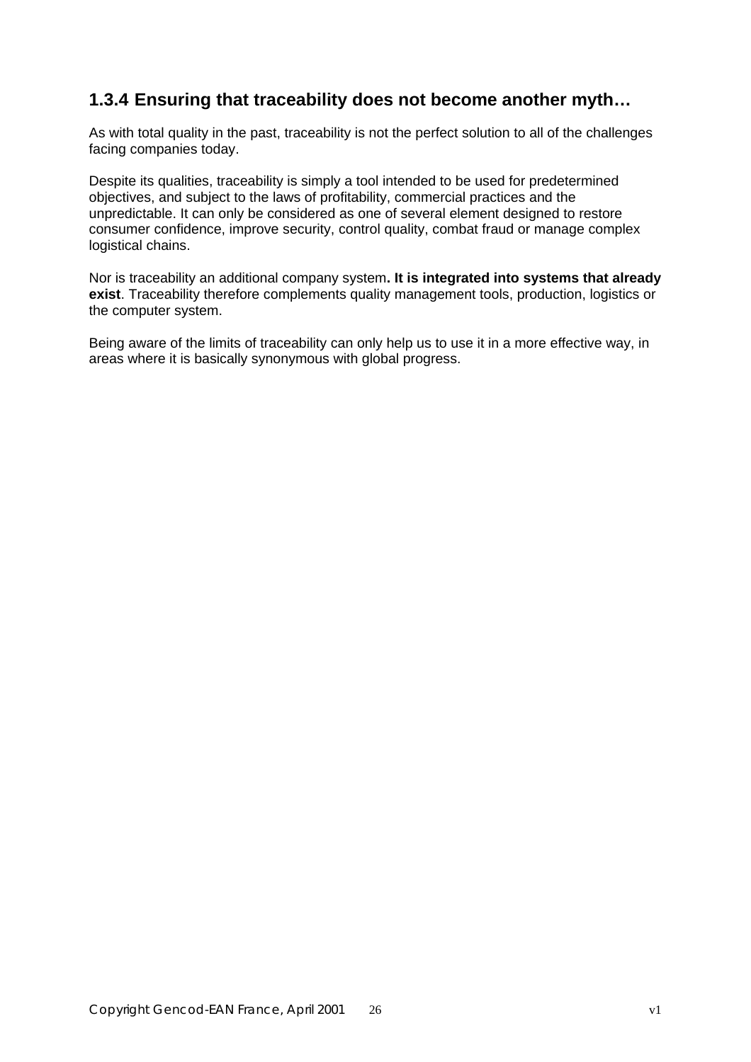### 1.3.4 Ensuring that traceability does not become another myth…

As with total quality in the past, traceability is not the perfect solution to all of the challenges facing companies today.

Despite its qualities, traceability is simply a tool intended to be used for predetermined objectives, and subject to the laws of profitability, commercial practices and the unpredictable. It can only be considered as one of several element designed to restore consumer confidence, improve security, control quality, combat fraud or manage complex logistical chains.

Nor is traceability an additional company system**. It is integrated into systems that already exist**. Traceability therefore complements quality management tools, production, logistics or the computer system.

Being aware of the limits of traceability can only help us to use it in a more effective way, in areas where it is basically synonymous with global progress.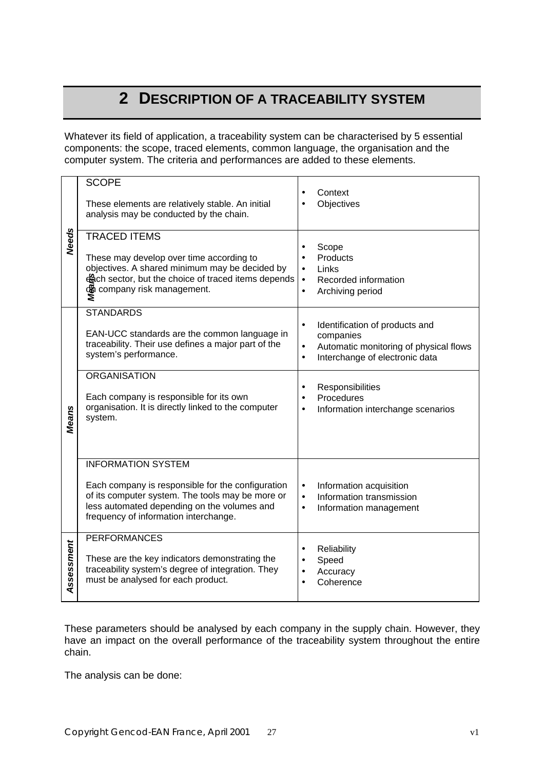# 2 DESCRIPTION OF A TRACEABILITY SYSTEM

Whatever its field of application, a traceability system can be characterised by 5 essential components: the scope, traced elements, common language, the organisation and the computer system. The criteria and performances are added to these elements.

| | | |
|---|---|---|
| ***Needs*** | SCOPE<br><br>These elements are relatively stable. An initial analysis may be conducted by the chain. | • Context<br>• Objectives |
| | TRACED ITEMS<br><br>These may develop over time according to objectives. A shared minimum may be decided by each sector, but the choice of traced items depends on company risk management. | • Scope<br>• Products<br>• Links<br>• Recorded information<br>• Archiving period |
| ***Means*** | STANDARDS<br><br>EAN-UCC standards are the common language in traceability. Their use defines a major part of the system's performance. | • Identification of products and companies<br>• Automatic monitoring of physical flows<br>• Interchange of electronic data |
| | ORGANISATION<br><br>Each company is responsible for its own organisation. It is directly linked to the computer system. | • Responsibilities<br>• Procedures<br>• Information interchange scenarios |
| | INFORMATION SYSTEM<br><br>Each company is responsible for the configuration of its computer system. The tools may be more or less automated depending on the volumes and frequency of information interchange. | • Information acquisition<br>• Information transmission<br>• Information management |
| ***Assessment*** | PERFORMANCES<br><br>These are the key indicators demonstrating the traceability system's degree of integration. They must be analysed for each product. | • Reliability<br>• Speed<br>• Accuracy<br>• Coherence |

These parameters should be analysed by each company in the supply chain. However, they have an impact on the overall performance of the traceability system throughout the entire chain.

The analysis can be done: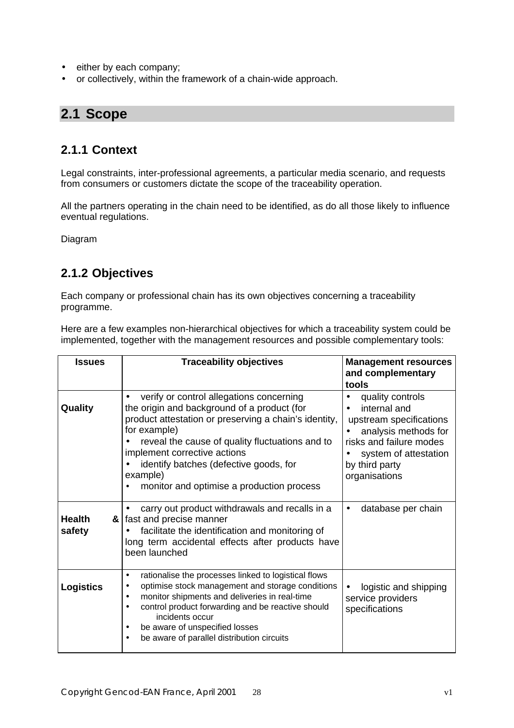- either by each company;
- or collectively, within the framework of a chain-wide approach.

## 2.1 Scope

### 2.1.1 Context

Legal constraints, inter-professional agreements, a particular media scenario, and requests from consumers or customers dictate the scope of the traceability operation.

All the partners operating in the chain need to be identified, as do all those likely to influence eventual regulations.

Diagram

### 2.1.2 Objectives

Each company or professional chain has its own objectives concerning a traceability programme.

Here are a few examples non-hierarchical objectives for which a traceability system could be implemented, together with the management resources and possible complementary tools:

| Issues | Traceability objectives | Management resources and complementary tools |
|---|---|---|
| **Quality** | • verify or control allegations concerning the origin and background of a product (for product attestation or preserving a chain's identity, for example)<br>• reveal the cause of quality fluctuations and to implement corrective actions<br>• identify batches (defective goods, for example)<br>• monitor and optimise a production process | • quality controls<br>• internal and upstream specifications<br>• analysis methods for risks and failure modes<br>• system of attestation by third party organisations |
| **Health & safety** | • carry out product withdrawals and recalls in a fast and precise manner<br>• facilitate the identification and monitoring of long term accidental effects after products have been launched | • database per chain |
| **Logistics** | • rationalise the processes linked to logistical flows<br>• optimise stock management and storage conditions<br>• monitor shipments and deliveries in real-time<br>• control product forwarding and be reactive should incidents occur<br>• be aware of unspecified losses<br>• be aware of parallel distribution circuits | • logistic and shipping service providers specifications |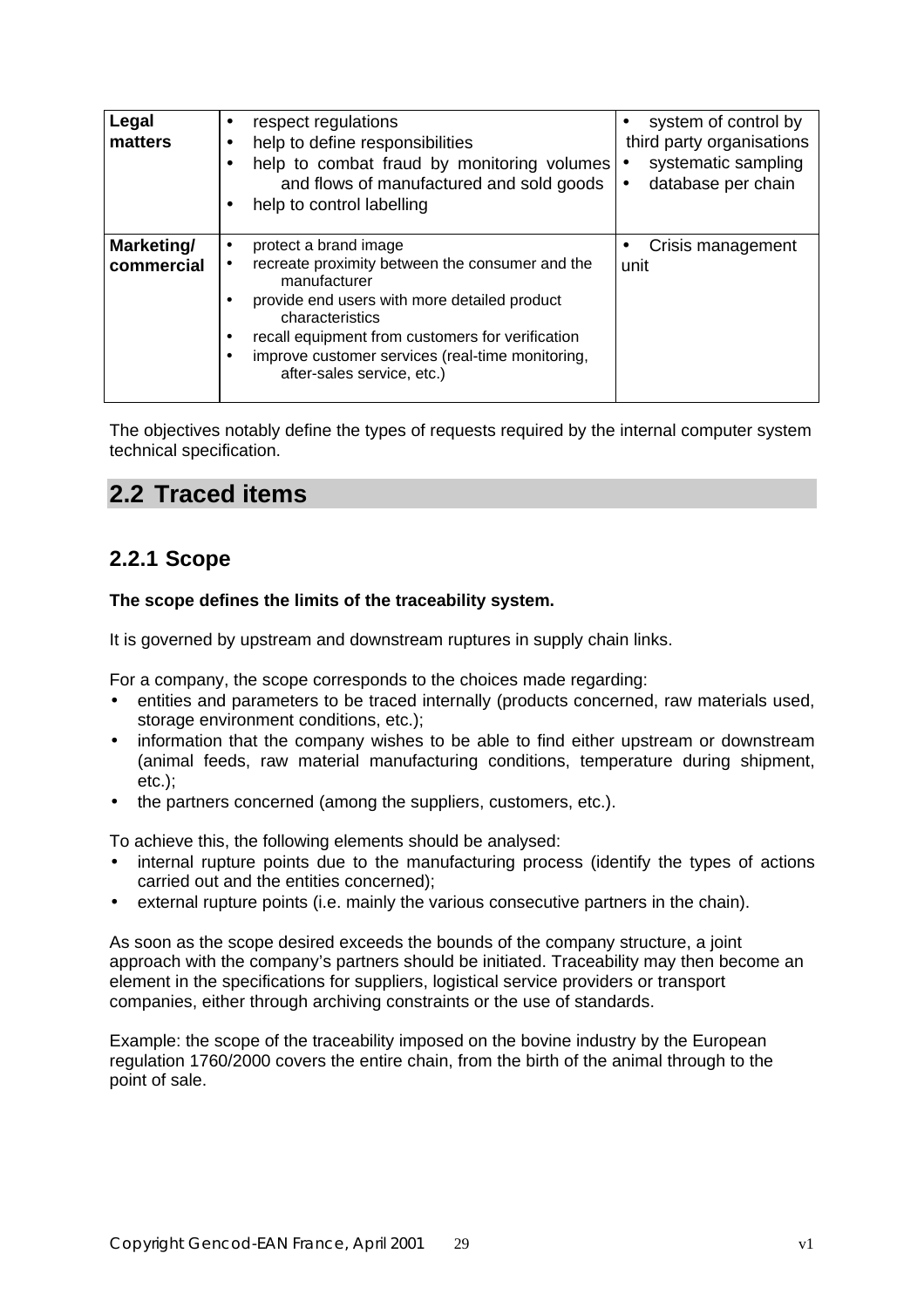| | | |
|---|---|---|
| **Legal matters** | • respect regulations<br>• help to define responsibilities<br>• help to combat fraud by monitoring volumes and flows of manufactured and sold goods<br>• help to control labelling | • system of control by third party organisations<br>• systematic sampling<br>• database per chain |
| **Marketing/ commercial** | • protect a brand image<br>• recreate proximity between the consumer and the manufacturer<br>• provide end users with more detailed product characteristics<br>• recall equipment from customers for verification<br>• improve customer services (real-time monitoring, after-sales service, etc.) | • Crisis management unit |

The objectives notably define the types of requests required by the internal computer system technical specification.

## 2.2 Traced items

### 2.2.1 Scope

**The scope defines the limits of the traceability system.**

It is governed by upstream and downstream ruptures in supply chain links.

For a company, the scope corresponds to the choices made regarding:

- entities and parameters to be traced internally (products concerned, raw materials used, storage environment conditions, etc.);
- information that the company wishes to be able to find either upstream or downstream (animal feeds, raw material manufacturing conditions, temperature during shipment, etc.);
- the partners concerned (among the suppliers, customers, etc.).

To achieve this, the following elements should be analysed:

- internal rupture points due to the manufacturing process (identify the types of actions carried out and the entities concerned);
- external rupture points (i.e. mainly the various consecutive partners in the chain).

As soon as the scope desired exceeds the bounds of the company structure, a joint approach with the company's partners should be initiated. Traceability may then become an element in the specifications for suppliers, logistical service providers or transport companies, either through archiving constraints or the use of standards.

Example: the scope of the traceability imposed on the bovine industry by the European regulation 1760/2000 covers the entire chain, from the birth of the animal through to the point of sale.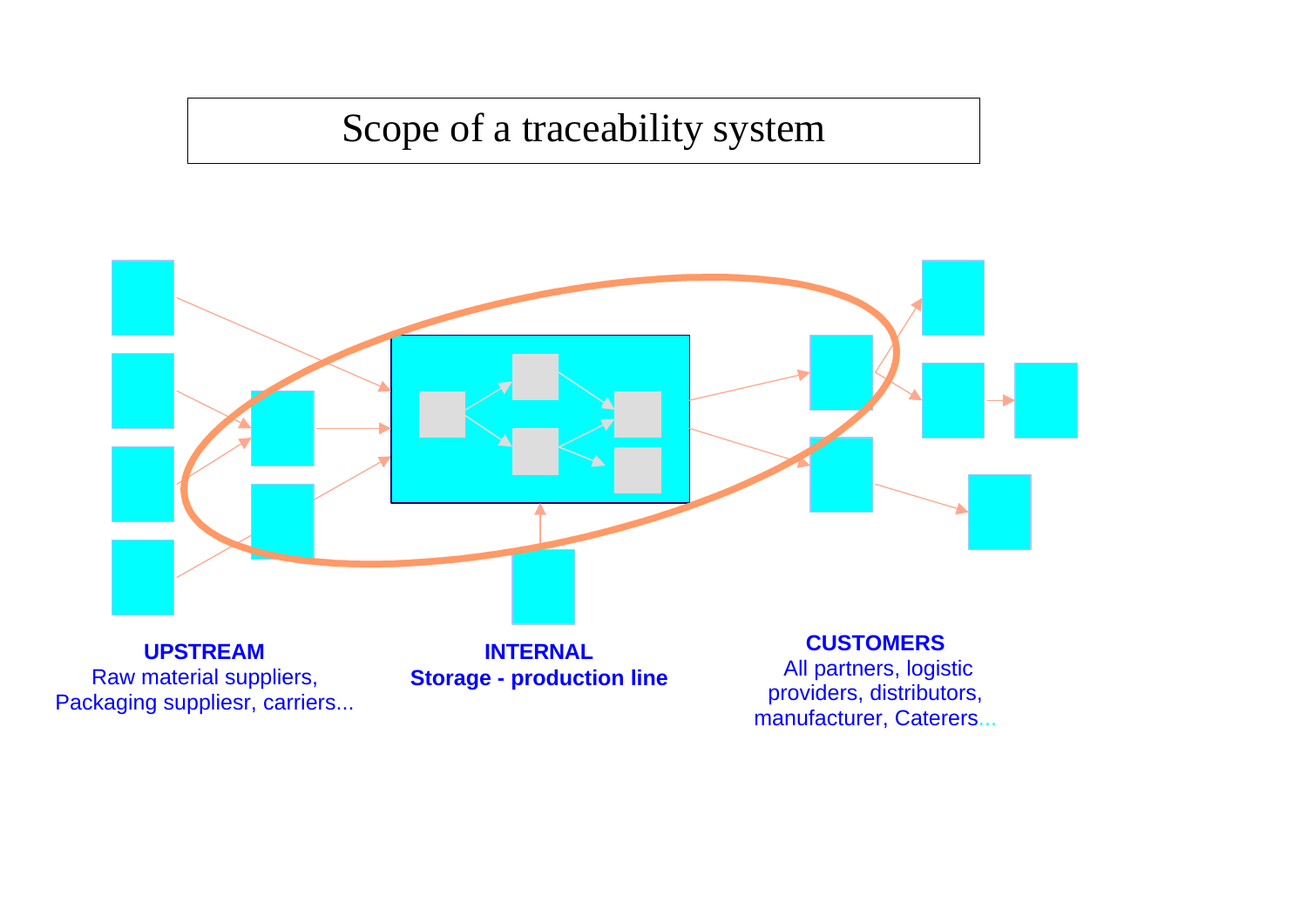# Scope of a traceability system

**UPSTREAM**
Raw material suppliers, Packaging suppliesr, carriers...

**INTERNAL**
**Storage - production line**

**CUSTOMERS**
All partners, logistic providers, distributors, manufacturer, Caterers...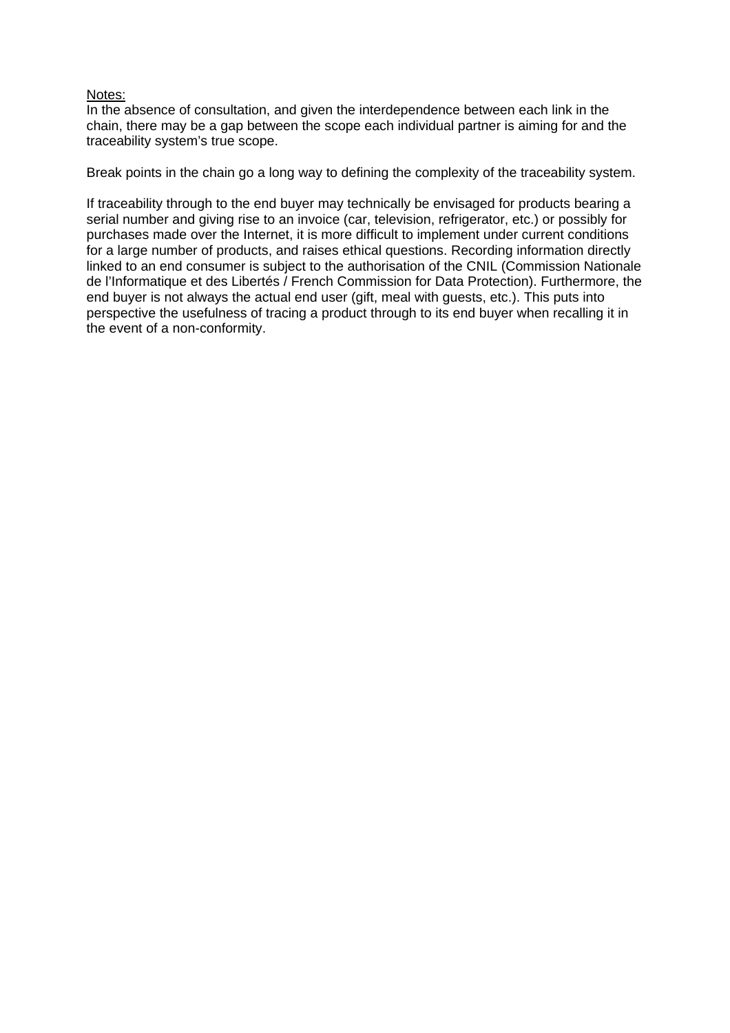Notes:

In the absence of consultation, and given the interdependence between each link in the chain, there may be a gap between the scope each individual partner is aiming for and the traceability system's true scope.

Break points in the chain go a long way to defining the complexity of the traceability system.

If traceability through to the end buyer may technically be envisaged for products bearing a serial number and giving rise to an invoice (car, television, refrigerator, etc.) or possibly for purchases made over the Internet, it is more difficult to implement under current conditions for a large number of products, and raises ethical questions. Recording information directly linked to an end consumer is subject to the authorisation of the CNIL (Commission Nationale de l'Informatique et des Libertés / French Commission for Data Protection). Furthermore, the end buyer is not always the actual end user (gift, meal with guests, etc.). This puts into perspective the usefulness of tracing a product through to its end buyer when recalling it in the event of a non-conformity.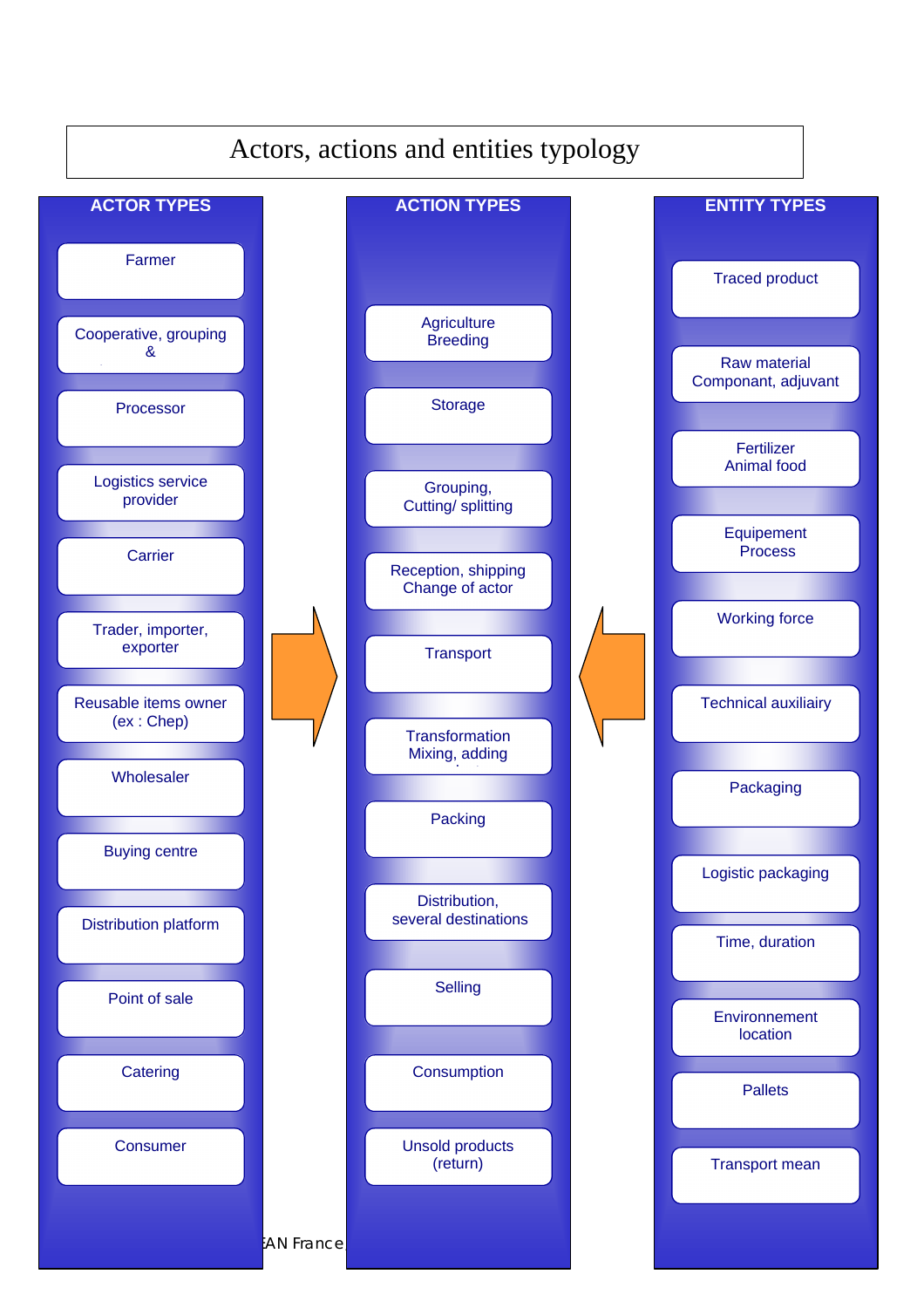# Actors, actions and entities typology

| ACTOR TYPES | ACTION TYPES | ENTITY TYPES |
| --- | --- | --- |
| Farmer | Agriculture Breeding | Traced product |
| Cooperative, grouping & | Storage | Raw material Componant, adjuvant |
| Processor | Grouping, Cutting/ splitting | Fertilizer Animal food |
| Logistics service provider | Reception, shipping Change of actor | Equipement Process |
| Carrier | Transport | Working force |
| Trader, importer, exporter | Transformation Mixing, adding | Technical auxiliairy |
| Reusable items owner (ex : Chep) | Packing | Packaging |
| Wholesaler | Distribution, several destinations | Logistic packaging |
| Buying centre | Selling | Time, duration |
| Distribution platform | Consumption | Environnement location |
| Point of sale | Unsold products (return) | Pallets |
| Catering | | Transport mean |
| Consumer | | |

EAN France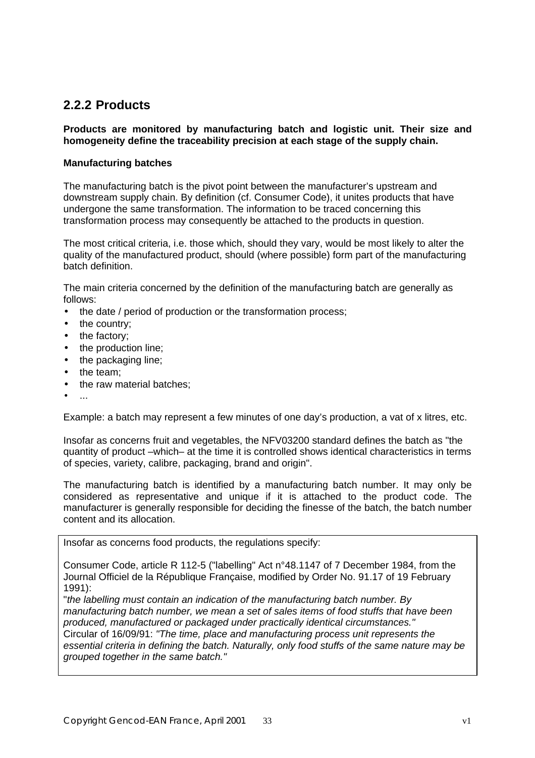## 2.2.2 Products

**Products are monitored by manufacturing batch and logistic unit. Their size and homogeneity define the traceability precision at each stage of the supply chain.**

**Manufacturing batches**

The manufacturing batch is the pivot point between the manufacturer's upstream and downstream supply chain. By definition (cf. Consumer Code), it unites products that have undergone the same transformation. The information to be traced concerning this transformation process may consequently be attached to the products in question.

The most critical criteria, i.e. those which, should they vary, would be most likely to alter the quality of the manufactured product, should (where possible) form part of the manufacturing batch definition.

The main criteria concerned by the definition of the manufacturing batch are generally as follows:

- the date / period of production or the transformation process;
- the country;
- the factory;
- the production line;
- the packaging line;
- the team;
- the raw material batches;
- ...

Example: a batch may represent a few minutes of one day's production, a vat of x litres, etc.

Insofar as concerns fruit and vegetables, the NFV03200 standard defines the batch as "the quantity of product –which– at the time it is controlled shows identical characteristics in terms of species, variety, calibre, packaging, brand and origin".

The manufacturing batch is identified by a manufacturing batch number. It may only be considered as representative and unique if it is attached to the product code. The manufacturer is generally responsible for deciding the finesse of the batch, the batch number content and its allocation.

> Insofar as concerns food products, the regulations specify:
>
> Consumer Code, article R 112-5 ("labelling" Act n°48.1147 of 7 December 1984, from the Journal Officiel de la République Française, modified by Order No. 91.17 of 19 February 1991):
> "*the labelling must contain an indication of the manufacturing batch number. By manufacturing batch number, we mean a set of sales items of food stuffs that have been produced, manufactured or packaged under practically identical circumstances."*
> Circular of 16/09/91: *"The time, place and manufacturing process unit represents the essential criteria in defining the batch. Naturally, only food stuffs of the same nature may be grouped together in the same batch."*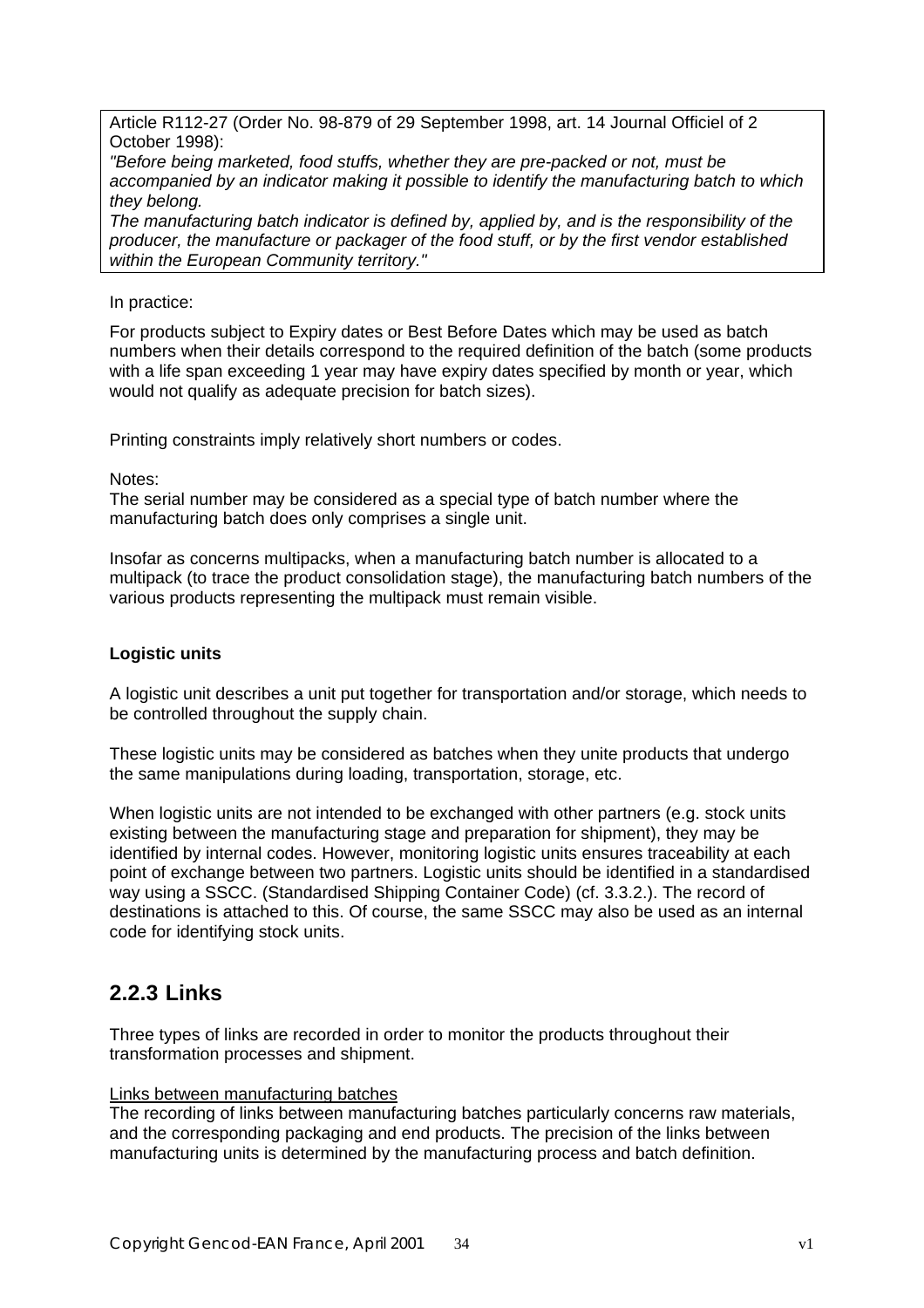Article R112-27 (Order No. 98-879 of 29 September 1998, art. 14 Journal Officiel of 2 October 1998):
*"Before being marketed, food stuffs, whether they are pre-packed or not, must be accompanied by an indicator making it possible to identify the manufacturing batch to which they belong.*
*The manufacturing batch indicator is defined by, applied by, and is the responsibility of the producer, the manufacture or packager of the food stuff, or by the first vendor established within the European Community territory."*

In practice:

For products subject to Expiry dates or Best Before Dates which may be used as batch numbers when their details correspond to the required definition of the batch (some products with a life span exceeding 1 year may have expiry dates specified by month or year, which would not qualify as adequate precision for batch sizes).

Printing constraints imply relatively short numbers or codes.

Notes:
The serial number may be considered as a special type of batch number where the manufacturing batch does only comprises a single unit.

Insofar as concerns multipacks, when a manufacturing batch number is allocated to a multipack (to trace the product consolidation stage), the manufacturing batch numbers of the various products representing the multipack must remain visible.

**Logistic units**

A logistic unit describes a unit put together for transportation and/or storage, which needs to be controlled throughout the supply chain.

These logistic units may be considered as batches when they unite products that undergo the same manipulations during loading, transportation, storage, etc.

When logistic units are not intended to be exchanged with other partners (e.g. stock units existing between the manufacturing stage and preparation for shipment), they may be identified by internal codes. However, monitoring logistic units ensures traceability at each point of exchange between two partners. Logistic units should be identified in a standardised way using a SSCC. (Standardised Shipping Container Code) (cf. 3.3.2.). The record of destinations is attached to this. Of course, the same SSCC may also be used as an internal code for identifying stock units.

## 2.2.3 Links

Three types of links are recorded in order to monitor the products throughout their transformation processes and shipment.

Links between manufacturing batches
The recording of links between manufacturing batches particularly concerns raw materials, and the corresponding packaging and end products. The precision of the links between manufacturing units is determined by the manufacturing process and batch definition.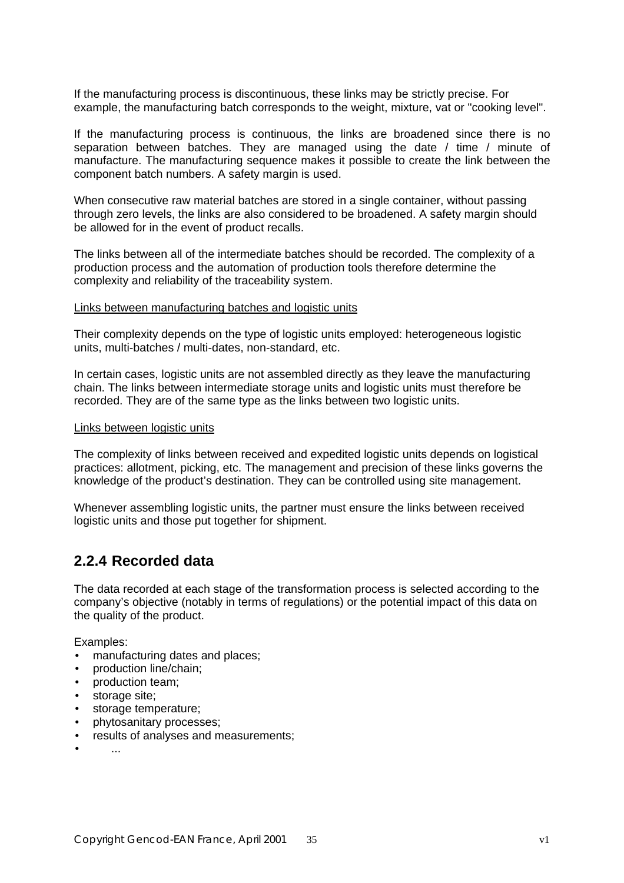If the manufacturing process is discontinuous, these links may be strictly precise. For example, the manufacturing batch corresponds to the weight, mixture, vat or "cooking level".

If the manufacturing process is continuous, the links are broadened since there is no separation between batches. They are managed using the date / time / minute of manufacture. The manufacturing sequence makes it possible to create the link between the component batch numbers. A safety margin is used.

When consecutive raw material batches are stored in a single container, without passing through zero levels, the links are also considered to be broadened. A safety margin should be allowed for in the event of product recalls.

The links between all of the intermediate batches should be recorded. The complexity of a production process and the automation of production tools therefore determine the complexity and reliability of the traceability system.

<u>Links between manufacturing batches and logistic units</u>

Their complexity depends on the type of logistic units employed: heterogeneous logistic units, multi-batches / multi-dates, non-standard, etc.

In certain cases, logistic units are not assembled directly as they leave the manufacturing chain. The links between intermediate storage units and logistic units must therefore be recorded. They are of the same type as the links between two logistic units.

<u>Links between logistic units</u>

The complexity of links between received and expedited logistic units depends on logistical practices: allotment, picking, etc. The management and precision of these links governs the knowledge of the product's destination. They can be controlled using site management.

Whenever assembling logistic units, the partner must ensure the links between received logistic units and those put together for shipment.

### 2.2.4 Recorded data

The data recorded at each stage of the transformation process is selected according to the company's objective (notably in terms of regulations) or the potential impact of this data on the quality of the product.

Examples:

- manufacturing dates and places;
- production line/chain;
- production team;
- storage site;
- storage temperature;
- phytosanitary processes;
- results of analyses and measurements;
- ...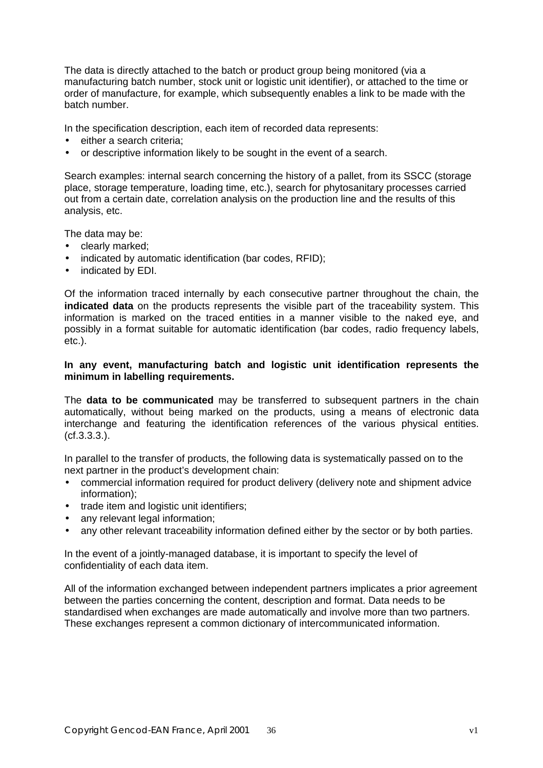The data is directly attached to the batch or product group being monitored (via a manufacturing batch number, stock unit or logistic unit identifier), or attached to the time or order of manufacture, for example, which subsequently enables a link to be made with the batch number.

In the specification description, each item of recorded data represents:

- either a search criteria;
- or descriptive information likely to be sought in the event of a search.

Search examples: internal search concerning the history of a pallet, from its SSCC (storage place, storage temperature, loading time, etc.), search for phytosanitary processes carried out from a certain date, correlation analysis on the production line and the results of this analysis, etc.

The data may be:

- clearly marked;
- indicated by automatic identification (bar codes, RFID);
- indicated by EDI.

Of the information traced internally by each consecutive partner throughout the chain, the **indicated data** on the products represents the visible part of the traceability system. This information is marked on the traced entities in a manner visible to the naked eye, and possibly in a format suitable for automatic identification (bar codes, radio frequency labels, etc.).

**In any event, manufacturing batch and logistic unit identification represents the minimum in labelling requirements.**

The **data to be communicated** may be transferred to subsequent partners in the chain automatically, without being marked on the products, using a means of electronic data interchange and featuring the identification references of the various physical entities. (cf.3.3.3.).

In parallel to the transfer of products, the following data is systematically passed on to the next partner in the product's development chain:

- commercial information required for product delivery (delivery note and shipment advice information);
- trade item and logistic unit identifiers;
- any relevant legal information;
- any other relevant traceability information defined either by the sector or by both parties.

In the event of a jointly-managed database, it is important to specify the level of confidentiality of each data item.

All of the information exchanged between independent partners implicates a prior agreement between the parties concerning the content, description and format. Data needs to be standardised when exchanges are made automatically and involve more than two partners. These exchanges represent a common dictionary of intercommunicated information.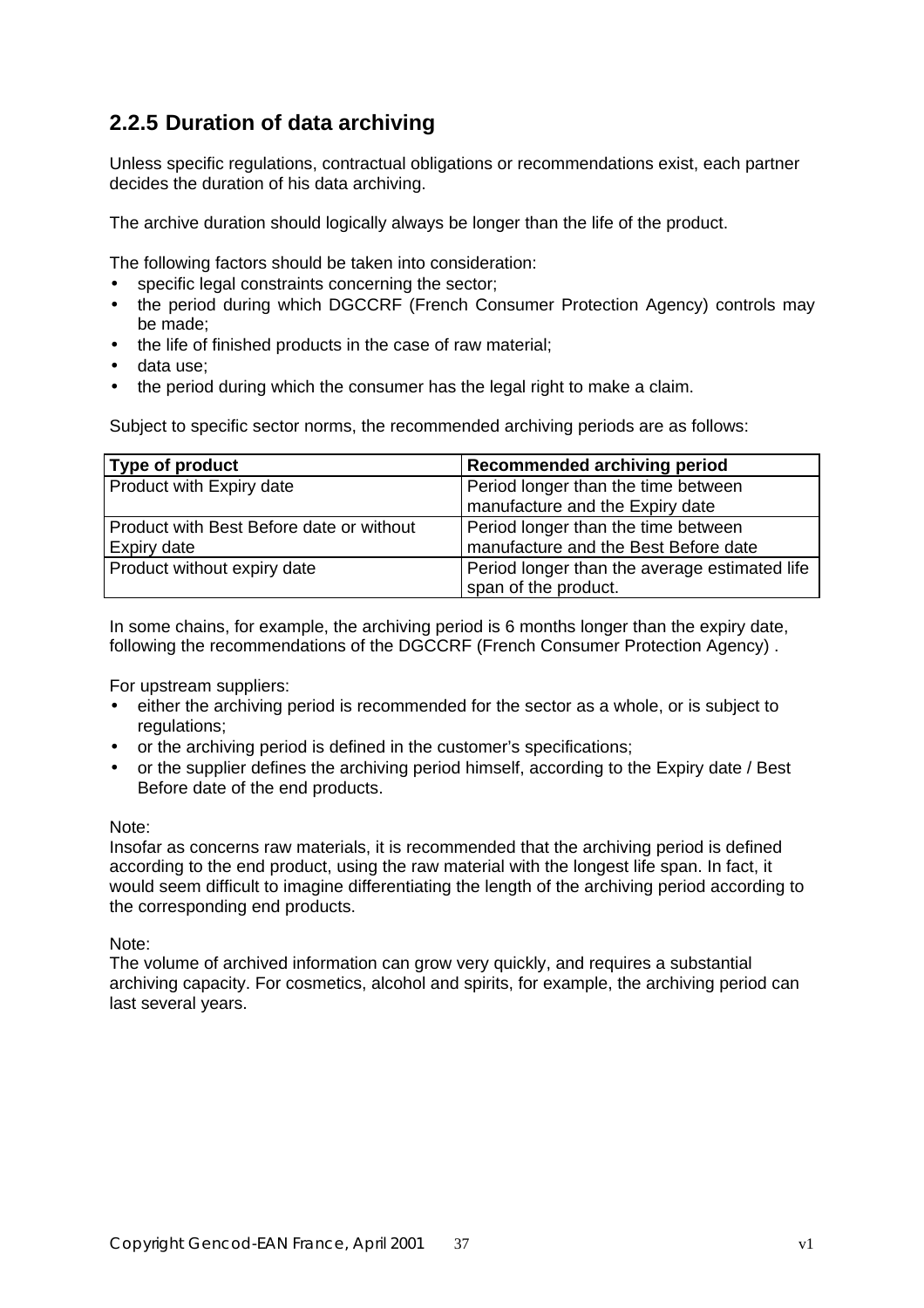### 2.2.5 Duration of data archiving

Unless specific regulations, contractual obligations or recommendations exist, each partner decides the duration of his data archiving.

The archive duration should logically always be longer than the life of the product.

The following factors should be taken into consideration:

- specific legal constraints concerning the sector;
- the period during which DGCCRF (French Consumer Protection Agency) controls may be made;
- the life of finished products in the case of raw material;
- data use;
- the period during which the consumer has the legal right to make a claim.

Subject to specific sector norms, the recommended archiving periods are as follows:

| Type of product | Recommended archiving period |
|---|---|
| Product with Expiry date | Period longer than the time between manufacture and the Expiry date |
| Product with Best Before date or without Expiry date | Period longer than the time between manufacture and the Best Before date |
| Product without expiry date | Period longer than the average estimated life span of the product. |

In some chains, for example, the archiving period is 6 months longer than the expiry date, following the recommendations of the DGCCRF (French Consumer Protection Agency) .

For upstream suppliers:

- either the archiving period is recommended for the sector as a whole, or is subject to regulations;
- or the archiving period is defined in the customer's specifications;
- or the supplier defines the archiving period himself, according to the Expiry date / Best Before date of the end products.

Note:
Insofar as concerns raw materials, it is recommended that the archiving period is defined according to the end product, using the raw material with the longest life span. In fact, it would seem difficult to imagine differentiating the length of the archiving period according to the corresponding end products.

Note:
The volume of archived information can grow very quickly, and requires a substantial archiving capacity. For cosmetics, alcohol and spirits, for example, the archiving period can last several years.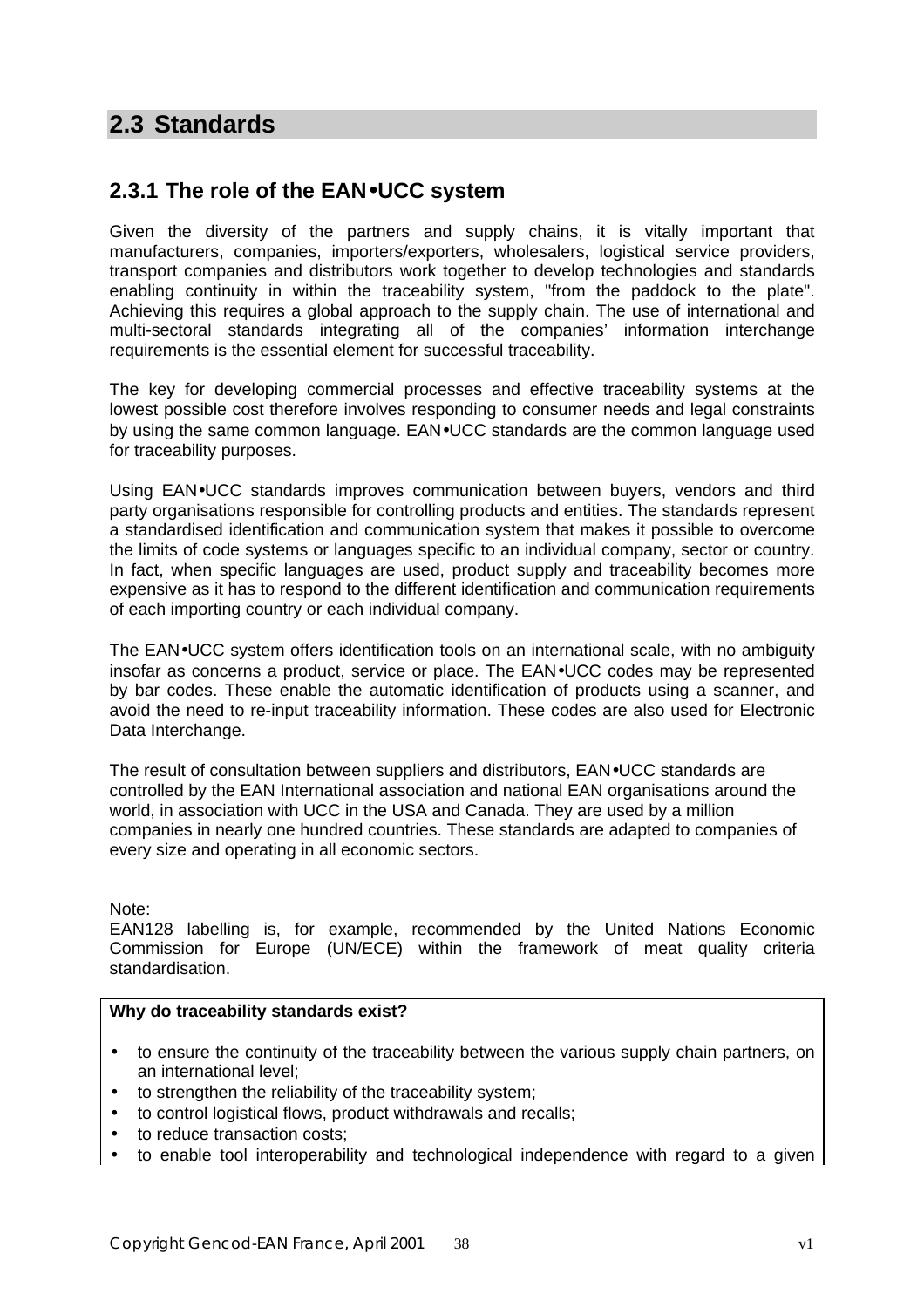## 2.3 Standards

### 2.3.1 The role of the EAN•UCC system

Given the diversity of the partners and supply chains, it is vitally important that manufacturers, companies, importers/exporters, wholesalers, logistical service providers, transport companies and distributors work together to develop technologies and standards enabling continuity in within the traceability system, "from the paddock to the plate". Achieving this requires a global approach to the supply chain. The use of international and multi-sectoral standards integrating all of the companies' information interchange requirements is the essential element for successful traceability.

The key for developing commercial processes and effective traceability systems at the lowest possible cost therefore involves responding to consumer needs and legal constraints by using the same common language. EAN•UCC standards are the common language used for traceability purposes.

Using EAN•UCC standards improves communication between buyers, vendors and third party organisations responsible for controlling products and entities. The standards represent a standardised identification and communication system that makes it possible to overcome the limits of code systems or languages specific to an individual company, sector or country. In fact, when specific languages are used, product supply and traceability becomes more expensive as it has to respond to the different identification and communication requirements of each importing country or each individual company.

The EAN•UCC system offers identification tools on an international scale, with no ambiguity insofar as concerns a product, service or place. The EAN•UCC codes may be represented by bar codes. These enable the automatic identification of products using a scanner, and avoid the need to re-input traceability information. These codes are also used for Electronic Data Interchange.

The result of consultation between suppliers and distributors, EAN•UCC standards are controlled by the EAN International association and national EAN organisations around the world, in association with UCC in the USA and Canada. They are used by a million companies in nearly one hundred countries. These standards are adapted to companies of every size and operating in all economic sectors.

Note:
EAN128 labelling is, for example, recommended by the United Nations Economic Commission for Europe (UN/ECE) within the framework of meat quality criteria standardisation.

**Why do traceability standards exist?**

- to ensure the continuity of the traceability between the various supply chain partners, on an international level;
- to strengthen the reliability of the traceability system;
- to control logistical flows, product withdrawals and recalls;
- to reduce transaction costs;
- to enable tool interoperability and technological independence with regard to a given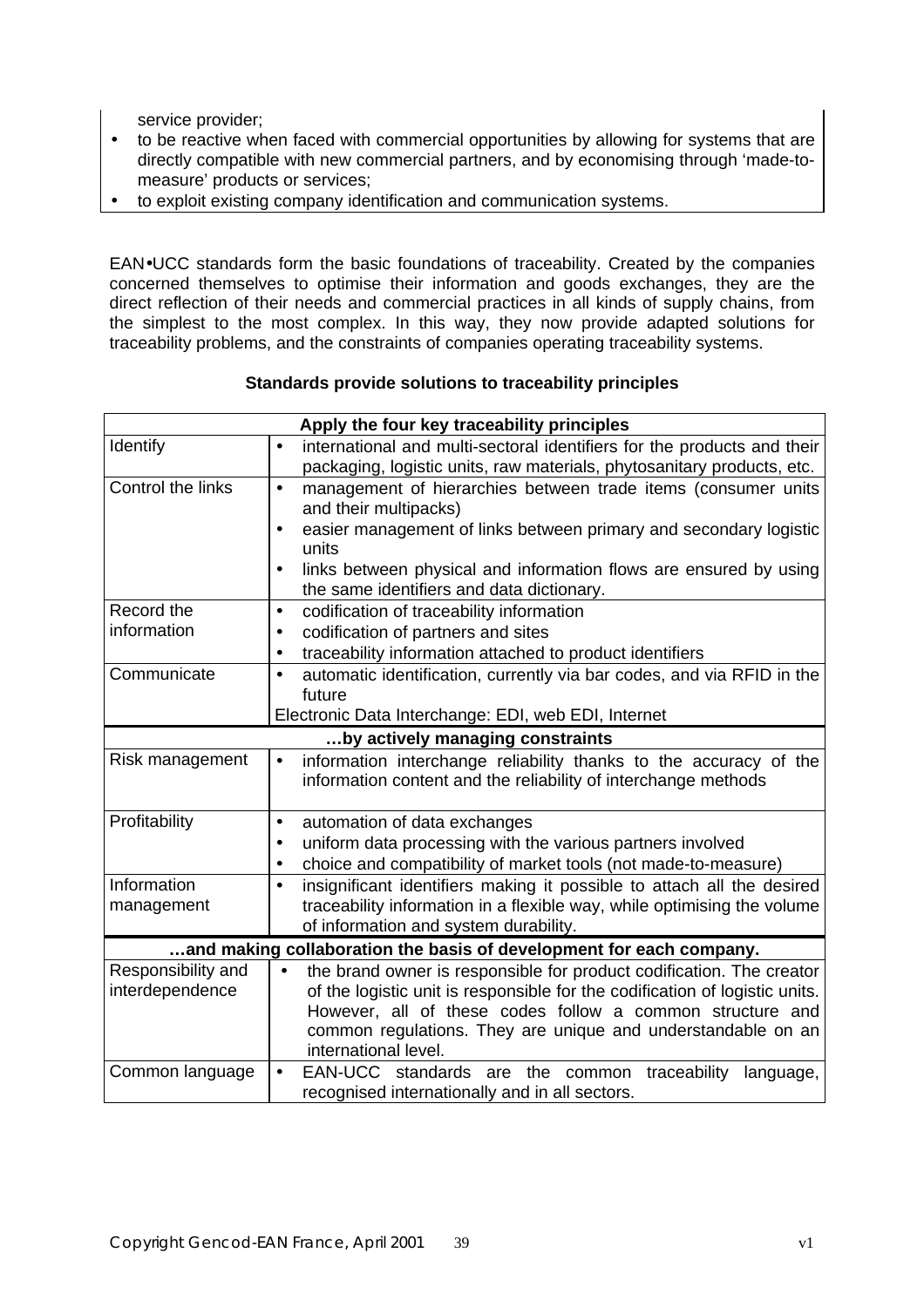service provider;

- to be reactive when faced with commercial opportunities by allowing for systems that are directly compatible with new commercial partners, and by economising through 'made-to-measure' products or services;
- to exploit existing company identification and communication systems.

EAN•UCC standards form the basic foundations of traceability. Created by the companies concerned themselves to optimise their information and goods exchanges, they are the direct reflection of their needs and commercial practices in all kinds of supply chains, from the simplest to the most complex. In this way, they now provide adapted solutions for traceability problems, and the constraints of companies operating traceability systems.

**Standards provide solutions to traceability principles**

| **Apply the four key traceability principles** | |
|---|---|
| Identify | • international and multi-sectoral identifiers for the products and their packaging, logistic units, raw materials, phytosanitary products, etc. |
| Control the links | • management of hierarchies between trade items (consumer units and their multipacks)<br>• easier management of links between primary and secondary logistic units<br>• links between physical and information flows are ensured by using the same identifiers and data dictionary. |
| Record the information | • codification of traceability information<br>• codification of partners and sites<br>• traceability information attached to product identifiers |
| Communicate | • automatic identification, currently via bar codes, and via RFID in the future<br>Electronic Data Interchange: EDI, web EDI, Internet |
| **…by actively managing constraints** | |
| Risk management | • information interchange reliability thanks to the accuracy of the information content and the reliability of interchange methods |
| Profitability | • automation of data exchanges<br>• uniform data processing with the various partners involved<br>• choice and compatibility of market tools (not made-to-measure) |
| Information management | • insignificant identifiers making it possible to attach all the desired traceability information in a flexible way, while optimising the volume of information and system durability. |
| **…and making collaboration the basis of development for each company.** | |
| Responsibility and interdependence | • the brand owner is responsible for product codification. The creator of the logistic unit is responsible for the codification of logistic units. However, all of these codes follow a common structure and common regulations. They are unique and understandable on an international level. |
| Common language | • EAN-UCC standards are the common traceability language, recognised internationally and in all sectors. |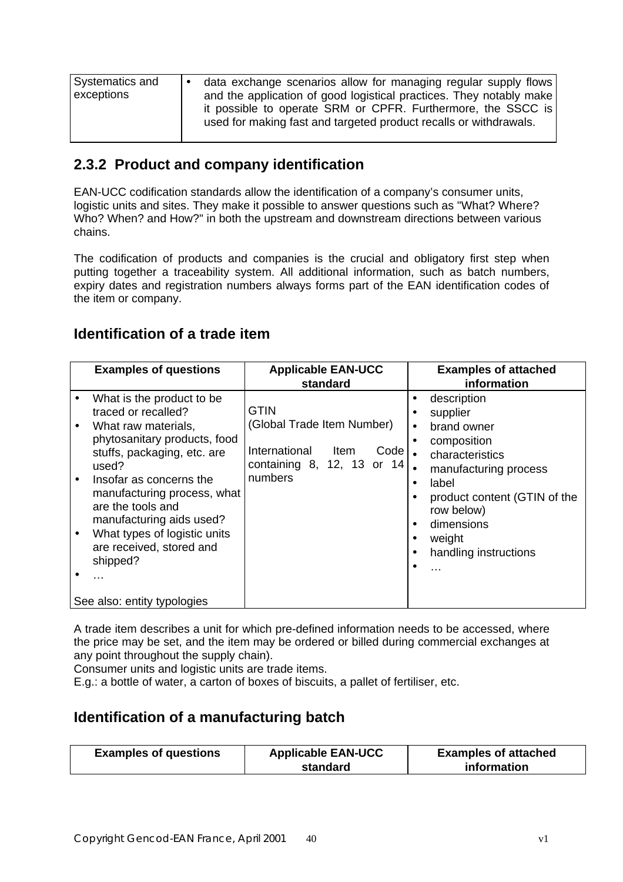| Systematics and exceptions | • data exchange scenarios allow for managing regular supply flows and the application of good logistical practices. They notably make it possible to operate SRM or CPFR. Furthermore, the SSCC is used for making fast and targeted product recalls or withdrawals. |
|---|---|

## 2.3.2 Product and company identification

EAN-UCC codification standards allow the identification of a company's consumer units, logistic units and sites. They make it possible to answer questions such as "What? Where? Who? When? and How?" in both the upstream and downstream directions between various chains.

The codification of products and companies is the crucial and obligatory first step when putting together a traceability system. All additional information, such as batch numbers, expiry dates and registration numbers always forms part of the EAN identification codes of the item or company.

## Identification of a trade item

| Examples of questions | Applicable EAN-UCC standard | Examples of attached information |
|---|---|---|
| • What is the product to be traced or recalled?<br>• What raw materials, phytosanitary products, food stuffs, packaging, etc. are used?<br>• Insofar as concerns the manufacturing process, what are the tools and manufacturing aids used?<br>• What types of logistic units are received, stored and shipped?<br>• …<br><br>See also: entity typologies | GTIN<br>(Global Trade Item Number)<br><br>International Item Code containing 8, 12, 13 or 14 numbers | • description<br>• supplier<br>• brand owner<br>• composition<br>• characteristics<br>• manufacturing process<br>• label<br>• product content (GTIN of the row below)<br>• dimensions<br>• weight<br>• handling instructions<br>• … |

A trade item describes a unit for which pre-defined information needs to be accessed, where the price may be set, and the item may be ordered or billed during commercial exchanges at any point throughout the supply chain).
Consumer units and logistic units are trade items.
E.g.: a bottle of water, a carton of boxes of biscuits, a pallet of fertiliser, etc.

## Identification of a manufacturing batch

| Examples of questions | Applicable EAN-UCC standard | Examples of attached information |
|---|---|---|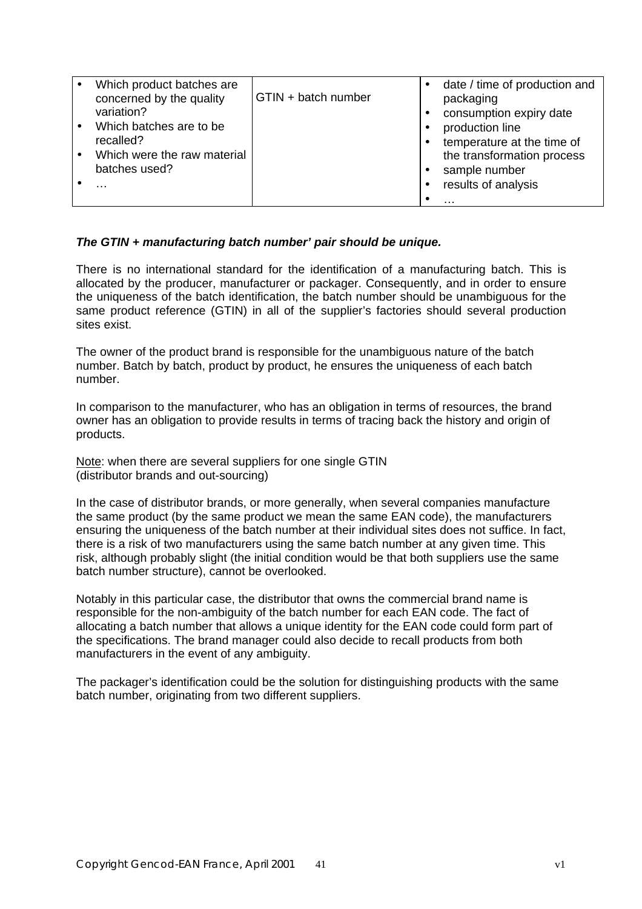| | | |
|---|---|---|
| • Which product batches are concerned by the quality variation?<br>• Which batches are to be recalled?<br>• Which were the raw material batches used?<br>• … | GTIN + batch number | • date / time of production and packaging<br>• consumption expiry date<br>• production line<br>• temperature at the time of the transformation process<br>• sample number<br>• results of analysis<br>• … |

***The GTIN + manufacturing batch number' pair should be unique.***

There is no international standard for the identification of a manufacturing batch. This is allocated by the producer, manufacturer or packager. Consequently, and in order to ensure the uniqueness of the batch identification, the batch number should be unambiguous for the same product reference (GTIN) in all of the supplier's factories should several production sites exist.

The owner of the product brand is responsible for the unambiguous nature of the batch number. Batch by batch, product by product, he ensures the uniqueness of each batch number.

In comparison to the manufacturer, who has an obligation in terms of resources, the brand owner has an obligation to provide results in terms of tracing back the history and origin of products.

Note: when there are several suppliers for one single GTIN (distributor brands and out-sourcing)

In the case of distributor brands, or more generally, when several companies manufacture the same product (by the same product we mean the same EAN code), the manufacturers ensuring the uniqueness of the batch number at their individual sites does not suffice. In fact, there is a risk of two manufacturers using the same batch number at any given time. This risk, although probably slight (the initial condition would be that both suppliers use the same batch number structure), cannot be overlooked.

Notably in this particular case, the distributor that owns the commercial brand name is responsible for the non-ambiguity of the batch number for each EAN code. The fact of allocating a batch number that allows a unique identity for the EAN code could form part of the specifications. The brand manager could also decide to recall products from both manufacturers in the event of any ambiguity.

The packager's identification could be the solution for distinguishing products with the same batch number, originating from two different suppliers.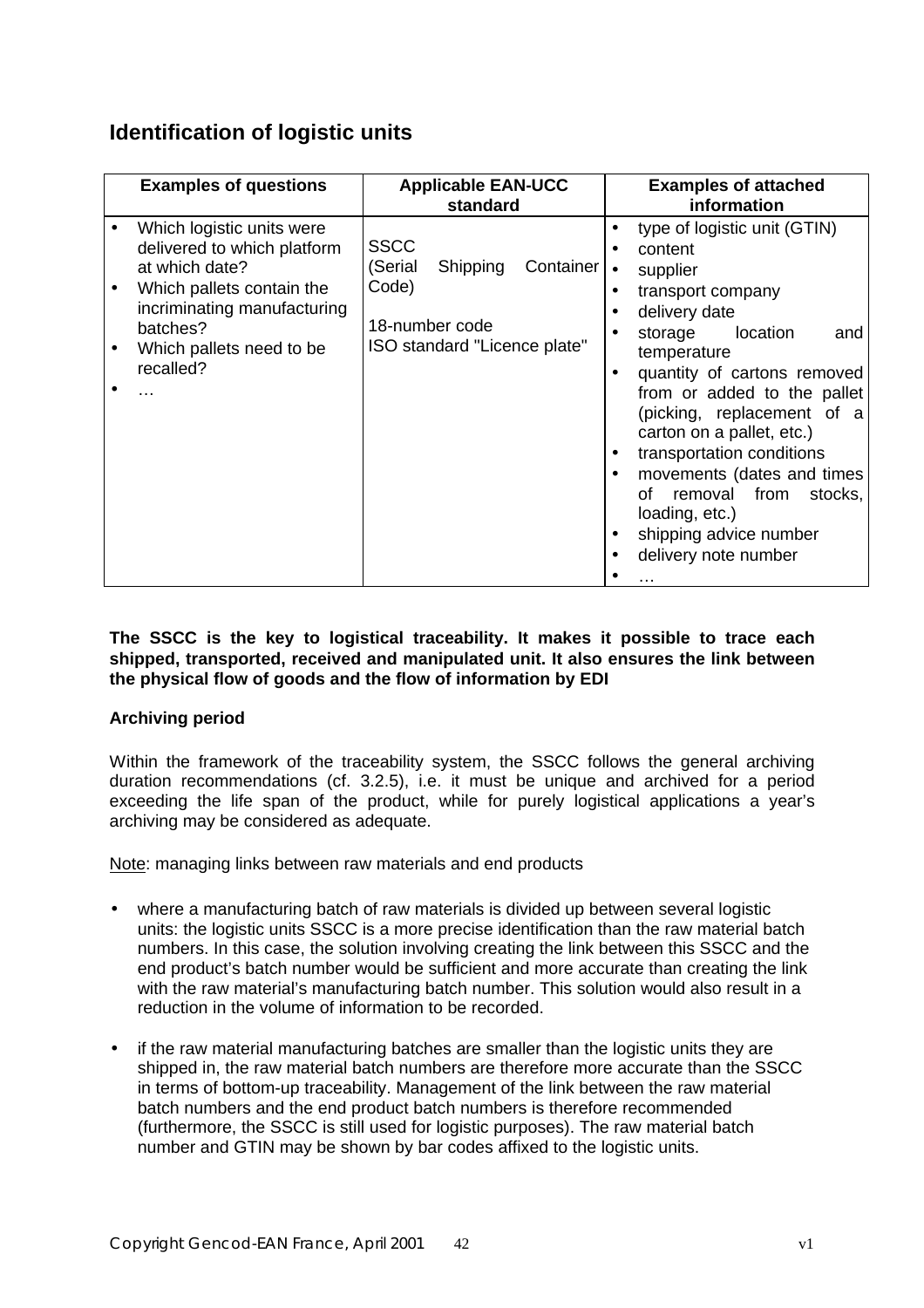## Identification of logistic units

| Examples of questions | Applicable EAN-UCC standard | Examples of attached information |
|---|---|---|
| • Which logistic units were delivered to which platform at which date?<br>• Which pallets contain the incriminating manufacturing batches?<br>• Which pallets need to be recalled?<br>• … | SSCC<br>(Serial Shipping Container Code)<br><br>18-number code<br>ISO standard "Licence plate" | • type of logistic unit (GTIN)<br>• content<br>• supplier<br>• transport company<br>• delivery date<br>• storage location and temperature<br>• quantity of cartons removed from or added to the pallet (picking, replacement of a carton on a pallet, etc.)<br>• transportation conditions<br>• movements (dates and times of removal from stocks, loading, etc.)<br>• shipping advice number<br>• delivery note number<br>• … |

**The SSCC is the key to logistical traceability. It makes it possible to trace each shipped, transported, received and manipulated unit. It also ensures the link between the physical flow of goods and the flow of information by EDI**

**Archiving period**

Within the framework of the traceability system, the SSCC follows the general archiving duration recommendations (cf. 3.2.5), i.e. it must be unique and archived for a period exceeding the life span of the product, while for purely logistical applications a year's archiving may be considered as adequate.

Note: managing links between raw materials and end products

- where a manufacturing batch of raw materials is divided up between several logistic units: the logistic units SSCC is a more precise identification than the raw material batch numbers. In this case, the solution involving creating the link between this SSCC and the end product's batch number would be sufficient and more accurate than creating the link with the raw material's manufacturing batch number. This solution would also result in a reduction in the volume of information to be recorded.

- if the raw material manufacturing batches are smaller than the logistic units they are shipped in, the raw material batch numbers are therefore more accurate than the SSCC in terms of bottom-up traceability. Management of the link between the raw material batch numbers and the end product batch numbers is therefore recommended (furthermore, the SSCC is still used for logistic purposes). The raw material batch number and GTIN may be shown by bar codes affixed to the logistic units.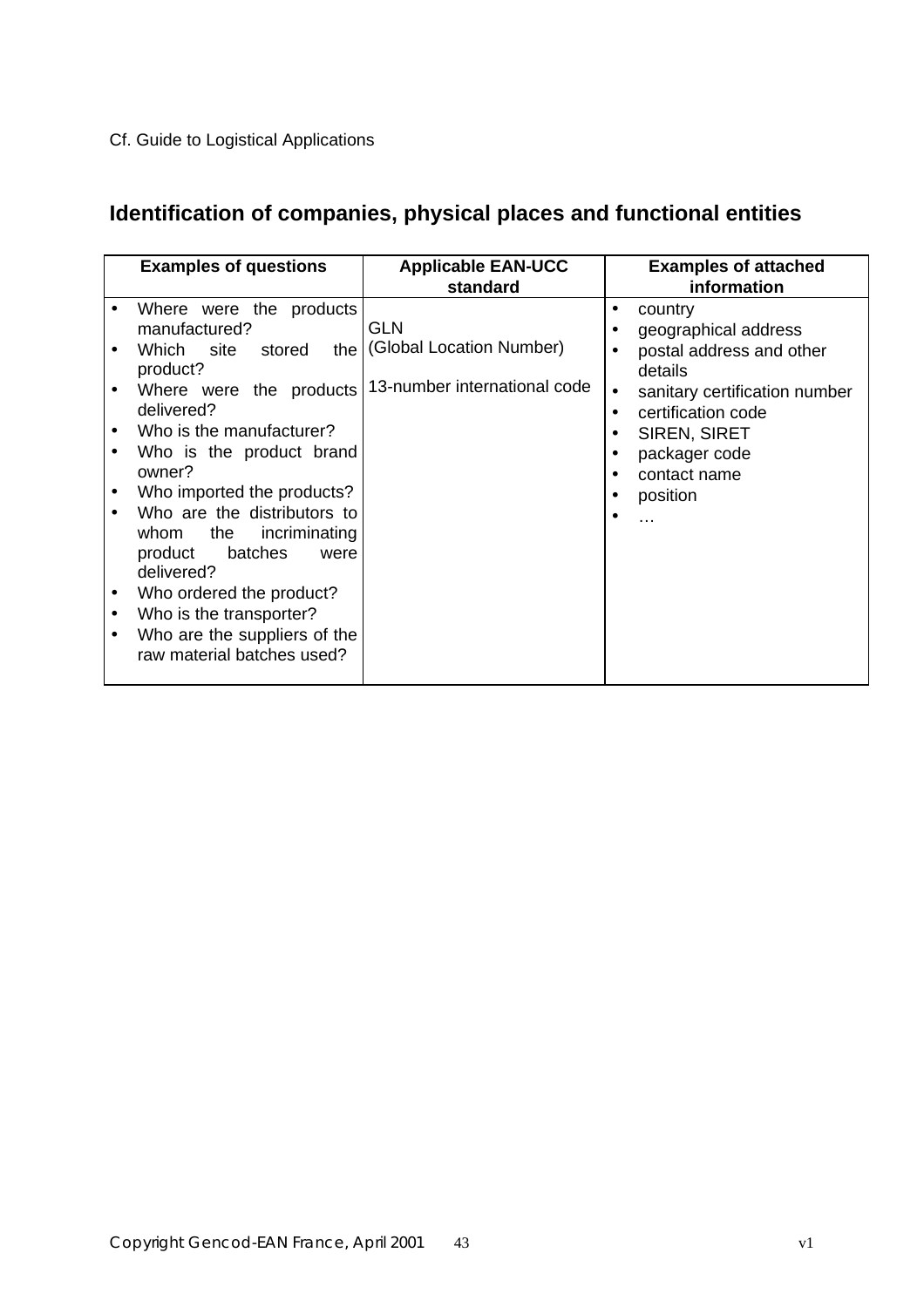Cf. Guide to Logistical Applications

## Identification of companies, physical places and functional entities

| Examples of questions | Applicable EAN-UCC standard | Examples of attached information |
|---|---|---|
| • Where were the products manufactured?<br>• Which site stored the product?<br>• Where were the products delivered?<br>• Who is the manufacturer?<br>• Who is the product brand owner?<br>• Who imported the products?<br>• Who are the distributors to whom the incriminating product batches were delivered?<br>• Who ordered the product?<br>• Who is the transporter?<br>• Who are the suppliers of the raw material batches used? | GLN<br>(Global Location Number)<br><br>13-number international code | • country<br>• geographical address<br>• postal address and other details<br>• sanitary certification number<br>• certification code<br>• SIREN, SIRET<br>• packager code<br>• contact name<br>• position<br>• … |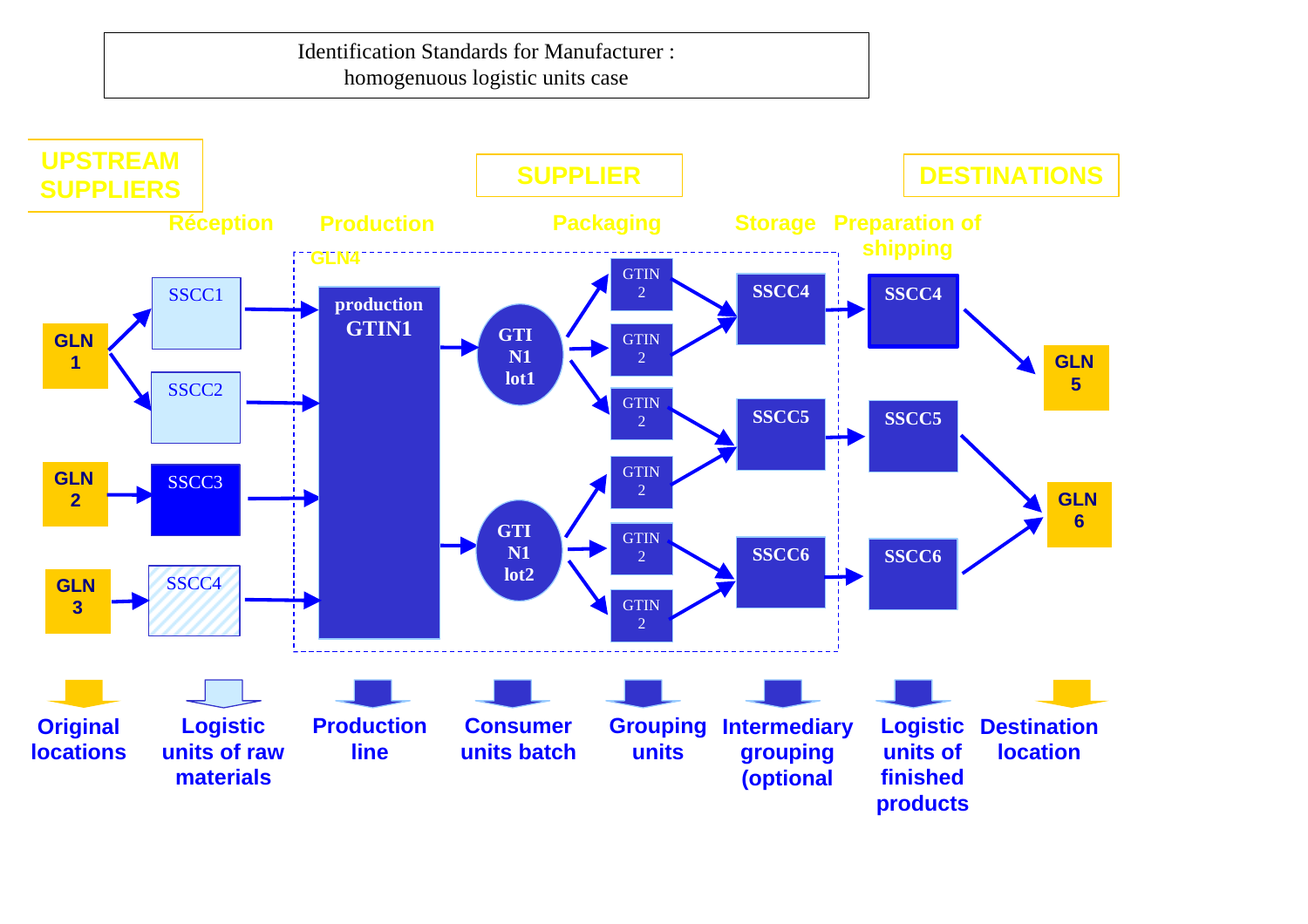Identification Standards for Manufacturer :
homogenuous logistic units case

UPSTREAM SUPPLIERS

SUPPLIER

DESTINATIONS

Réception | Production | Packaging | Storage | Preparation of shipping

GLN4

GLN 1 → SSCC1, SSCC2

GLN 2 → SSCC3

GLN 3 → SSCC4

production GTIN1

GTIN1 lot1 → GTIN 2, GTIN 2, GTIN 2

GTIN1 lot2 → GTIN 2, GTIN 2, GTIN 2

SSCC4 → SSCC4 → GLN 5

SSCC5 → SSCC5 → GLN 6

SSCC6 → SSCC6 → GLN 6

Original locations | Logistic units of raw materials | Production line | Consumer units batch | Grouping units | Intermediary grouping (optional | Logistic units of finished products | Destination location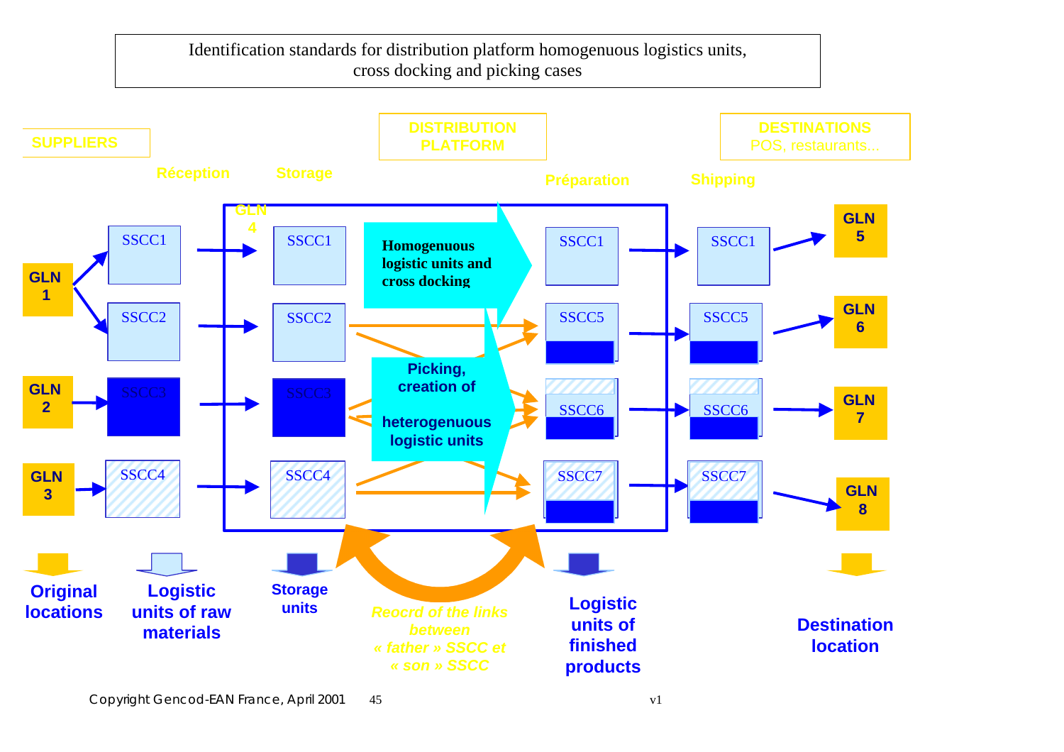Identification standards for distribution platform homogenuous logistics units, cross docking and picking cases

**SUPPLIERS**

**DISTRIBUTION PLATFORM**

**DESTINATIONS**
POS, restaurants...

**Réception** | **Storage** | **Préparation** | **Shipping**

GLN 1 → SSCC1, SSCC2
GLN 2 → SSCC3
GLN 3 → SSCC4

GLN 4

Storage: SSCC1, SSCC2, SSCC3, SSCC4

**Homogenuous logistic units and cross docking**

**Picking, creation of heterogenuous logistic units**

Préparation: SSCC1, SSCC5, SSCC6, SSCC7

Shipping: SSCC1 → GLN 5, SSCC5 → GLN 6, SSCC6 → GLN 7, SSCC7 → GLN 8

**Original locations**

**Logistic units of raw materials**

**Storage units**

*Reocrd of the links between « father » SSCC et « son » SSCC*

**Logistic units of finished products**

**Destination location**

Copyright Gencod-EAN France, April 2001

v1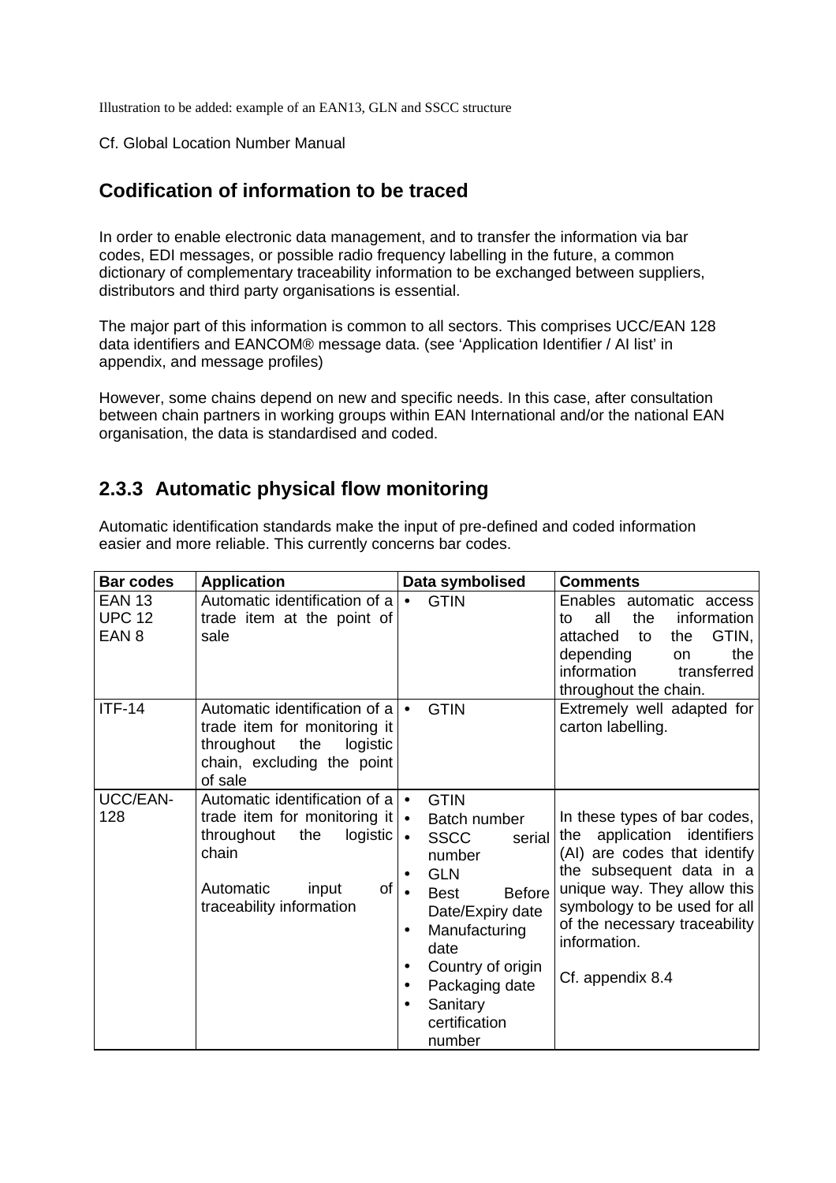Illustration to be added: example of an EAN13, GLN and SSCC structure

Cf. Global Location Number Manual

## Codification of information to be traced

In order to enable electronic data management, and to transfer the information via bar codes, EDI messages, or possible radio frequency labelling in the future, a common dictionary of complementary traceability information to be exchanged between suppliers, distributors and third party organisations is essential.

The major part of this information is common to all sectors. This comprises UCC/EAN 128 data identifiers and EANCOM® message data. (see 'Application Identifier / AI list' in appendix, and message profiles)

However, some chains depend on new and specific needs. In this case, after consultation between chain partners in working groups within EAN International and/or the national EAN organisation, the data is standardised and coded.

## 2.3.3 Automatic physical flow monitoring

Automatic identification standards make the input of pre-defined and coded information easier and more reliable. This currently concerns bar codes.

| Bar codes | Application | Data symbolised | Comments |
|---|---|---|---|
| EAN 13<br>UPC 12<br>EAN 8 | Automatic identification of a trade item at the point of sale | • GTIN | Enables automatic access to all the information attached to the GTIN, depending on the information transferred throughout the chain. |
| ITF-14 | Automatic identification of a trade item for monitoring it throughout the logistic chain, excluding the point of sale | • GTIN | Extremely well adapted for carton labelling. |
| UCC/EAN-128 | Automatic identification of a trade item for monitoring it throughout the logistic chain<br><br>Automatic input of traceability information | • GTIN<br>• Batch number<br>• SSCC serial number<br>• GLN<br>• Best Before Date/Expiry date<br>• Manufacturing date<br>• Country of origin<br>• Packaging date<br>• Sanitary certification number | In these types of bar codes, the application identifiers (AI) are codes that identify the subsequent data in a unique way. They allow this symbology to be used for all of the necessary traceability information.<br><br>Cf. appendix 8.4 |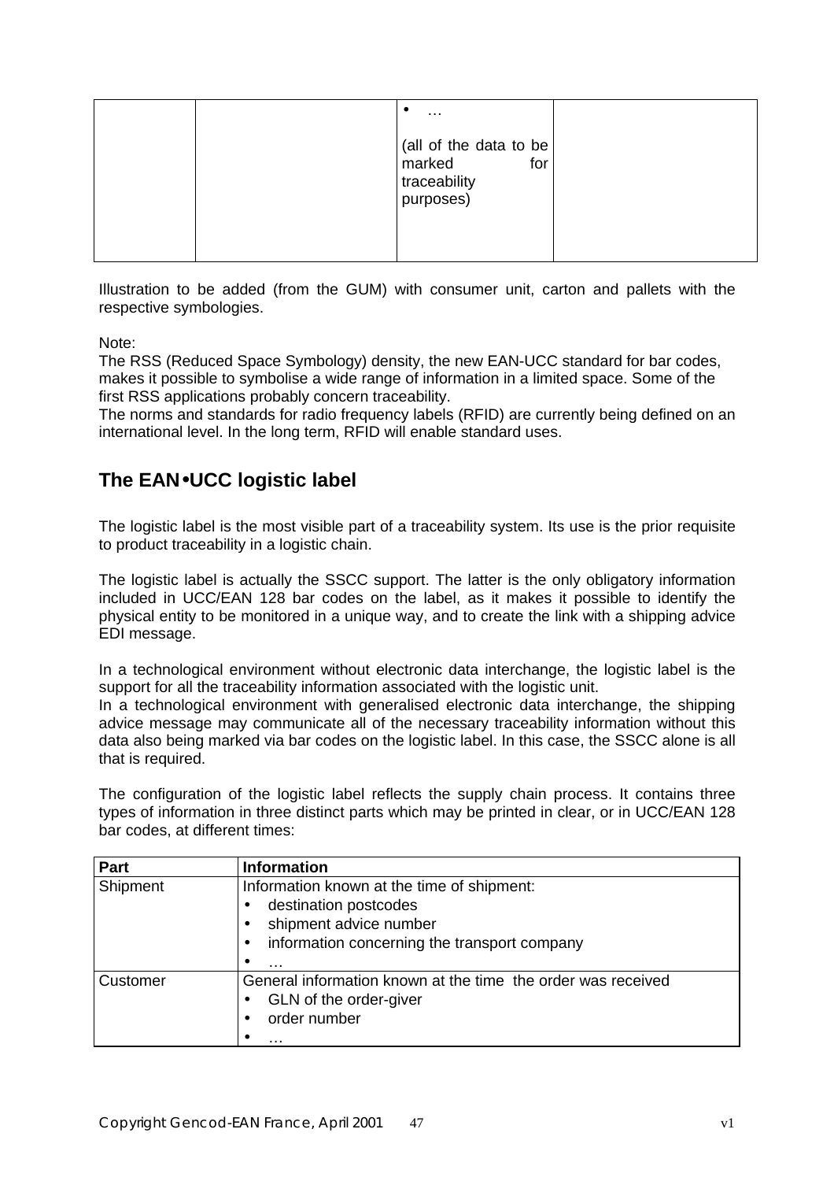| | | • …<br><br>(all of the data to be marked for traceability purposes) | |
|---|---|---|---|

Illustration to be added (from the GUM) with consumer unit, carton and pallets with the respective symbologies.

Note:
The RSS (Reduced Space Symbology) density, the new EAN-UCC standard for bar codes, makes it possible to symbolise a wide range of information in a limited space. Some of the first RSS applications probably concern traceability.
The norms and standards for radio frequency labels (RFID) are currently being defined on an international level. In the long term, RFID will enable standard uses.

## The EAN•UCC logistic label

The logistic label is the most visible part of a traceability system. Its use is the prior requisite to product traceability in a logistic chain.

The logistic label is actually the SSCC support. The latter is the only obligatory information included in UCC/EAN 128 bar codes on the label, as it makes it possible to identify the physical entity to be monitored in a unique way, and to create the link with a shipping advice EDI message.

In a technological environment without electronic data interchange, the logistic label is the support for all the traceability information associated with the logistic unit.
In a technological environment with generalised electronic data interchange, the shipping advice message may communicate all of the necessary traceability information without this data also being marked via bar codes on the logistic label. In this case, the SSCC alone is all that is required.

The configuration of the logistic label reflects the supply chain process. It contains three types of information in three distinct parts which may be printed in clear, or in UCC/EAN 128 bar codes, at different times:

| Part | Information |
|---|---|
| Shipment | Information known at the time of shipment:<br>• destination postcodes<br>• shipment advice number<br>• information concerning the transport company<br>• … |
| Customer | General information known at the time the order was received<br>• GLN of the order-giver<br>• order number<br>• … |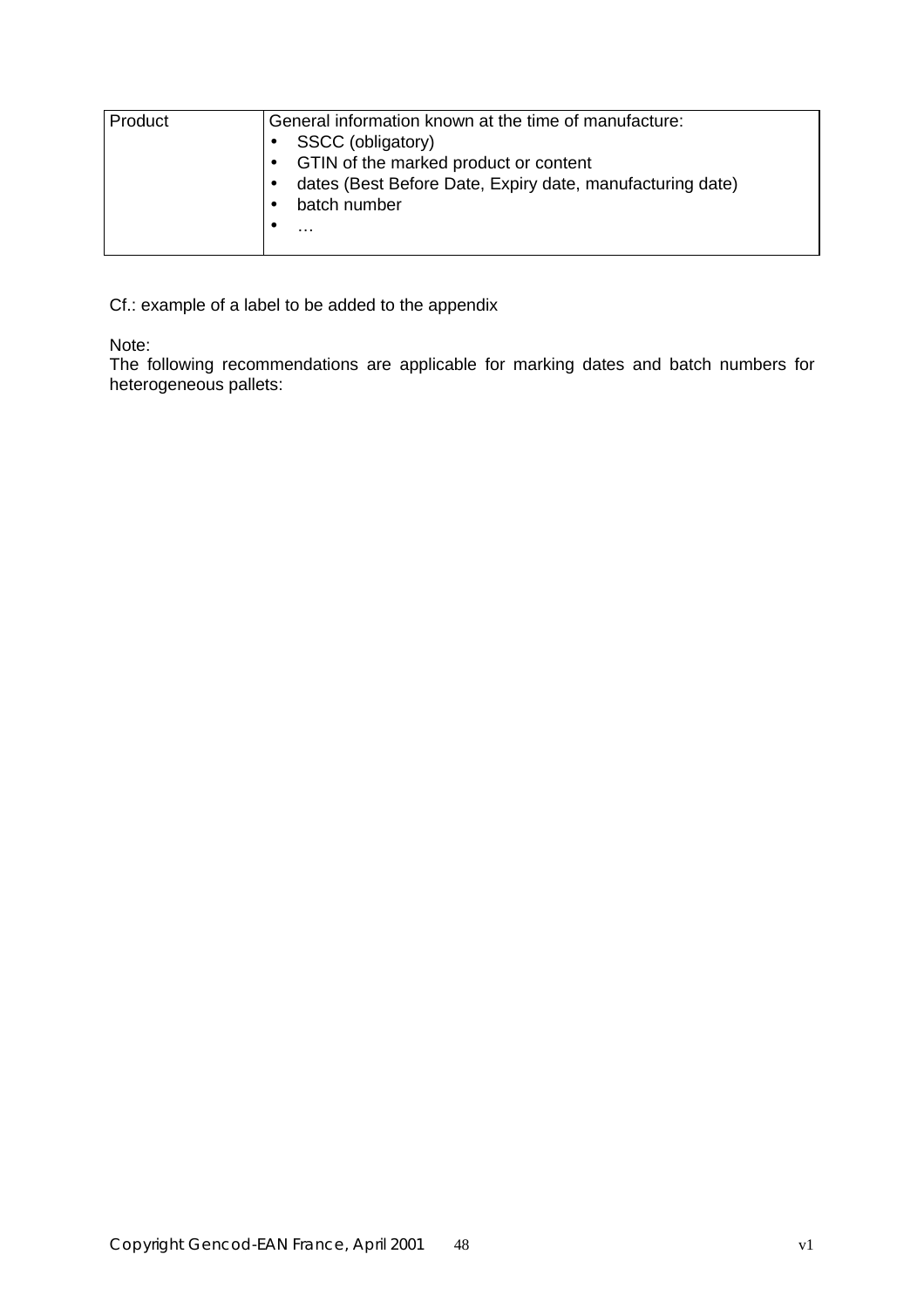| Product | General information known at the time of manufacture:<br>• SSCC (obligatory)<br>• GTIN of the marked product or content<br>• dates (Best Before Date, Expiry date, manufacturing date)<br>• batch number<br>• … |
|---|---|

Cf.: example of a label to be added to the appendix

Note:
The following recommendations are applicable for marking dates and batch numbers for heterogeneous pallets: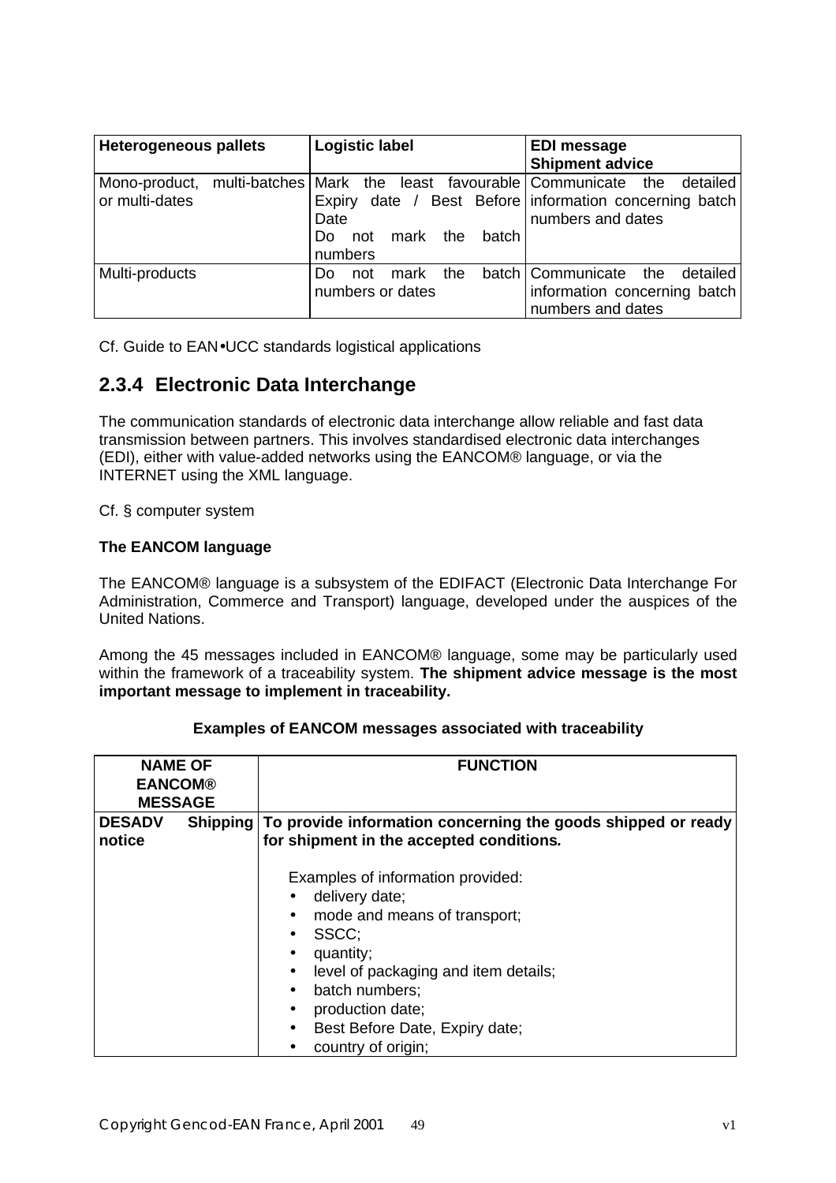| Heterogeneous pallets | Logistic label | EDI message<br>Shipment advice |
|---|---|---|
| Mono-product, multi-batches or multi-dates | Mark the least favourable Expiry date / Best Before Date<br>Do not mark the batch numbers | Communicate the detailed information concerning batch numbers and dates |
| Multi-products | Do not mark the batch numbers or dates | Communicate the detailed information concerning batch numbers and dates |

Cf. Guide to EAN•UCC standards logistical applications

### 2.3.4 Electronic Data Interchange

The communication standards of electronic data interchange allow reliable and fast data transmission between partners. This involves standardised electronic data interchanges (EDI), either with value-added networks using the EANCOM® language, or via the INTERNET using the XML language.

Cf. § computer system

**The EANCOM language**

The EANCOM® language is a subsystem of the EDIFACT (Electronic Data Interchange For Administration, Commerce and Transport) language, developed under the auspices of the United Nations.

Among the 45 messages included in EANCOM® language, some may be particularly used within the framework of a traceability system. **The shipment advice message is the most important message to implement in traceability.**

**Examples of EANCOM messages associated with traceability**

| NAME OF EANCOM® MESSAGE | FUNCTION |
|---|---|
| **DESADV Shipping notice** | **To provide information concerning the goods shipped or ready for shipment in the accepted conditions.**<br><br>Examples of information provided:<br>• delivery date;<br>• mode and means of transport;<br>• SSCC;<br>• quantity;<br>• level of packaging and item details;<br>• batch numbers;<br>• production date;<br>• Best Before Date, Expiry date;<br>• country of origin; |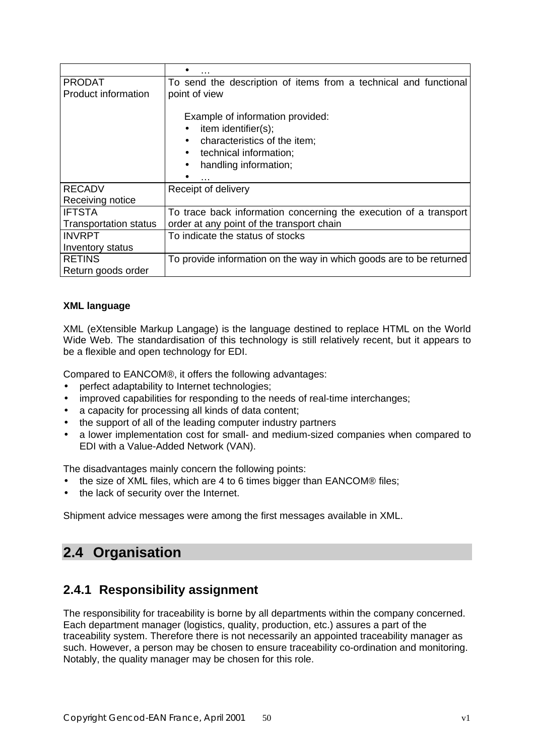| | |
|---|---|
| | • … |
| PRODAT<br>Product information | To send the description of items from a technical and functional point of view<br><br>Example of information provided:<br>• item identifier(s);<br>• characteristics of the item;<br>• technical information;<br>• handling information;<br>• … |
| RECADV<br>Receiving notice | Receipt of delivery |
| IFTSTA<br>Transportation status | To trace back information concerning the execution of a transport order at any point of the transport chain |
| INVRPT<br>Inventory status | To indicate the status of stocks |
| RETINS<br>Return goods order | To provide information on the way in which goods are to be returned |

**XML language**

XML (eXtensible Markup Langage) is the language destined to replace HTML on the World Wide Web. The standardisation of this technology is still relatively recent, but it appears to be a flexible and open technology for EDI.

Compared to EANCOM®, it offers the following advantages:

- perfect adaptability to Internet technologies;
- improved capabilities for responding to the needs of real-time interchanges;
- a capacity for processing all kinds of data content;
- the support of all of the leading computer industry partners
- a lower implementation cost for small- and medium-sized companies when compared to EDI with a Value-Added Network (VAN).

The disadvantages mainly concern the following points:

- the size of XML files, which are 4 to 6 times bigger than EANCOM® files;
- the lack of security over the Internet.

Shipment advice messages were among the first messages available in XML.

## 2.4 Organisation

### 2.4.1 Responsibility assignment

The responsibility for traceability is borne by all departments within the company concerned. Each department manager (logistics, quality, production, etc.) assures a part of the traceability system. Therefore there is not necessarily an appointed traceability manager as such. However, a person may be chosen to ensure traceability co-ordination and monitoring. Notably, the quality manager may be chosen for this role.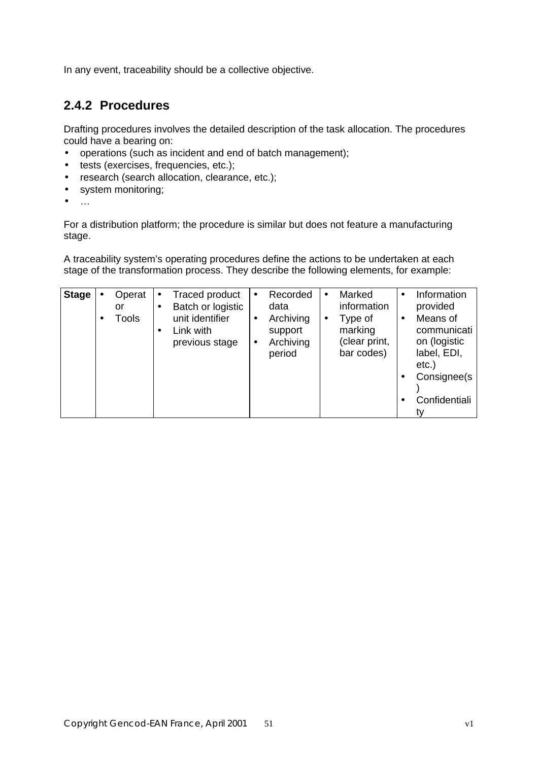In any event, traceability should be a collective objective.

### 2.4.2 Procedures

Drafting procedures involves the detailed description of the task allocation. The procedures could have a bearing on:

- operations (such as incident and end of batch management);
- tests (exercises, frequencies, etc.);
- research (search allocation, clearance, etc.);
- system monitoring;
- …

For a distribution platform; the procedure is similar but does not feature a manufacturing stage.

A traceability system's operating procedures define the actions to be undertaken at each stage of the transformation process. They describe the following elements, for example:

| **Stage** | • Operator<br>• Tools | • Traced product<br>• Batch or logistic unit identifier<br>• Link with previous stage | • Recorded data<br>• Archiving support<br>• Archiving period | • Marked information<br>• Type of marking (clear print, bar codes) | • Information provided<br>• Means of communication (logistic label, EDI, etc.)<br>• Consignee(s)<br>• Confidentiality |
|---|---|---|---|---|---|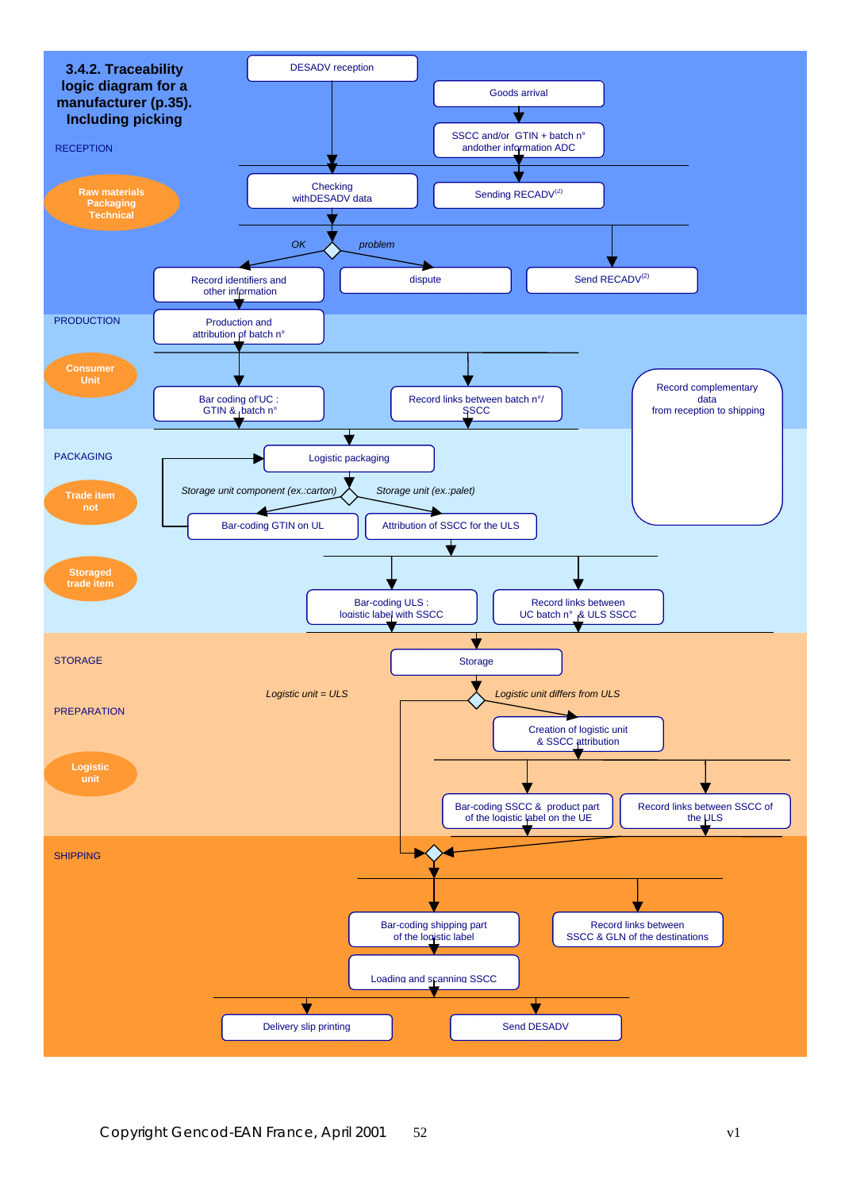### 3.4.2. Traceability logic diagram for a manufacturer (p.35). Including picking

RECEPTION

Raw materials Packaging Technical

DESADV reception

Goods arrival

SSCC and/or GTIN + batch n° andother information ADC

Checking withDESADV data

Sending RECADV(2)

OK

problem

Record identifiers and other information

dispute

Send RECADV(2)

PRODUCTION

Consumer Unit

Production and attribution of batch n°

Bar coding of'UC : GTIN & batch n°

Record links between batch n°/ SSCC

Record complementary data from reception to shipping

PACKAGING

Trade item not

Storaged trade item

Logistic packaging

Storage unit component (ex.:carton)

Storage unit (ex.:palet)

Bar-coding GTIN on UL

Attribution of SSCC for the ULS

Bar-coding ULS : logistic label with SSCC

Record links between UC batch n° & ULS SSCC

STORAGE

PREPARATION

Logistic unit

Storage

Logistic unit = ULS

Logistic unit differs from ULS

Creation of logistic unit & SSCC attribution

Bar-coding SSCC & product part of the logistic label on the UE

Record links between SSCC of the ULS

SHIPPING

Bar-coding shipping part of the logistic label

Record links between SSCC & GLN of the destinations

Loading and scanning SSCC

Delivery slip printing

Send DESADV

Copyright Gencod-EAN France, April 2001 v1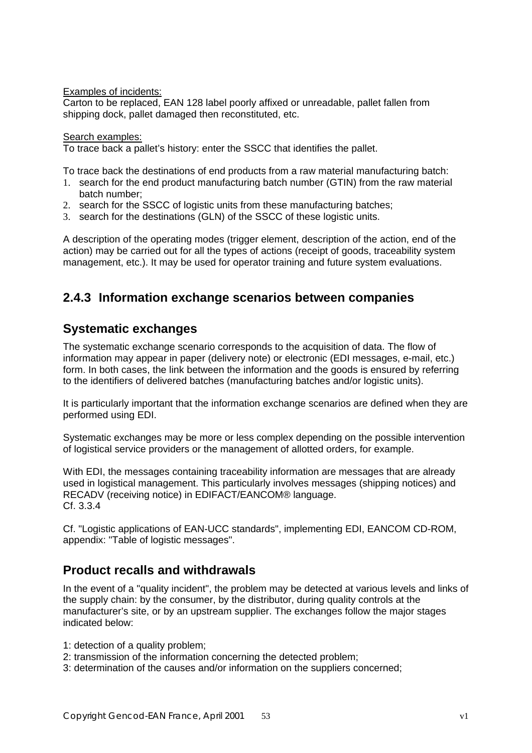Examples of incidents:
Carton to be replaced, EAN 128 label poorly affixed or unreadable, pallet fallen from shipping dock, pallet damaged then reconstituted, etc.

Search examples:
To trace back a pallet's history: enter the SSCC that identifies the pallet.

To trace back the destinations of end products from a raw material manufacturing batch:

1. search for the end product manufacturing batch number (GTIN) from the raw material batch number;
2. search for the SSCC of logistic units from these manufacturing batches;
3. search for the destinations (GLN) of the SSCC of these logistic units.

A description of the operating modes (trigger element, description of the action, end of the action) may be carried out for all the types of actions (receipt of goods, traceability system management, etc.). It may be used for operator training and future system evaluations.

### 2.4.3 Information exchange scenarios between companies

## Systematic exchanges

The systematic exchange scenario corresponds to the acquisition of data. The flow of information may appear in paper (delivery note) or electronic (EDI messages, e-mail, etc.) form. In both cases, the link between the information and the goods is ensured by referring to the identifiers of delivered batches (manufacturing batches and/or logistic units).

It is particularly important that the information exchange scenarios are defined when they are performed using EDI.

Systematic exchanges may be more or less complex depending on the possible intervention of logistical service providers or the management of allotted orders, for example.

With EDI, the messages containing traceability information are messages that are already used in logistical management. This particularly involves messages (shipping notices) and RECADV (receiving notice) in EDIFACT/EANCOM® language.
Cf. 3.3.4

Cf. "Logistic applications of EAN-UCC standards", implementing EDI, EANCOM CD-ROM, appendix: "Table of logistic messages".

## Product recalls and withdrawals

In the event of a "quality incident", the problem may be detected at various levels and links of the supply chain: by the consumer, by the distributor, during quality controls at the manufacturer's site, or by an upstream supplier. The exchanges follow the major stages indicated below:

1: detection of a quality problem;
2: transmission of the information concerning the detected problem;
3: determination of the causes and/or information on the suppliers concerned;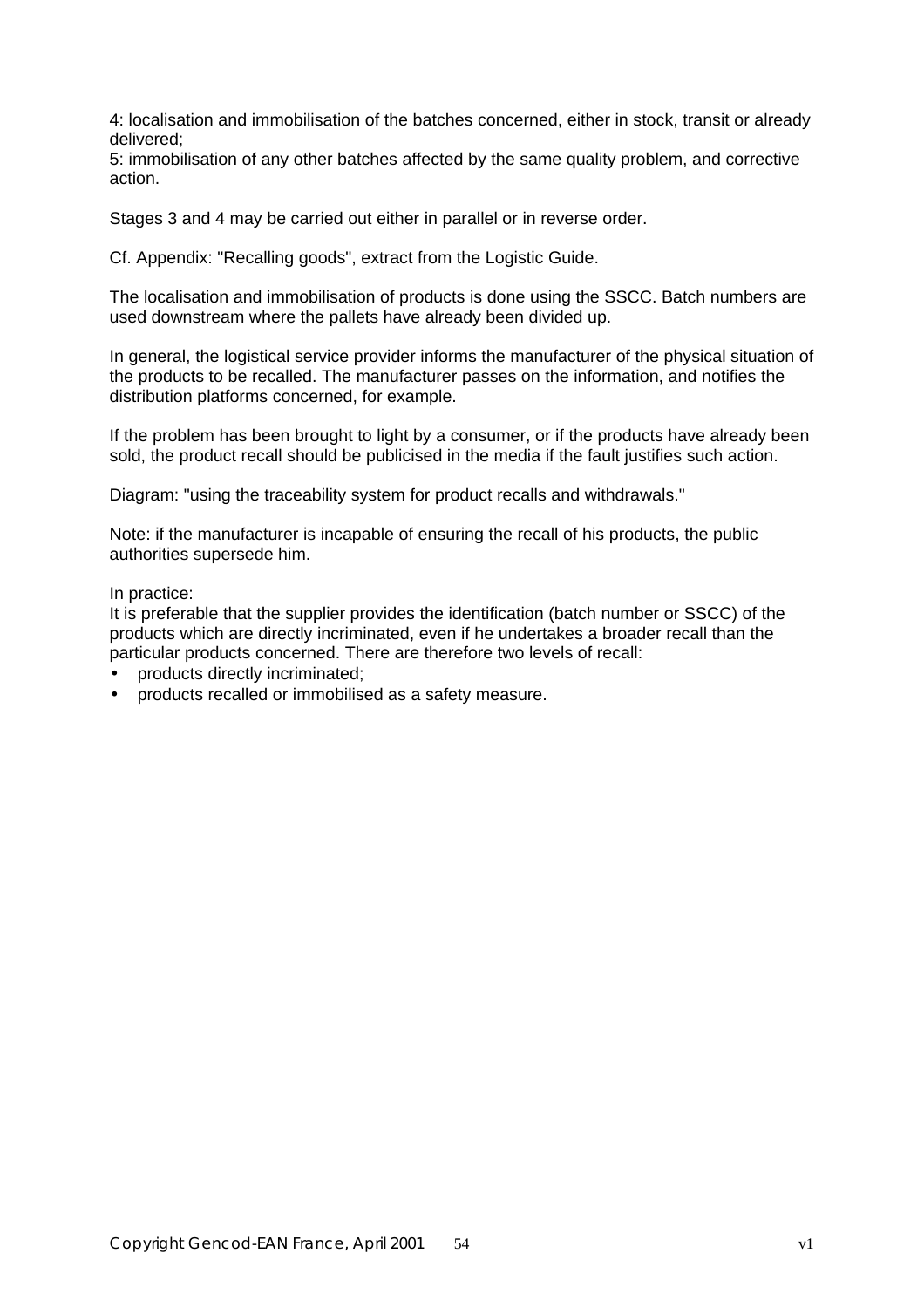4: localisation and immobilisation of the batches concerned, either in stock, transit or already delivered;
5: immobilisation of any other batches affected by the same quality problem, and corrective action.

Stages 3 and 4 may be carried out either in parallel or in reverse order.

Cf. Appendix: "Recalling goods", extract from the Logistic Guide.

The localisation and immobilisation of products is done using the SSCC. Batch numbers are used downstream where the pallets have already been divided up.

In general, the logistical service provider informs the manufacturer of the physical situation of the products to be recalled. The manufacturer passes on the information, and notifies the distribution platforms concerned, for example.

If the problem has been brought to light by a consumer, or if the products have already been sold, the product recall should be publicised in the media if the fault justifies such action.

Diagram: "using the traceability system for product recalls and withdrawals."

Note: if the manufacturer is incapable of ensuring the recall of his products, the public authorities supersede him.

In practice:
It is preferable that the supplier provides the identification (batch number or SSCC) of the products which are directly incriminated, even if he undertakes a broader recall than the particular products concerned. There are therefore two levels of recall:

- products directly incriminated;
- products recalled or immobilised as a safety measure.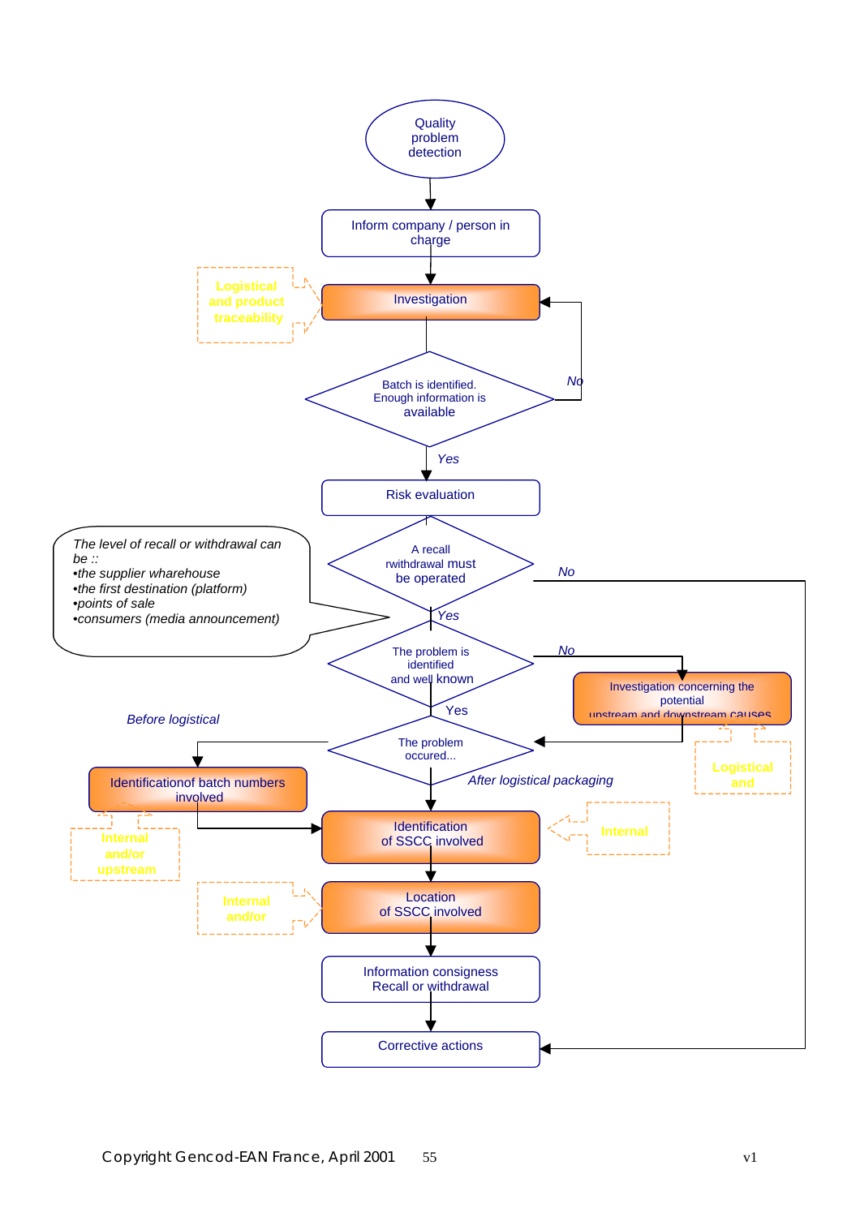Quality problem detection

Inform company / person in charge

Logistical and product traceability

Investigation

Batch is identified. Enough information is available

No

Yes

Risk evaluation

*The level of recall or withdrawal can be ::*
- *the supplier wharehouse*
- *the first destination (platform)*
- *points of sale*
- *consumers (media announcement)*

A recall rwithdrawal must be operated

No

Yes

The problem is identified and well known

No

Investigation concerning the potential upstream and downstream causes

Logistical and

Yes

*Before logistical*

The problem occured...

*After logistical packaging*

Identificationof batch numbers involved

Internal and/or upstream

Identification of SSCC involved

Internal

Internal and/or

Location of SSCC involved

Information consigness Recall or withdrawal

Corrective actions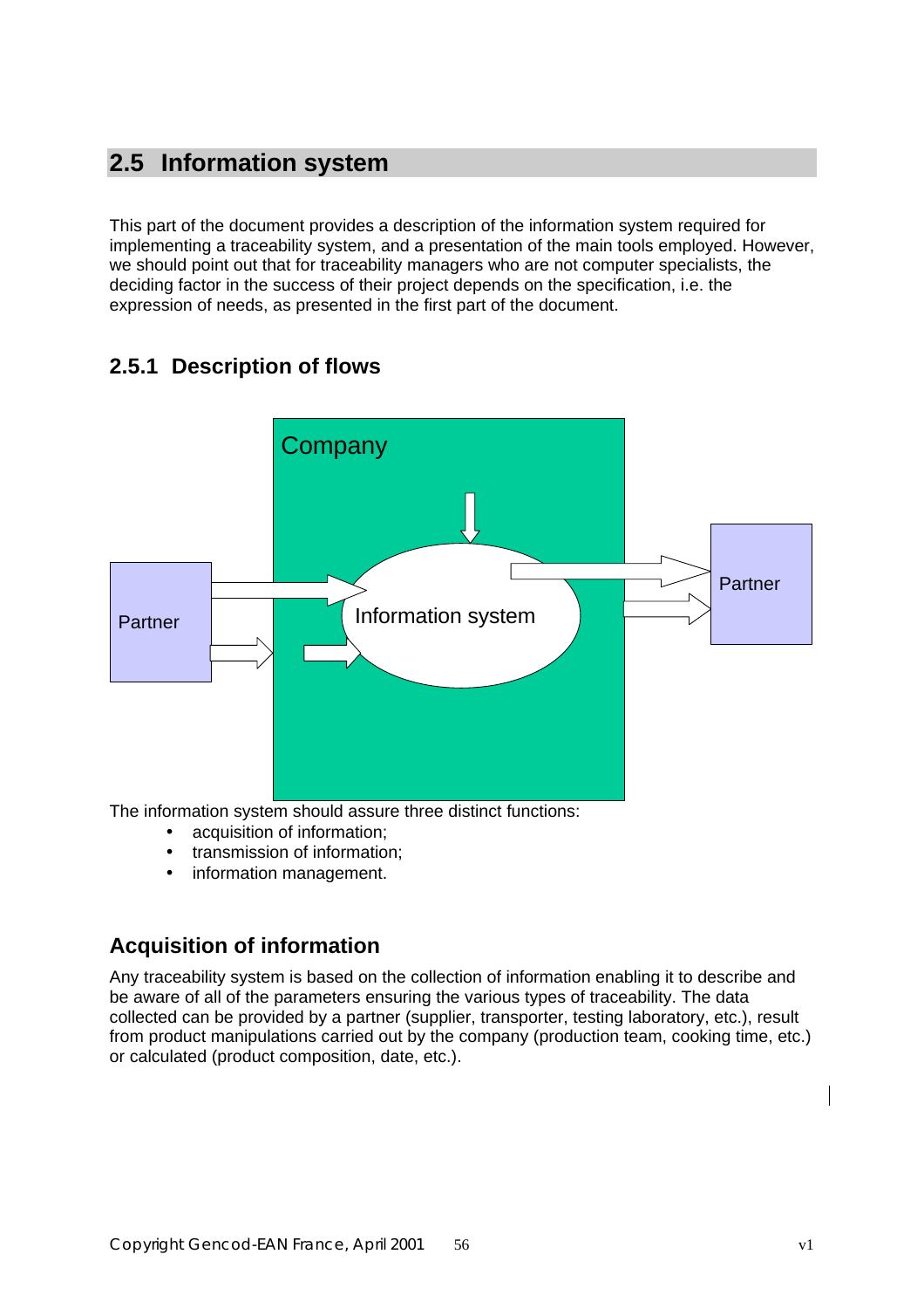## 2.5 Information system

This part of the document provides a description of the information system required for implementing a traceability system, and a presentation of the main tools employed. However, we should point out that for traceability managers who are not computer specialists, the deciding factor in the success of their project depends on the specification, i.e. the expression of needs, as presented in the first part of the document.

### 2.5.1 Description of flows

Company

Partner

Information system

Partner

The information system should assure three distinct functions:

- acquisition of information;
- transmission of information;
- information management.

### Acquisition of information

Any traceability system is based on the collection of information enabling it to describe and be aware of all of the parameters ensuring the various types of traceability. The data collected can be provided by a partner (supplier, transporter, testing laboratory, etc.), result from product manipulations carried out by the company (production team, cooking time, etc.) or calculated (product composition, date, etc.).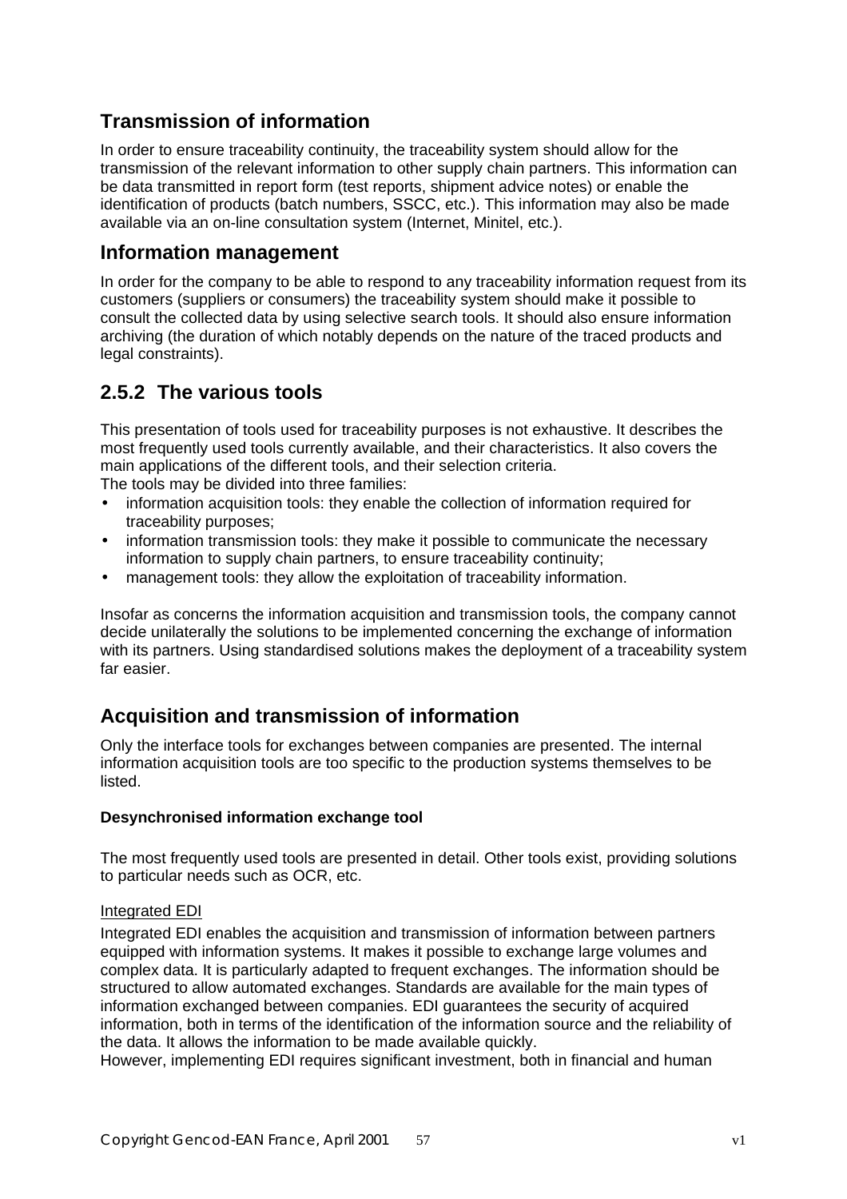## Transmission of information

In order to ensure traceability continuity, the traceability system should allow for the transmission of the relevant information to other supply chain partners. This information can be data transmitted in report form (test reports, shipment advice notes) or enable the identification of products (batch numbers, SSCC, etc.). This information may also be made available via an on-line consultation system (Internet, Minitel, etc.).

## Information management

In order for the company to be able to respond to any traceability information request from its customers (suppliers or consumers) the traceability system should make it possible to consult the collected data by using selective search tools. It should also ensure information archiving (the duration of which notably depends on the nature of the traced products and legal constraints).

## 2.5.2 The various tools

This presentation of tools used for traceability purposes is not exhaustive. It describes the most frequently used tools currently available, and their characteristics. It also covers the main applications of the different tools, and their selection criteria.
The tools may be divided into three families:

- information acquisition tools: they enable the collection of information required for traceability purposes;
- information transmission tools: they make it possible to communicate the necessary information to supply chain partners, to ensure traceability continuity;
- management tools: they allow the exploitation of traceability information.

Insofar as concerns the information acquisition and transmission tools, the company cannot decide unilaterally the solutions to be implemented concerning the exchange of information with its partners. Using standardised solutions makes the deployment of a traceability system far easier.

## Acquisition and transmission of information

Only the interface tools for exchanges between companies are presented. The internal information acquisition tools are too specific to the production systems themselves to be listed.

**Desynchronised information exchange tool**

The most frequently used tools are presented in detail. Other tools exist, providing solutions to particular needs such as OCR, etc.

Integrated EDI

Integrated EDI enables the acquisition and transmission of information between partners equipped with information systems. It makes it possible to exchange large volumes and complex data. It is particularly adapted to frequent exchanges. The information should be structured to allow automated exchanges. Standards are available for the main types of information exchanged between companies. EDI guarantees the security of acquired information, both in terms of the identification of the information source and the reliability of the data. It allows the information to be made available quickly.
However, implementing EDI requires significant investment, both in financial and human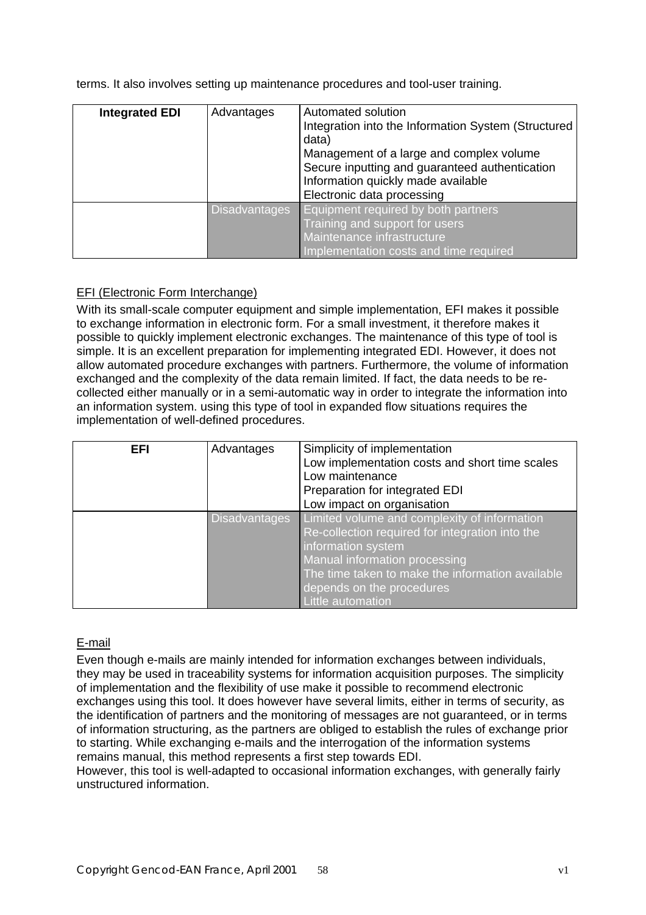terms. It also involves setting up maintenance procedures and tool-user training.

| **Integrated EDI** | Advantages | Automated solution<br>Integration into the Information System (Structured data)<br>Management of a large and complex volume<br>Secure inputting and guaranteed authentication<br>Information quickly made available<br>Electronic data processing |
|---|---|---|
| | Disadvantages | Equipment required by both partners<br>Training and support for users<br>Maintenance infrastructure<br>Implementation costs and time required |

EFI (Electronic Form Interchange)

With its small-scale computer equipment and simple implementation, EFI makes it possible to exchange information in electronic form. For a small investment, it therefore makes it possible to quickly implement electronic exchanges. The maintenance of this type of tool is simple. It is an excellent preparation for implementing integrated EDI. However, it does not allow automated procedure exchanges with partners. Furthermore, the volume of information exchanged and the complexity of the data remain limited. If fact, the data needs to be re-collected either manually or in a semi-automatic way in order to integrate the information into an information system. using this type of tool in expanded flow situations requires the implementation of well-defined procedures.

| **EFI** | Advantages | Simplicity of implementation<br>Low implementation costs and short time scales<br>Low maintenance<br>Preparation for integrated EDI<br>Low impact on organisation |
|---|---|---|
| | Disadvantages | Limited volume and complexity of information<br>Re-collection required for integration into the information system<br>Manual information processing<br>The time taken to make the information available depends on the procedures<br>Little automation |

E-mail

Even though e-mails are mainly intended for information exchanges between individuals, they may be used in traceability systems for information acquisition purposes. The simplicity of implementation and the flexibility of use make it possible to recommend electronic exchanges using this tool. It does however have several limits, either in terms of security, as the identification of partners and the monitoring of messages are not guaranteed, or in terms of information structuring, as the partners are obliged to establish the rules of exchange prior to starting. While exchanging e-mails and the interrogation of the information systems remains manual, this method represents a first step towards EDI.
However, this tool is well-adapted to occasional information exchanges, with generally fairly unstructured information.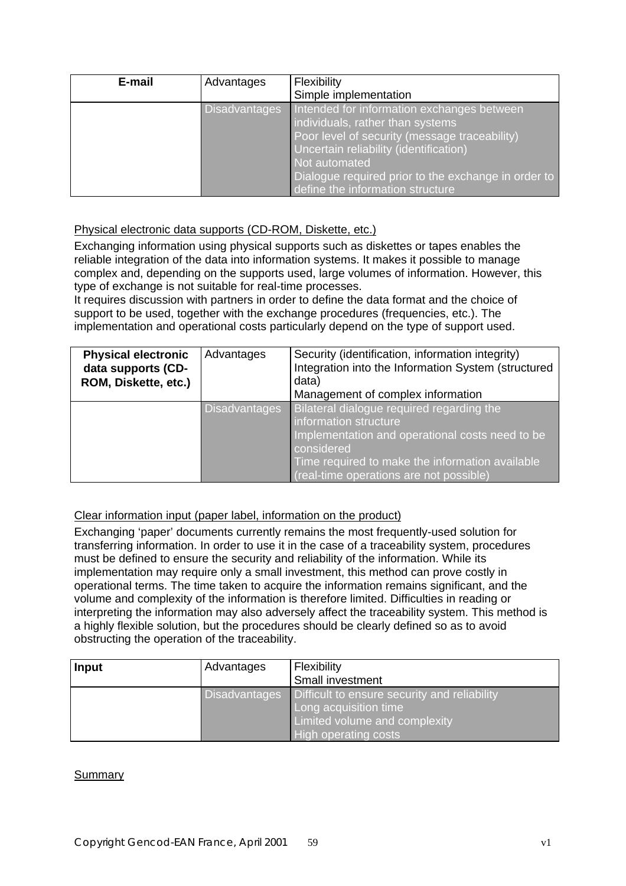| E-mail | Advantages | Flexibility<br>Simple implementation |
|---|---|---|
| | Disadvantages | Intended for information exchanges between individuals, rather than systems<br>Poor level of security (message traceability)<br>Uncertain reliability (identification)<br>Not automated<br>Dialogue required prior to the exchange in order to define the information structure |

Physical electronic data supports (CD-ROM, Diskette, etc.)

Exchanging information using physical supports such as diskettes or tapes enables the reliable integration of the data into information systems. It makes it possible to manage complex and, depending on the supports used, large volumes of information. However, this type of exchange is not suitable for real-time processes.
It requires discussion with partners in order to define the data format and the choice of support to be used, together with the exchange procedures (frequencies, etc.). The implementation and operational costs particularly depend on the type of support used.

| Physical electronic data supports (CD-ROM, Diskette, etc.) | Advantages | Security (identification, information integrity)<br>Integration into the Information System (structured data)<br>Management of complex information |
|---|---|---|
| | Disadvantages | Bilateral dialogue required regarding the information structure<br>Implementation and operational costs need to be considered<br>Time required to make the information available (real-time operations are not possible) |

Clear information input (paper label, information on the product)

Exchanging 'paper' documents currently remains the most frequently-used solution for transferring information. In order to use it in the case of a traceability system, procedures must be defined to ensure the security and reliability of the information. While its implementation may require only a small investment, this method can prove costly in operational terms. The time taken to acquire the information remains significant, and the volume and complexity of the information is therefore limited. Difficulties in reading or interpreting the information may also adversely affect the traceability system. This method is a highly flexible solution, but the procedures should be clearly defined so as to avoid obstructing the operation of the traceability.

| Input | Advantages | Flexibility<br>Small investment |
|---|---|---|
| | Disadvantages | Difficult to ensure security and reliability<br>Long acquisition time<br>Limited volume and complexity<br>High operating costs |

Summary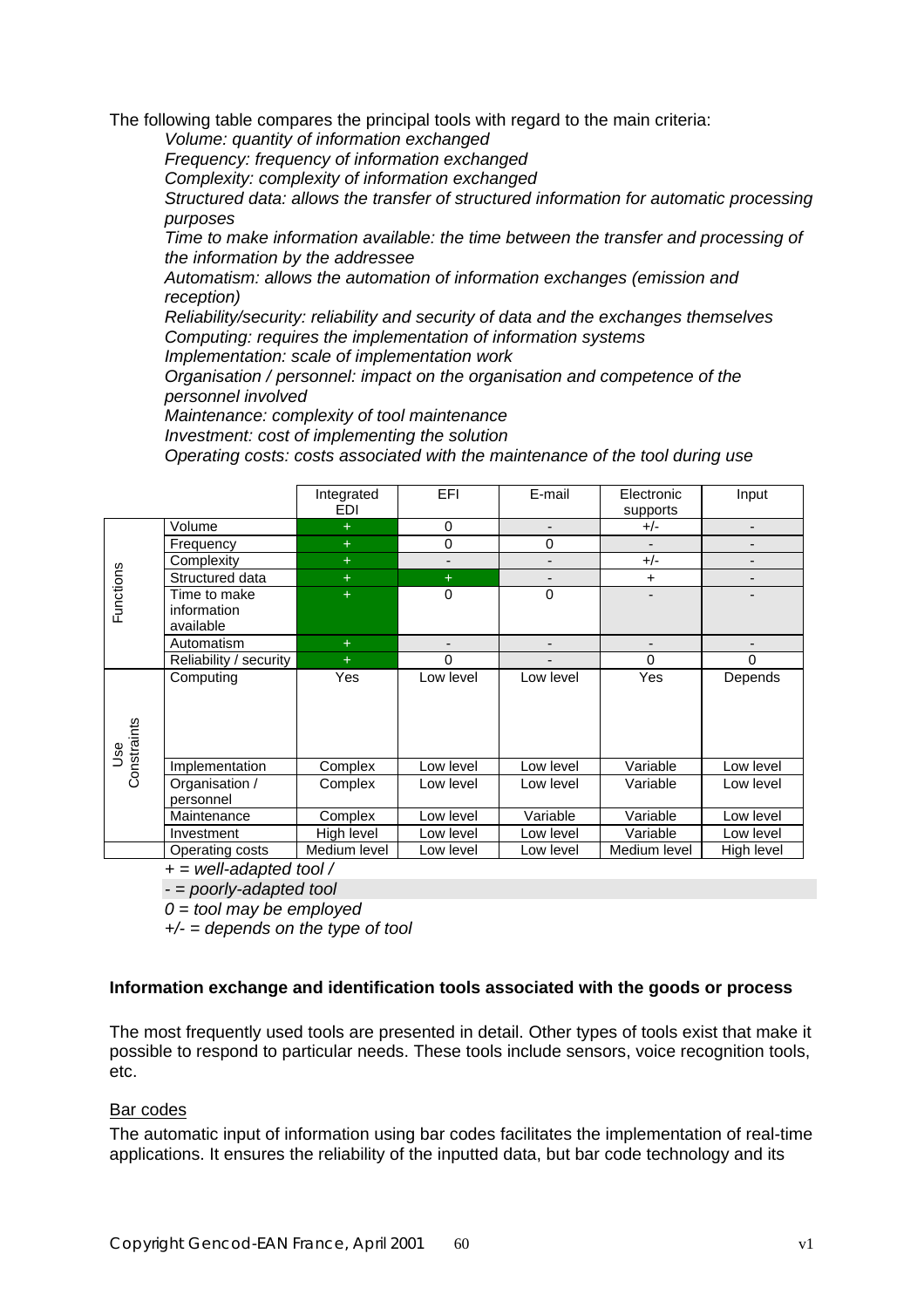The following table compares the principal tools with regard to the main criteria:

*Volume: quantity of information exchanged*
*Frequency: frequency of information exchanged*
*Complexity: complexity of information exchanged*
*Structured data: allows the transfer of structured information for automatic processing purposes*
*Time to make information available: the time between the transfer and processing of the information by the addressee*
*Automatism: allows the automation of information exchanges (emission and reception)*
*Reliability/security: reliability and security of data and the exchanges themselves*
*Computing: requires the implementation of information systems*
*Implementation: scale of implementation work*
*Organisation / personnel: impact on the organisation and competence of the personnel involved*
*Maintenance: complexity of tool maintenance*
*Investment: cost of implementing the solution*
*Operating costs: costs associated with the maintenance of the tool during use*

| | | Integrated EDI | EFI | E-mail | Electronic supports | Input |
|---|---|---|---|---|---|---|
| Functions | Volume | + | 0 | - | +/- | - |
| | Frequency | + | 0 | 0 | - | - |
| | Complexity | + | - | - | +/- | - |
| | Structured data | + | + | - | + | - |
| | Time to make information available | + | 0 | 0 | - | - |
| | Automatism | + | - | - | - | - |
| | Reliability / security | + | 0 | - | 0 | 0 |
| Use Constraints | Computing | Yes | Low level | Low level | Yes | Depends |
| | Implementation | Complex | Low level | Low level | Variable | Low level |
| | Organisation / personnel | Complex | Low level | Low level | Variable | Low level |
| | Maintenance | Complex | Low level | Variable | Variable | Low level |
| | Investment | High level | Low level | Low level | Variable | Low level |
| | Operating costs | Medium level | Low level | Low level | Medium level | High level |

*+ = well-adapted tool /*
*- = poorly-adapted tool*
*0 = tool may be employed*
*+/- = depends on the type of tool*

**Information exchange and identification tools associated with the goods or process**

The most frequently used tools are presented in detail. Other types of tools exist that make it possible to respond to particular needs. These tools include sensors, voice recognition tools, etc.

Bar codes

The automatic input of information using bar codes facilitates the implementation of real-time applications. It ensures the reliability of the inputted data, but bar code technology and its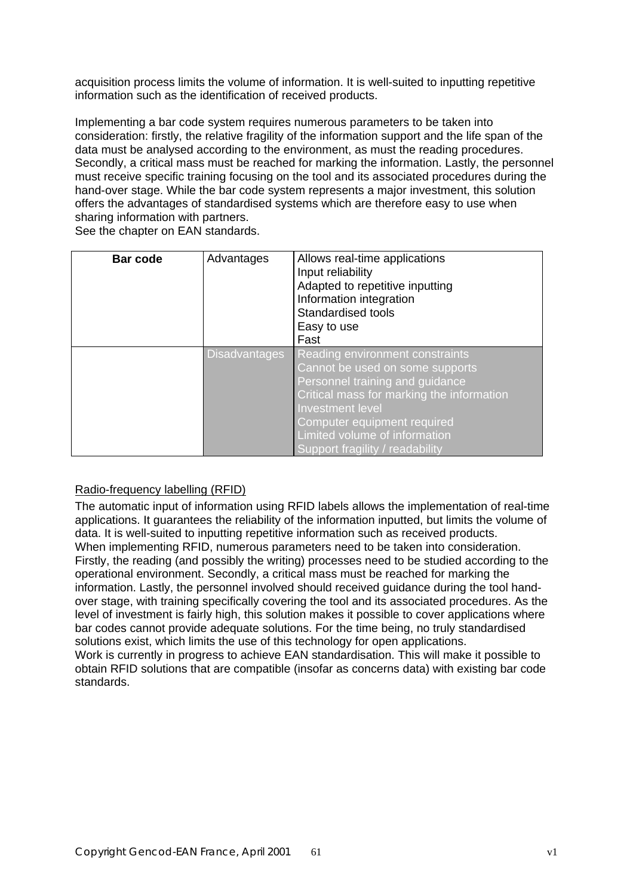acquisition process limits the volume of information. It is well-suited to inputting repetitive information such as the identification of received products.

Implementing a bar code system requires numerous parameters to be taken into consideration: firstly, the relative fragility of the information support and the life span of the data must be analysed according to the environment, as must the reading procedures. Secondly, a critical mass must be reached for marking the information. Lastly, the personnel must receive specific training focusing on the tool and its associated procedures during the hand-over stage. While the bar code system represents a major investment, this solution offers the advantages of standardised systems which are therefore easy to use when sharing information with partners.
See the chapter on EAN standards.

| **Bar code** | Advantages | Allows real-time applications<br>Input reliability<br>Adapted to repetitive inputting<br>Information integration<br>Standardised tools<br>Easy to use<br>Fast |
|---|---|---|
| | Disadvantages | Reading environment constraints<br>Cannot be used on some supports<br>Personnel training and guidance<br>Critical mass for marking the information<br>Investment level<br>Computer equipment required<br>Limited volume of information<br>Support fragility / readability |

Radio-frequency labelling (RFID)

The automatic input of information using RFID labels allows the implementation of real-time applications. It guarantees the reliability of the information inputted, but limits the volume of data. It is well-suited to inputting repetitive information such as received products.
When implementing RFID, numerous parameters need to be taken into consideration. Firstly, the reading (and possibly the writing) processes need to be studied according to the operational environment. Secondly, a critical mass must be reached for marking the information. Lastly, the personnel involved should received guidance during the tool hand-over stage, with training specifically covering the tool and its associated procedures. As the level of investment is fairly high, this solution makes it possible to cover applications where bar codes cannot provide adequate solutions. For the time being, no truly standardised solutions exist, which limits the use of this technology for open applications.
Work is currently in progress to achieve EAN standardisation. This will make it possible to obtain RFID solutions that are compatible (insofar as concerns data) with existing bar code standards.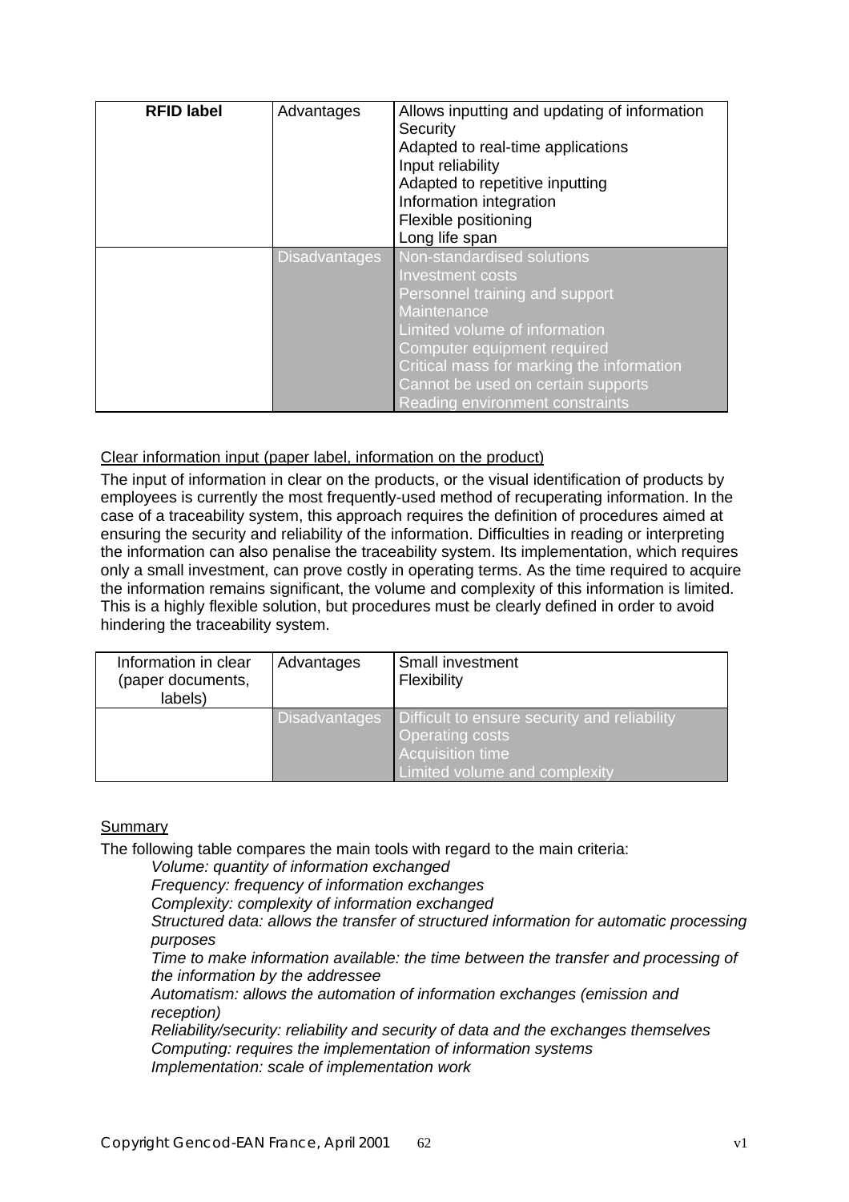| **RFID label** | Advantages | Allows inputting and updating of information<br>Security<br>Adapted to real-time applications<br>Input reliability<br>Adapted to repetitive inputting<br>Information integration<br>Flexible positioning<br>Long life span |
|---|---|---|
| | Disadvantages | Non-standardised solutions<br>Investment costs<br>Personnel training and support<br>Maintenance<br>Limited volume of information<br>Computer equipment required<br>Critical mass for marking the information<br>Cannot be used on certain supports<br>Reading environment constraints |

Clear information input (paper label, information on the product)

The input of information in clear on the products, or the visual identification of products by employees is currently the most frequently-used method of recuperating information. In the case of a traceability system, this approach requires the definition of procedures aimed at ensuring the security and reliability of the information. Difficulties in reading or interpreting the information can also penalise the traceability system. Its implementation, which requires only a small investment, can prove costly in operating terms. As the time required to acquire the information remains significant, the volume and complexity of this information is limited. This is a highly flexible solution, but procedures must be clearly defined in order to avoid hindering the traceability system.

| Information in clear (paper documents, labels) | Advantages | Small investment<br>Flexibility |
|---|---|---|
| | Disadvantages | Difficult to ensure security and reliability<br>Operating costs<br>Acquisition time<br>Limited volume and complexity |

Summary

The following table compares the main tools with regard to the main criteria:

*Volume: quantity of information exchanged*
*Frequency: frequency of information exchanges*
*Complexity: complexity of information exchanged*
*Structured data: allows the transfer of structured information for automatic processing purposes*
*Time to make information available: the time between the transfer and processing of the information by the addressee*
*Automatism: allows the automation of information exchanges (emission and reception)*
*Reliability/security: reliability and security of data and the exchanges themselves*
*Computing: requires the implementation of information systems*
*Implementation: scale of implementation work*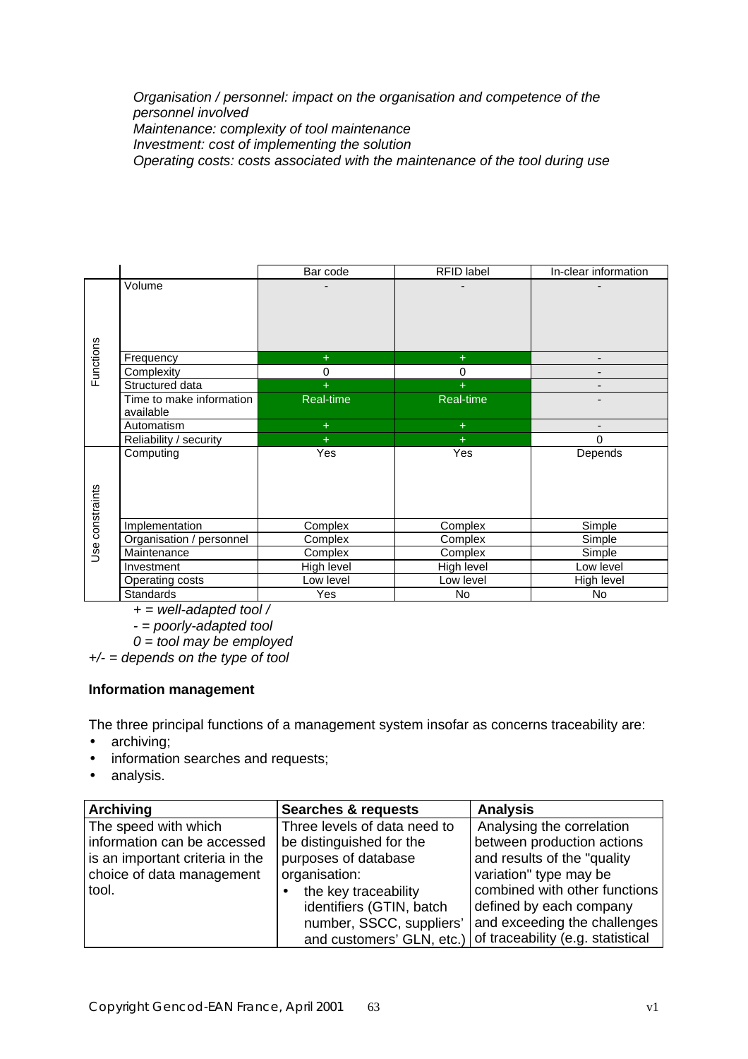*Organisation / personnel: impact on the organisation and competence of the personnel involved*
*Maintenance: complexity of tool maintenance*
*Investment: cost of implementing the solution*
*Operating costs: costs associated with the maintenance of the tool during use*

| | | Bar code | RFID label | In-clear information |
|---|---|---|---|---|
| Functions | Volume | - | - | - |
| | Frequency | + | + | - |
| | Complexity | 0 | 0 | - |
| | Structured data | + | + | - |
| | Time to make information available | Real-time | Real-time | - |
| | Automatism | + | + | - |
| | Reliability / security | + | + | 0 |
| Use constraints | Computing | Yes | Yes | Depends |
| | Implementation | Complex | Complex | Simple |
| | Organisation / personnel | Complex | Complex | Simple |
| | Maintenance | Complex | Complex | Simple |
| | Investment | High level | High level | Low level |
| | Operating costs | Low level | Low level | High level |
| | Standards | Yes | No | No |

*+ = well-adapted tool /*
*- = poorly-adapted tool*
*0 = tool may be employed*
*+/- = depends on the type of tool*

**Information management**

The three principal functions of a management system insofar as concerns traceability are:

- archiving;
- information searches and requests;
- analysis.

| Archiving | Searches & requests | Analysis |
|---|---|---|
| The speed with which information can be accessed is an important criteria in the choice of data management tool. | Three levels of data need to be distinguished for the purposes of database organisation:<br>• the key traceability identifiers (GTIN, batch number, SSCC, suppliers' and customers' GLN, etc.) | Analysing the correlation between production actions and results of the "quality variation" type may be combined with other functions defined by each company and exceeding the challenges of traceability (e.g. statistical |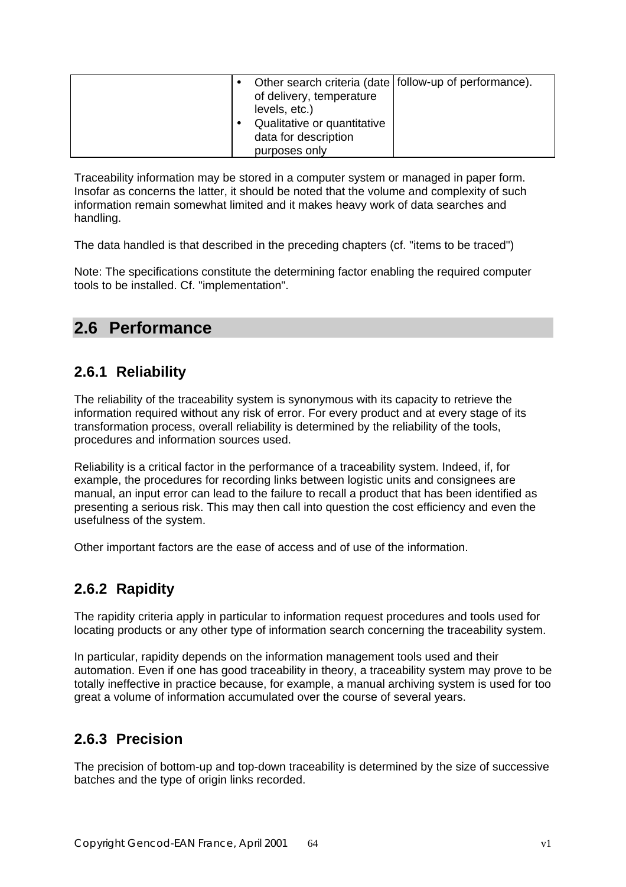|  | • Other search criteria (date of delivery, temperature levels, etc.)<br>• Qualitative or quantitative data for description purposes only | follow-up of performance). |
|---|---|---|

Traceability information may be stored in a computer system or managed in paper form. Insofar as concerns the latter, it should be noted that the volume and complexity of such information remain somewhat limited and it makes heavy work of data searches and handling.

The data handled is that described in the preceding chapters (cf. "items to be traced")

Note: The specifications constitute the determining factor enabling the required computer tools to be installed. Cf. "implementation".

## 2.6 Performance

### 2.6.1 Reliability

The reliability of the traceability system is synonymous with its capacity to retrieve the information required without any risk of error. For every product and at every stage of its transformation process, overall reliability is determined by the reliability of the tools, procedures and information sources used.

Reliability is a critical factor in the performance of a traceability system. Indeed, if, for example, the procedures for recording links between logistic units and consignees are manual, an input error can lead to the failure to recall a product that has been identified as presenting a serious risk. This may then call into question the cost efficiency and even the usefulness of the system.

Other important factors are the ease of access and of use of the information.

### 2.6.2 Rapidity

The rapidity criteria apply in particular to information request procedures and tools used for locating products or any other type of information search concerning the traceability system.

In particular, rapidity depends on the information management tools used and their automation. Even if one has good traceability in theory, a traceability system may prove to be totally ineffective in practice because, for example, a manual archiving system is used for too great a volume of information accumulated over the course of several years.

### 2.6.3 Precision

The precision of bottom-up and top-down traceability is determined by the size of successive batches and the type of origin links recorded.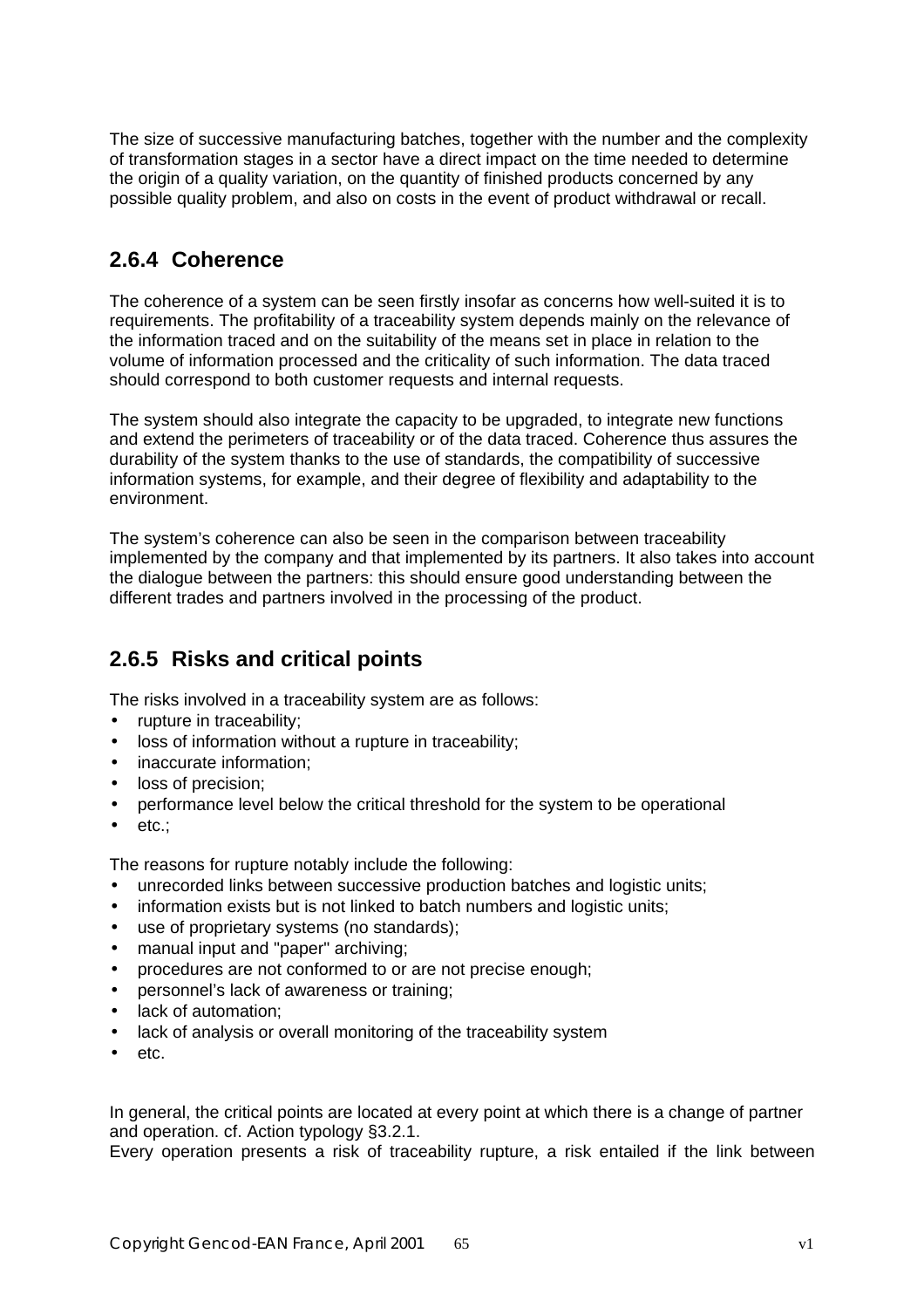The size of successive manufacturing batches, together with the number and the complexity of transformation stages in a sector have a direct impact on the time needed to determine the origin of a quality variation, on the quantity of finished products concerned by any possible quality problem, and also on costs in the event of product withdrawal or recall.

### 2.6.4 Coherence

The coherence of a system can be seen firstly insofar as concerns how well-suited it is to requirements. The profitability of a traceability system depends mainly on the relevance of the information traced and on the suitability of the means set in place in relation to the volume of information processed and the criticality of such information. The data traced should correspond to both customer requests and internal requests.

The system should also integrate the capacity to be upgraded, to integrate new functions and extend the perimeters of traceability or of the data traced. Coherence thus assures the durability of the system thanks to the use of standards, the compatibility of successive information systems, for example, and their degree of flexibility and adaptability to the environment.

The system's coherence can also be seen in the comparison between traceability implemented by the company and that implemented by its partners. It also takes into account the dialogue between the partners: this should ensure good understanding between the different trades and partners involved in the processing of the product.

### 2.6.5 Risks and critical points

The risks involved in a traceability system are as follows:

- rupture in traceability;
- loss of information without a rupture in traceability;
- inaccurate information;
- loss of precision;
- performance level below the critical threshold for the system to be operational
- etc.;

The reasons for rupture notably include the following:

- unrecorded links between successive production batches and logistic units;
- information exists but is not linked to batch numbers and logistic units;
- use of proprietary systems (no standards);
- manual input and "paper" archiving;
- procedures are not conformed to or are not precise enough;
- personnel's lack of awareness or training;
- lack of automation;
- lack of analysis or overall monitoring of the traceability system
- etc.

In general, the critical points are located at every point at which there is a change of partner and operation. cf. Action typology §3.2.1.

Every operation presents a risk of traceability rupture, a risk entailed if the link between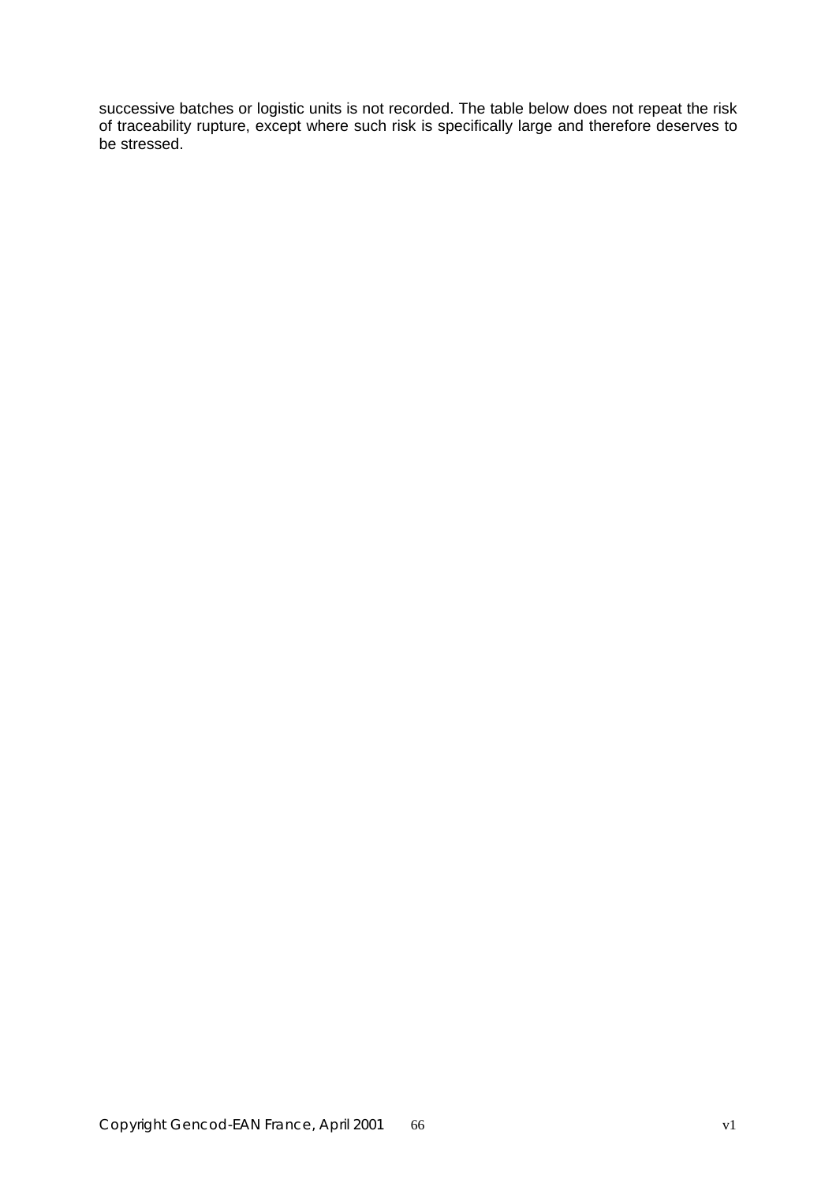successive batches or logistic units is not recorded. The table below does not repeat the risk of traceability rupture, except where such risk is specifically large and therefore deserves to be stressed.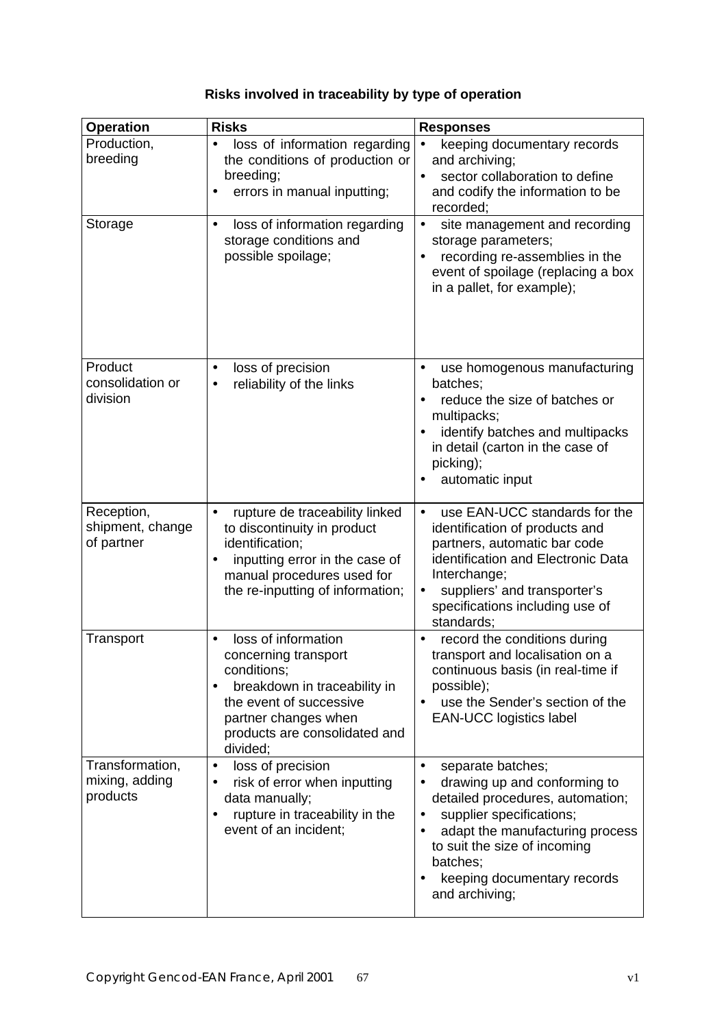**Risks involved in traceability by type of operation**

| Operation | Risks | Responses |
|---|---|---|
| Production, breeding | • loss of information regarding the conditions of production or breeding;<br>• errors in manual inputting; | • keeping documentary records and archiving;<br>• sector collaboration to define and codify the information to be recorded; |
| Storage | • loss of information regarding storage conditions and possible spoilage; | • site management and recording storage parameters;<br>• recording re-assemblies in the event of spoilage (replacing a box in a pallet, for example); |
| Product consolidation or division | • loss of precision<br>• reliability of the links | • use homogenous manufacturing batches;<br>• reduce the size of batches or multipacks;<br>• identify batches and multipacks in detail (carton in the case of picking);<br>• automatic input |
| Reception, shipment, change of partner | • rupture de traceability linked to discontinuity in product identification;<br>• inputting error in the case of manual procedures used for the re-inputting of information; | • use EAN-UCC standards for the identification of products and partners, automatic bar code identification and Electronic Data Interchange;<br>• suppliers' and transporter's specifications including use of standards; |
| Transport | • loss of information concerning transport conditions;<br>• breakdown in traceability in the event of successive partner changes when products are consolidated and divided; | • record the conditions during transport and localisation on a continuous basis (in real-time if possible);<br>• use the Sender's section of the EAN-UCC logistics label |
| Transformation, mixing, adding products | • loss of precision<br>• risk of error when inputting data manually;<br>• rupture in traceability in the event of an incident; | • separate batches;<br>• drawing up and conforming to detailed procedures, automation;<br>• supplier specifications;<br>• adapt the manufacturing process to suit the size of incoming batches;<br>• keeping documentary records and archiving; |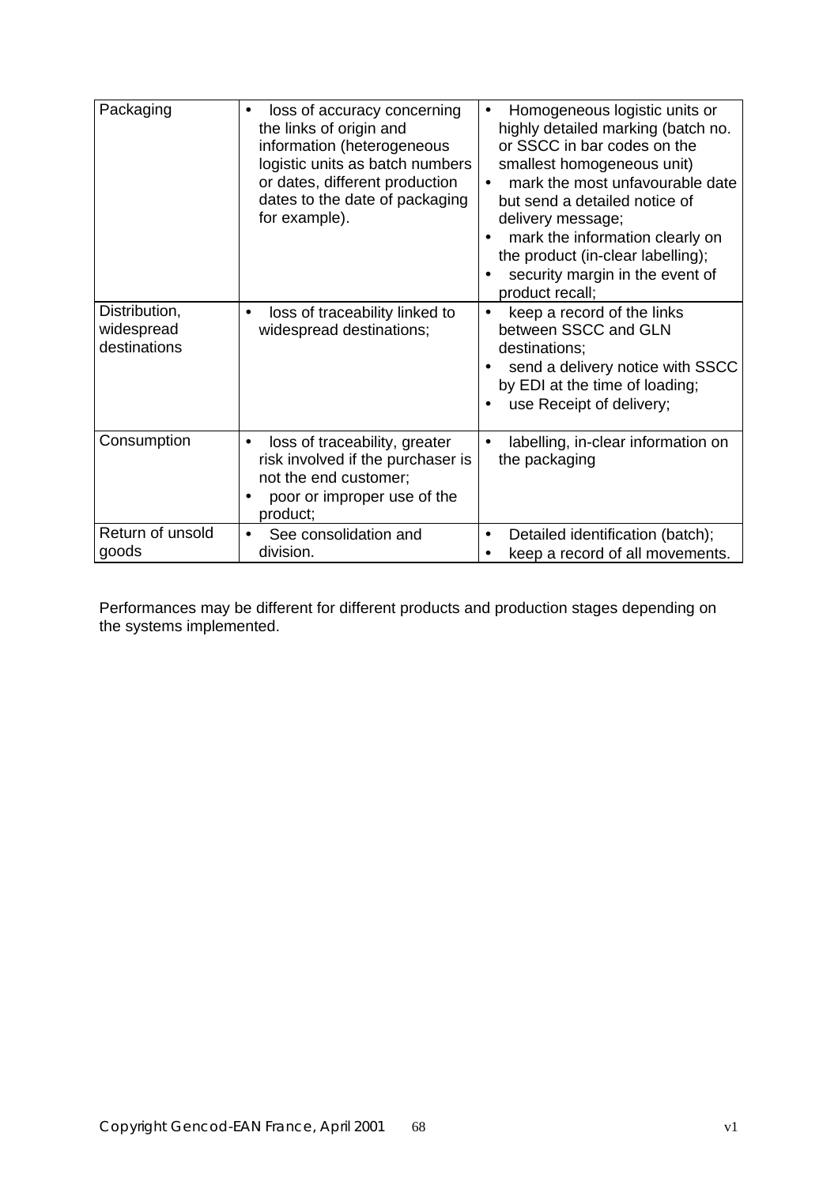| Packaging | • loss of accuracy concerning the links of origin and information (heterogeneous logistic units as batch numbers or dates, different production dates to the date of packaging for example). | • Homogeneous logistic units or highly detailed marking (batch no. or SSCC in bar codes on the smallest homogeneous unit)<br>• mark the most unfavourable date but send a detailed notice of delivery message;<br>• mark the information clearly on the product (in-clear labelling);<br>• security margin in the event of product recall; |
|---|---|---|
| Distribution, widespread destinations | • loss of traceability linked to widespread destinations; | • keep a record of the links between SSCC and GLN destinations;<br>• send a delivery notice with SSCC by EDI at the time of loading;<br>• use Receipt of delivery; |
| Consumption | • loss of traceability, greater risk involved if the purchaser is not the end customer;<br>• poor or improper use of the product; | • labelling, in-clear information on the packaging |
| Return of unsold goods | • See consolidation and division. | • Detailed identification (batch);<br>• keep a record of all movements. |

Performances may be different for different products and production stages depending on the systems implemented.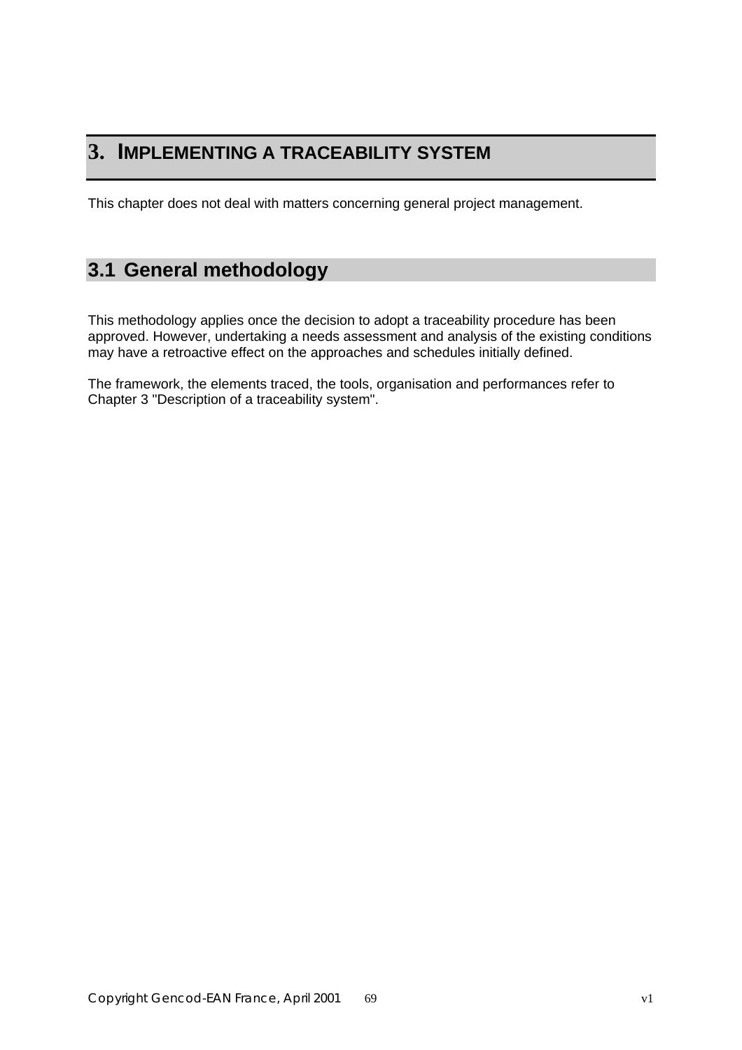# 3. IMPLEMENTING A TRACEABILITY SYSTEM

This chapter does not deal with matters concerning general project management.

## 3.1 General methodology

This methodology applies once the decision to adopt a traceability procedure has been approved. However, undertaking a needs assessment and analysis of the existing conditions may have a retroactive effect on the approaches and schedules initially defined.

The framework, the elements traced, the tools, organisation and performances refer to Chapter 3 "Description of a traceability system".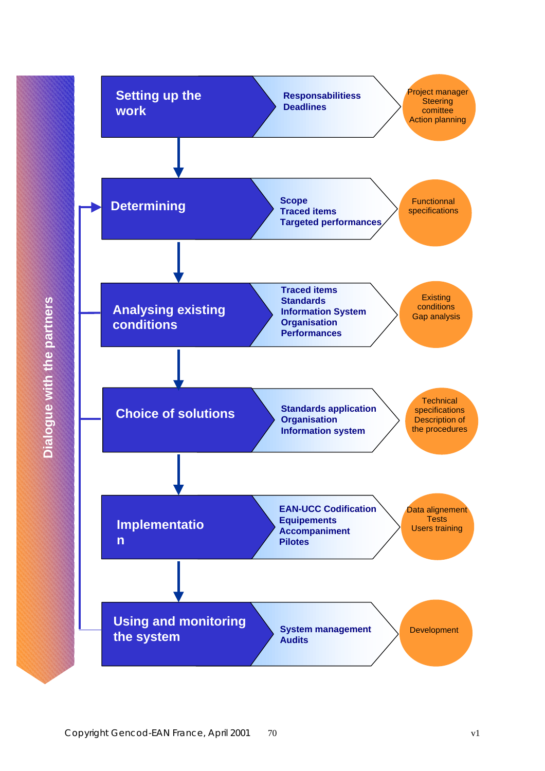**Dialogue with the partners**

| Step | Content | Output |
|---|---|---|
| **Setting up the work** | Responsabilitiess<br>Deadlines | Project manager<br>Steering comittee<br>Action planning |
| **Determining** | Scope<br>Traced items<br>Targeted performances | Functionnal specifications |
| **Analysing existing conditions** | Traced items<br>Standards<br>Information System<br>Organisation<br>Performances | Existing conditions<br>Gap analysis |
| **Choice of solutions** | Standards application<br>Organisation<br>Information system | Technical specifications<br>Description of the procedures |
| **Implementation** | EAN-UCC Codification<br>Equipements<br>Accompaniment<br>Pilotes | Data alignement<br>Tests<br>Users training |
| **Using and monitoring the system** | System management<br>Audits | Development |

Copyright Gencod-EAN France, April 2001 v1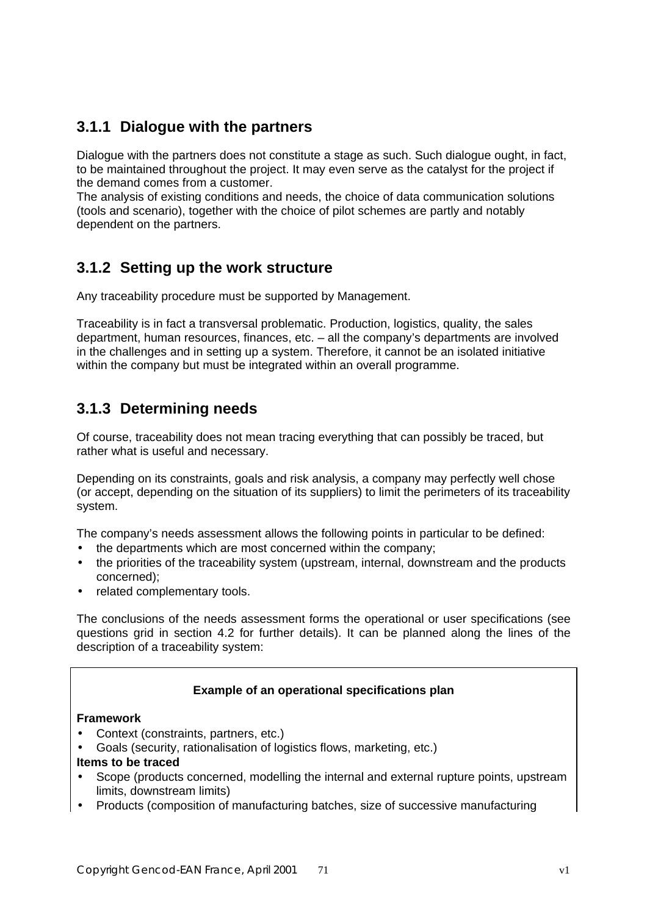### 3.1.1 Dialogue with the partners

Dialogue with the partners does not constitute a stage as such. Such dialogue ought, in fact, to be maintained throughout the project. It may even serve as the catalyst for the project if the demand comes from a customer.
The analysis of existing conditions and needs, the choice of data communication solutions (tools and scenario), together with the choice of pilot schemes are partly and notably dependent on the partners.

### 3.1.2 Setting up the work structure

Any traceability procedure must be supported by Management.

Traceability is in fact a transversal problematic. Production, logistics, quality, the sales department, human resources, finances, etc. – all the company's departments are involved in the challenges and in setting up a system. Therefore, it cannot be an isolated initiative within the company but must be integrated within an overall programme.

### 3.1.3 Determining needs

Of course, traceability does not mean tracing everything that can possibly be traced, but rather what is useful and necessary.

Depending on its constraints, goals and risk analysis, a company may perfectly well chose (or accept, depending on the situation of its suppliers) to limit the perimeters of its traceability system.

The company's needs assessment allows the following points in particular to be defined:

- the departments which are most concerned within the company;
- the priorities of the traceability system (upstream, internal, downstream and the products concerned);
- related complementary tools.

The conclusions of the needs assessment forms the operational or user specifications (see questions grid in section 4.2 for further details). It can be planned along the lines of the description of a traceability system:

**Example of an operational specifications plan**

**Framework**

- Context (constraints, partners, etc.)
- Goals (security, rationalisation of logistics flows, marketing, etc.)

**Items to be traced**

- Scope (products concerned, modelling the internal and external rupture points, upstream limits, downstream limits)
- Products (composition of manufacturing batches, size of successive manufacturing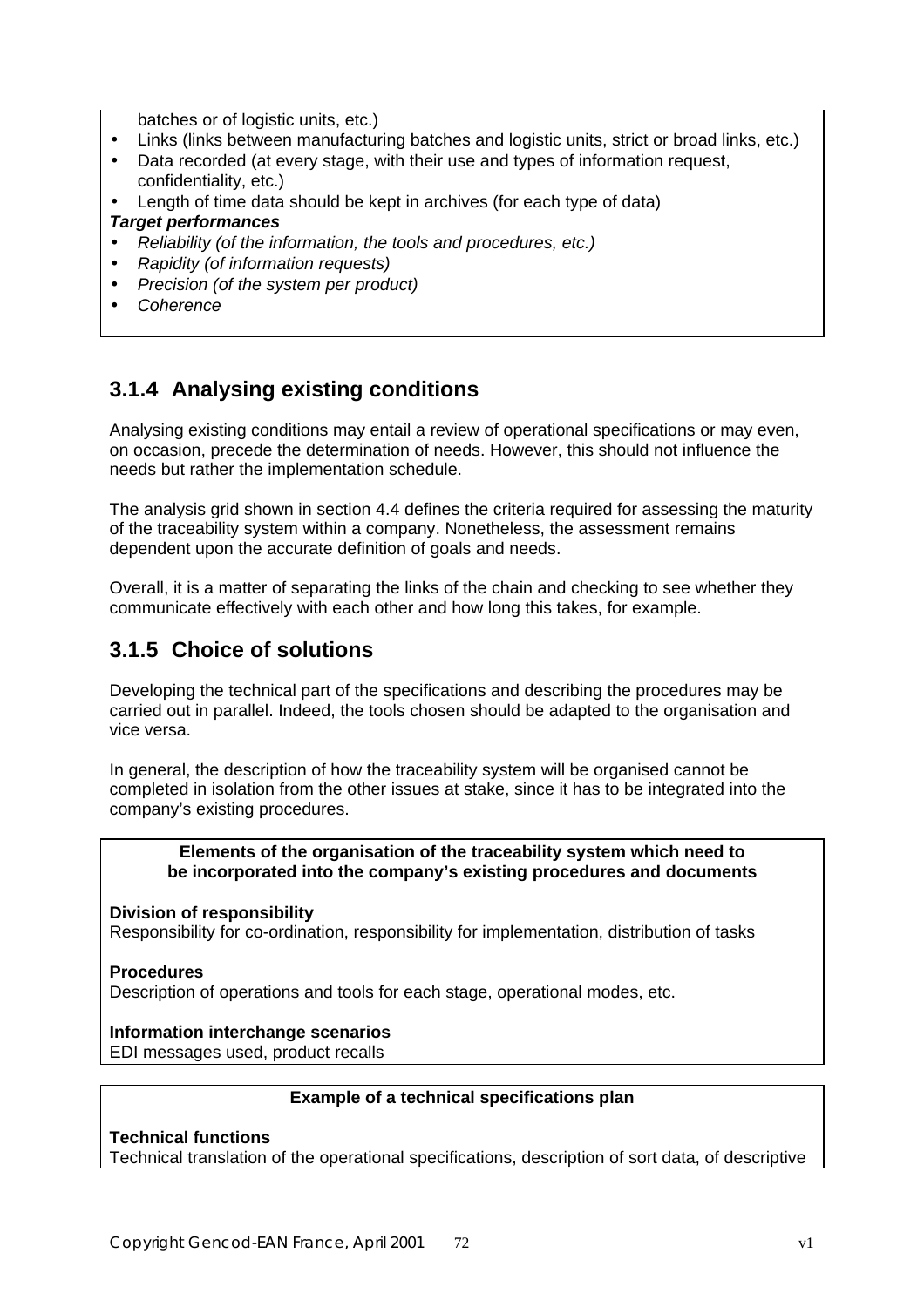batches or of logistic units, etc.)

- Links (links between manufacturing batches and logistic units, strict or broad links, etc.)
- Data recorded (at every stage, with their use and types of information request, confidentiality, etc.)
- Length of time data should be kept in archives (for each type of data)

***Target performances***

- *Reliability (of the information, the tools and procedures, etc.)*
- *Rapidity (of information requests)*
- *Precision (of the system per product)*
- *Coherence*

### 3.1.4 Analysing existing conditions

Analysing existing conditions may entail a review of operational specifications or may even, on occasion, precede the determination of needs. However, this should not influence the needs but rather the implementation schedule.

The analysis grid shown in section 4.4 defines the criteria required for assessing the maturity of the traceability system within a company. Nonetheless, the assessment remains dependent upon the accurate definition of goals and needs.

Overall, it is a matter of separating the links of the chain and checking to see whether they communicate effectively with each other and how long this takes, for example.

### 3.1.5 Choice of solutions

Developing the technical part of the specifications and describing the procedures may be carried out in parallel. Indeed, the tools chosen should be adapted to the organisation and vice versa.

In general, the description of how the traceability system will be organised cannot be completed in isolation from the other issues at stake, since it has to be integrated into the company's existing procedures.

**Elements of the organisation of the traceability system which need to be incorporated into the company's existing procedures and documents**

**Division of responsibility**
Responsibility for co-ordination, responsibility for implementation, distribution of tasks

**Procedures**
Description of operations and tools for each stage, operational modes, etc.

**Information interchange scenarios**
EDI messages used, product recalls

**Example of a technical specifications plan**

**Technical functions**
Technical translation of the operational specifications, description of sort data, of descriptive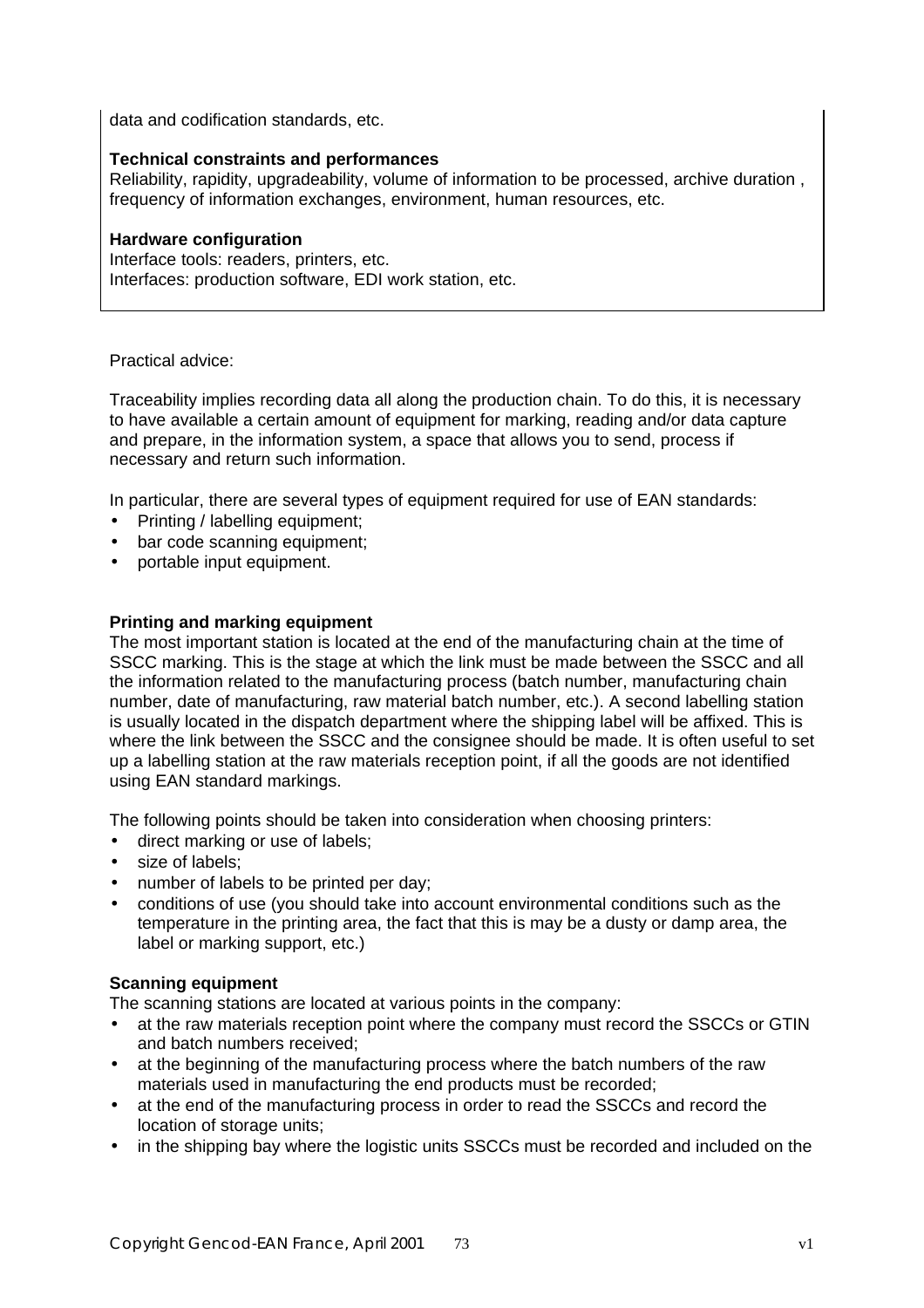data and codification standards, etc.

**Technical constraints and performances**
Reliability, rapidity, upgradeability, volume of information to be processed, archive duration , frequency of information exchanges, environment, human resources, etc.

**Hardware configuration**
Interface tools: readers, printers, etc.
Interfaces: production software, EDI work station, etc.

Practical advice:

Traceability implies recording data all along the production chain. To do this, it is necessary to have available a certain amount of equipment for marking, reading and/or data capture and prepare, in the information system, a space that allows you to send, process if necessary and return such information.

In particular, there are several types of equipment required for use of EAN standards:

- Printing / labelling equipment;
- bar code scanning equipment;
- portable input equipment.

**Printing and marking equipment**
The most important station is located at the end of the manufacturing chain at the time of SSCC marking. This is the stage at which the link must be made between the SSCC and all the information related to the manufacturing process (batch number, manufacturing chain number, date of manufacturing, raw material batch number, etc.). A second labelling station is usually located in the dispatch department where the shipping label will be affixed. This is where the link between the SSCC and the consignee should be made. It is often useful to set up a labelling station at the raw materials reception point, if all the goods are not identified using EAN standard markings.

The following points should be taken into consideration when choosing printers:

- direct marking or use of labels;
- size of labels;
- number of labels to be printed per day;
- conditions of use (you should take into account environmental conditions such as the temperature in the printing area, the fact that this is may be a dusty or damp area, the label or marking support, etc.)

**Scanning equipment**
The scanning stations are located at various points in the company:

- at the raw materials reception point where the company must record the SSCCs or GTIN and batch numbers received;
- at the beginning of the manufacturing process where the batch numbers of the raw materials used in manufacturing the end products must be recorded;
- at the end of the manufacturing process in order to read the SSCCs and record the location of storage units;
- in the shipping bay where the logistic units SSCCs must be recorded and included on the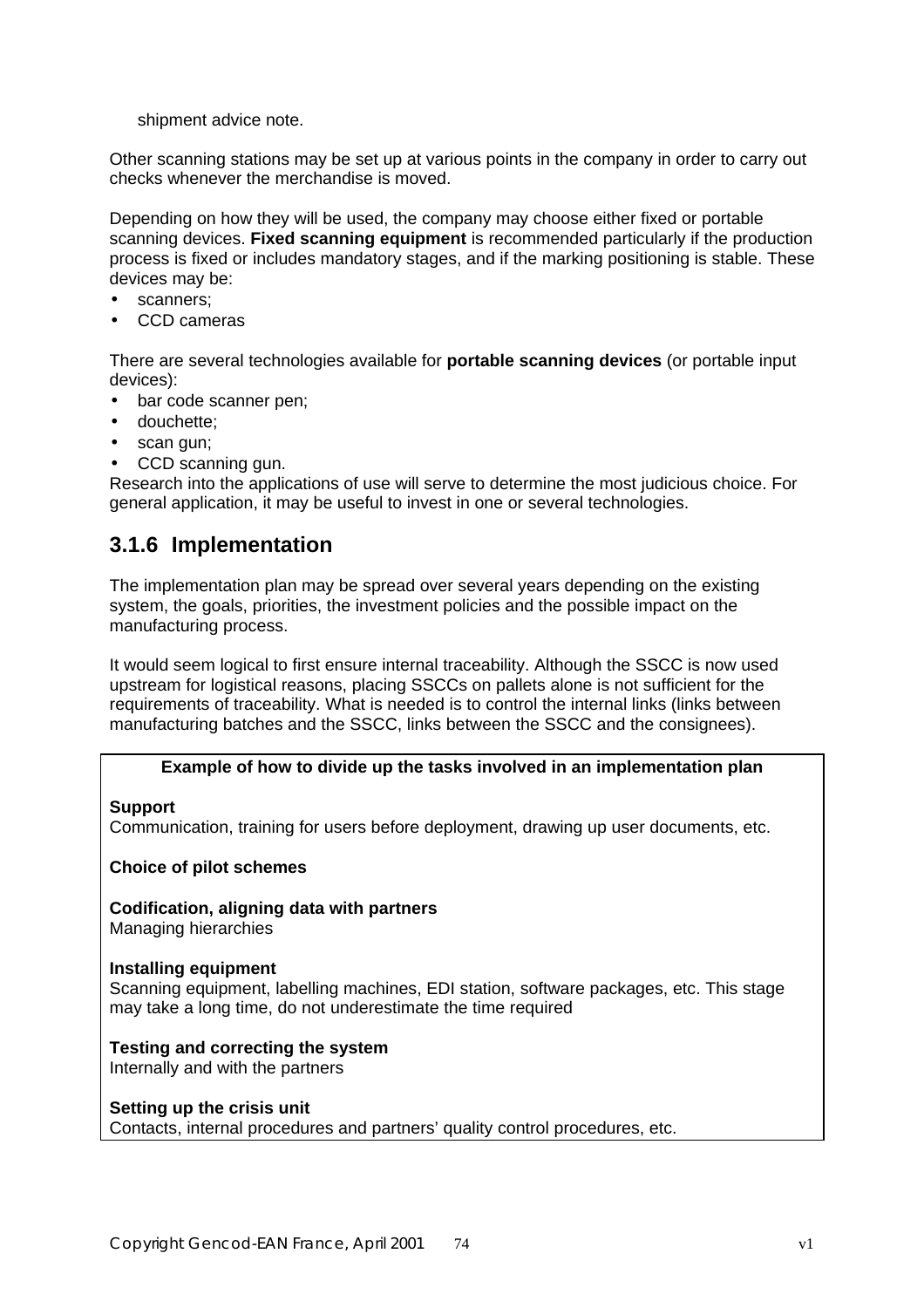shipment advice note.

Other scanning stations may be set up at various points in the company in order to carry out checks whenever the merchandise is moved.

Depending on how they will be used, the company may choose either fixed or portable scanning devices. **Fixed scanning equipment** is recommended particularly if the production process is fixed or includes mandatory stages, and if the marking positioning is stable. These devices may be:

- scanners;
- CCD cameras

There are several technologies available for **portable scanning devices** (or portable input devices):

- bar code scanner pen;
- douchette;
- scan gun;
- CCD scanning gun.

Research into the applications of use will serve to determine the most judicious choice. For general application, it may be useful to invest in one or several technologies.

### 3.1.6 Implementation

The implementation plan may be spread over several years depending on the existing system, the goals, priorities, the investment policies and the possible impact on the manufacturing process.

It would seem logical to first ensure internal traceability. Although the SSCC is now used upstream for logistical reasons, placing SSCCs on pallets alone is not sufficient for the requirements of traceability. What is needed is to control the internal links (links between manufacturing batches and the SSCC, links between the SSCC and the consignees).

**Example of how to divide up the tasks involved in an implementation plan**

**Support**
Communication, training for users before deployment, drawing up user documents, etc.

**Choice of pilot schemes**

**Codification, aligning data with partners**
Managing hierarchies

**Installing equipment**
Scanning equipment, labelling machines, EDI station, software packages, etc. This stage may take a long time, do not underestimate the time required

**Testing and correcting the system**
Internally and with the partners

**Setting up the crisis unit**
Contacts, internal procedures and partners' quality control procedures, etc.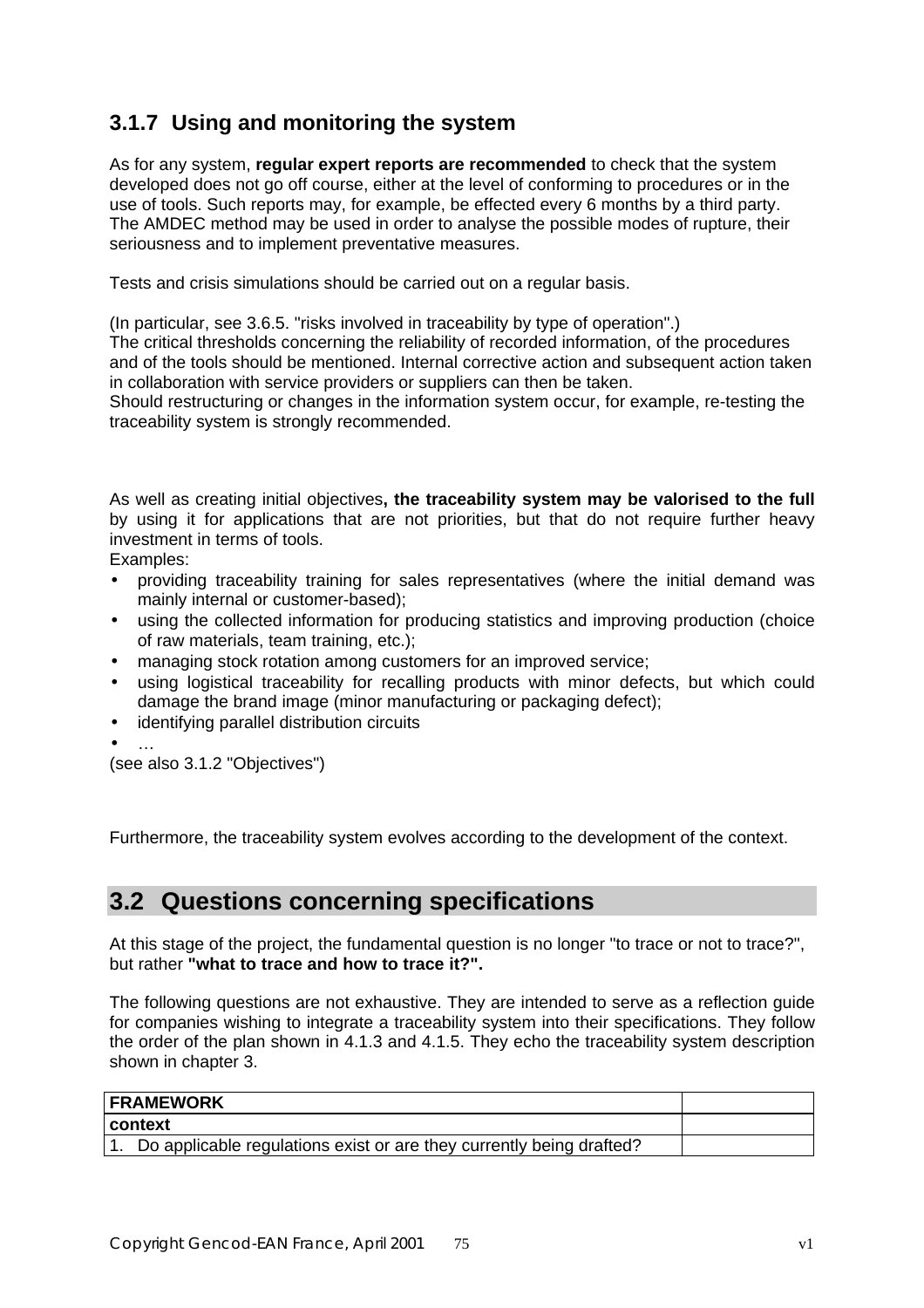### 3.1.7 Using and monitoring the system

As for any system, **regular expert reports are recommended** to check that the system developed does not go off course, either at the level of conforming to procedures or in the use of tools. Such reports may, for example, be effected every 6 months by a third party. The AMDEC method may be used in order to analyse the possible modes of rupture, their seriousness and to implement preventative measures.

Tests and crisis simulations should be carried out on a regular basis.

(In particular, see 3.6.5. "risks involved in traceability by type of operation".)
The critical thresholds concerning the reliability of recorded information, of the procedures and of the tools should be mentioned. Internal corrective action and subsequent action taken in collaboration with service providers or suppliers can then be taken.
Should restructuring or changes in the information system occur, for example, re-testing the traceability system is strongly recommended.

As well as creating initial objectives**, the traceability system may be valorised to the full** by using it for applications that are not priorities, but that do not require further heavy investment in terms of tools.
Examples:

- providing traceability training for sales representatives (where the initial demand was mainly internal or customer-based);
- using the collected information for producing statistics and improving production (choice of raw materials, team training, etc.);
- managing stock rotation among customers for an improved service;
- using logistical traceability for recalling products with minor defects, but which could damage the brand image (minor manufacturing or packaging defect);
- identifying parallel distribution circuits
- …

(see also 3.1.2 "Objectives")

Furthermore, the traceability system evolves according to the development of the context.

## 3.2 Questions concerning specifications

At this stage of the project, the fundamental question is no longer "to trace or not to trace?", but rather **"what to trace and how to trace it?".**

The following questions are not exhaustive. They are intended to serve as a reflection guide for companies wishing to integrate a traceability system into their specifications. They follow the order of the plan shown in 4.1.3 and 4.1.5. They echo the traceability system description shown in chapter 3.

| **FRAMEWORK** | |
|---|---|
| **context** | |
| 1. Do applicable regulations exist or are they currently being drafted? | |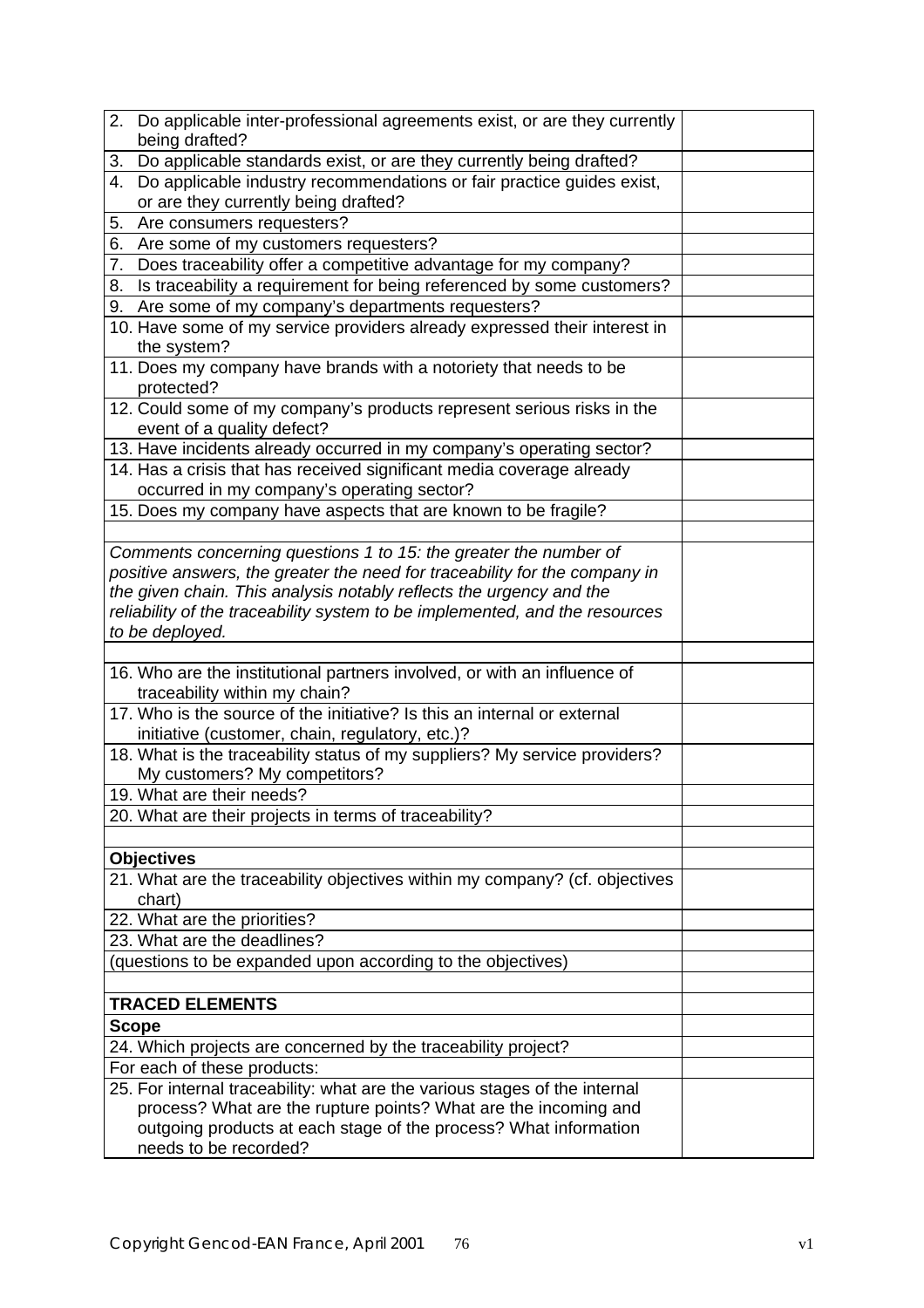| | |
|---|---|
| 2. Do applicable inter-professional agreements exist, or are they currently being drafted? | |
| 3. Do applicable standards exist, or are they currently being drafted? | |
| 4. Do applicable industry recommendations or fair practice guides exist, or are they currently being drafted? | |
| 5. Are consumers requesters? | |
| 6. Are some of my customers requesters? | |
| 7. Does traceability offer a competitive advantage for my company? | |
| 8. Is traceability a requirement for being referenced by some customers? | |
| 9. Are some of my company's departments requesters? | |
| 10. Have some of my service providers already expressed their interest in the system? | |
| 11. Does my company have brands with a notoriety that needs to be protected? | |
| 12. Could some of my company's products represent serious risks in the event of a quality defect? | |
| 13. Have incidents already occurred in my company's operating sector? | |
| 14. Has a crisis that has received significant media coverage already occurred in my company's operating sector? | |
| 15. Does my company have aspects that are known to be fragile? | |
| | |
| *Comments concerning questions 1 to 15: the greater the number of positive answers, the greater the need for traceability for the company in the given chain. This analysis notably reflects the urgency and the reliability of the traceability system to be implemented, and the resources to be deployed.* | |
| | |
| 16. Who are the institutional partners involved, or with an influence of traceability within my chain? | |
| 17. Who is the source of the initiative? Is this an internal or external initiative (customer, chain, regulatory, etc.)? | |
| 18. What is the traceability status of my suppliers? My service providers? My customers? My competitors? | |
| 19. What are their needs? | |
| 20. What are their projects in terms of traceability? | |
| | |
| **Objectives** | |
| 21. What are the traceability objectives within my company? (cf. objectives chart) | |
| 22. What are the priorities? | |
| 23. What are the deadlines? | |
| (questions to be expanded upon according to the objectives) | |
| | |
| **TRACED ELEMENTS** | |
| **Scope** | |
| 24. Which projects are concerned by the traceability project? | |
| For each of these products: | |
| 25. For internal traceability: what are the various stages of the internal process? What are the rupture points? What are the incoming and outgoing products at each stage of the process? What information needs to be recorded? | |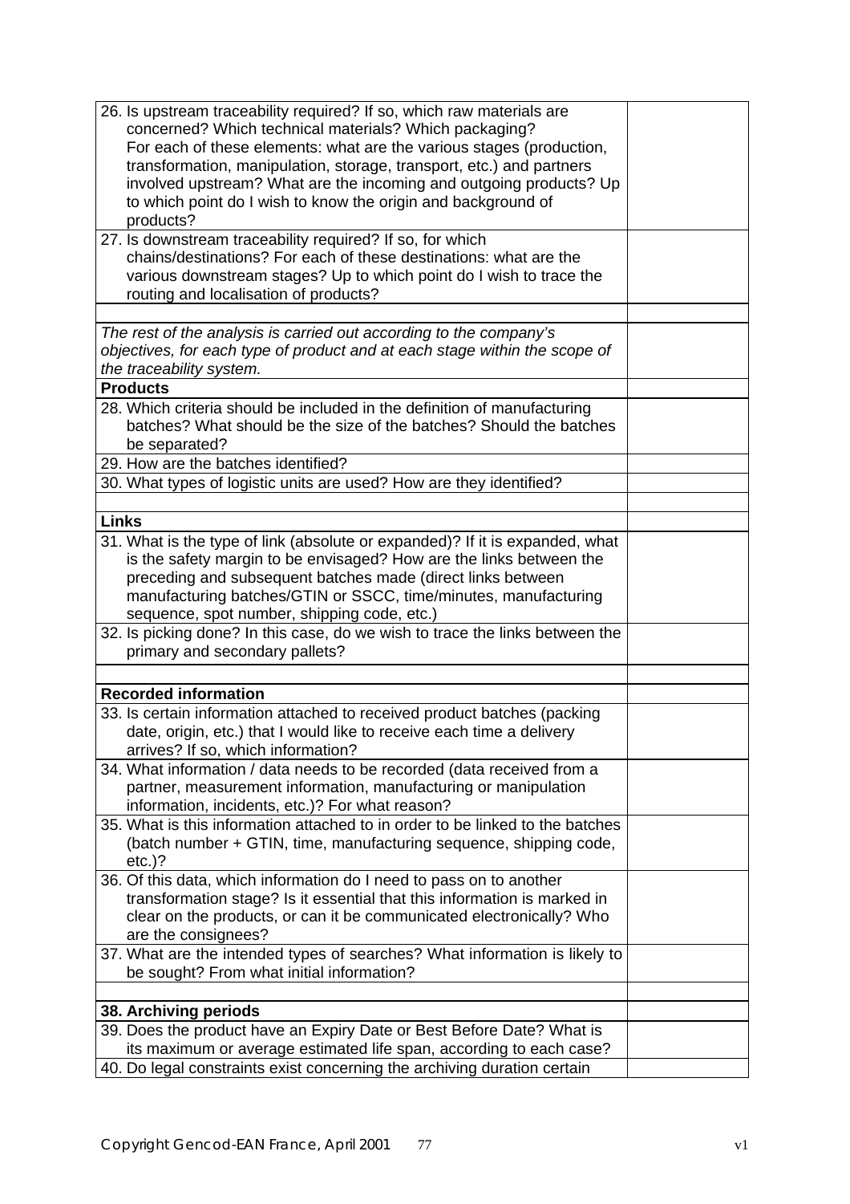| | |
|---|---|
| 26. Is upstream traceability required? If so, which raw materials are concerned? Which technical materials? Which packaging? For each of these elements: what are the various stages (production, transformation, manipulation, storage, transport, etc.) and partners involved upstream? What are the incoming and outgoing products? Up to which point do I wish to know the origin and background of products? | |
| 27. Is downstream traceability required? If so, for which chains/destinations? For each of these destinations: what are the various downstream stages? Up to which point do I wish to trace the routing and localisation of products? | |
| | |
| *The rest of the analysis is carried out according to the company's objectives, for each type of product and at each stage within the scope of the traceability system.* | |
| **Products** | |
| 28. Which criteria should be included in the definition of manufacturing batches? What should be the size of the batches? Should the batches be separated? | |
| 29. How are the batches identified? | |
| 30. What types of logistic units are used? How are they identified? | |
| | |
| **Links** | |
| 31. What is the type of link (absolute or expanded)? If it is expanded, what is the safety margin to be envisaged? How are the links between the preceding and subsequent batches made (direct links between manufacturing batches/GTIN or SSCC, time/minutes, manufacturing sequence, spot number, shipping code, etc.) | |
| 32. Is picking done? In this case, do we wish to trace the links between the primary and secondary pallets? | |
| | |
| **Recorded information** | |
| 33. Is certain information attached to received product batches (packing date, origin, etc.) that I would like to receive each time a delivery arrives? If so, which information? | |
| 34. What information / data needs to be recorded (data received from a partner, measurement information, manufacturing or manipulation information, incidents, etc.)? For what reason? | |
| 35. What is this information attached to in order to be linked to the batches (batch number + GTIN, time, manufacturing sequence, shipping code, etc.)? | |
| 36. Of this data, which information do I need to pass on to another transformation stage? Is it essential that this information is marked in clear on the products, or can it be communicated electronically? Who are the consignees? | |
| 37. What are the intended types of searches? What information is likely to be sought? From what initial information? | |
| | |
| **38. Archiving periods** | |
| 39. Does the product have an Expiry Date or Best Before Date? What is its maximum or average estimated life span, according to each case? | |
| 40. Do legal constraints exist concerning the archiving duration certain | |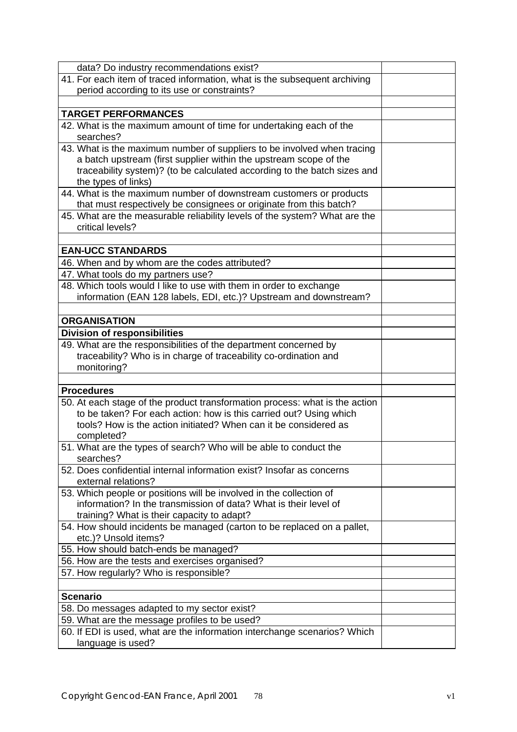| | |
|---|---|
| data? Do industry recommendations exist? | |
| 41. For each item of traced information, what is the subsequent archiving period according to its use or constraints? | |
| | |
| **TARGET PERFORMANCES** | |
| 42. What is the maximum amount of time for undertaking each of the searches? | |
| 43. What is the maximum number of suppliers to be involved when tracing a batch upstream (first supplier within the upstream scope of the traceability system)? (to be calculated according to the batch sizes and the types of links) | |
| 44. What is the maximum number of downstream customers or products that must respectively be consignees or originate from this batch? | |
| 45. What are the measurable reliability levels of the system? What are the critical levels? | |
| | |
| **EAN-UCC STANDARDS** | |
| 46. When and by whom are the codes attributed? | |
| 47. What tools do my partners use? | |
| 48. Which tools would I like to use with them in order to exchange information (EAN 128 labels, EDI, etc.)? Upstream and downstream? | |
| | |
| **ORGANISATION** | |
| **Division of responsibilities** | |
| 49. What are the responsibilities of the department concerned by traceability? Who is in charge of traceability co-ordination and monitoring? | |
| | |
| **Procedures** | |
| 50. At each stage of the product transformation process: what is the action to be taken? For each action: how is this carried out? Using which tools? How is the action initiated? When can it be considered as completed? | |
| 51. What are the types of search? Who will be able to conduct the searches? | |
| 52. Does confidential internal information exist? Insofar as concerns external relations? | |
| 53. Which people or positions will be involved in the collection of information? In the transmission of data? What is their level of training? What is their capacity to adapt? | |
| 54. How should incidents be managed (carton to be replaced on a pallet, etc.)? Unsold items? | |
| 55. How should batch-ends be managed? | |
| 56. How are the tests and exercises organised? | |
| 57. How regularly? Who is responsible? | |
| | |
| **Scenario** | |
| 58. Do messages adapted to my sector exist? | |
| 59. What are the message profiles to be used? | |
| 60. If EDI is used, what are the information interchange scenarios? Which language is used? | |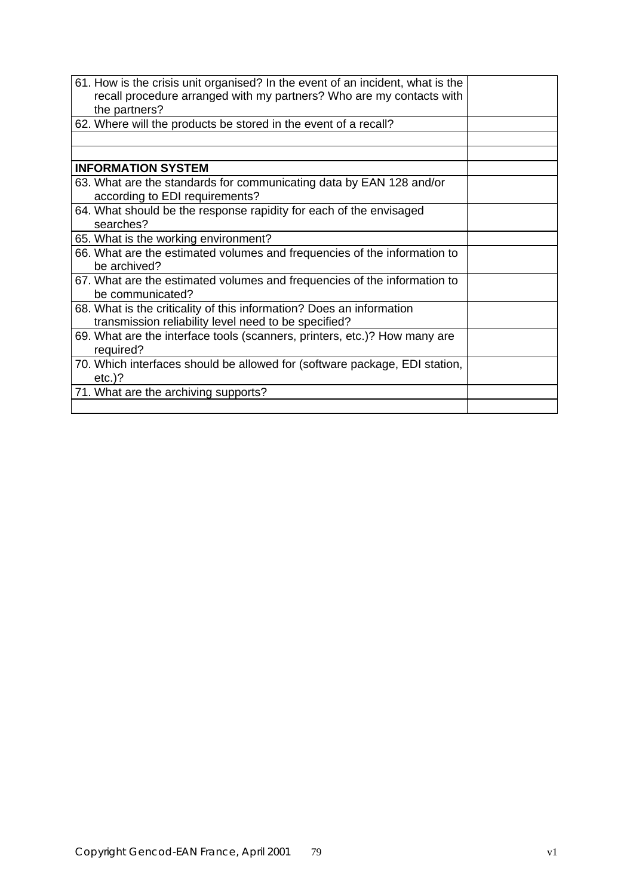| | |
|---|---|
| 61. How is the crisis unit organised? In the event of an incident, what is the recall procedure arranged with my partners? Who are my contacts with the partners? | |
| 62. Where will the products be stored in the event of a recall? | |
| | |
| | |
| **INFORMATION SYSTEM** | |
| 63. What are the standards for communicating data by EAN 128 and/or according to EDI requirements? | |
| 64. What should be the response rapidity for each of the envisaged searches? | |
| 65. What is the working environment? | |
| 66. What are the estimated volumes and frequencies of the information to be archived? | |
| 67. What are the estimated volumes and frequencies of the information to be communicated? | |
| 68. What is the criticality of this information? Does an information transmission reliability level need to be specified? | |
| 69. What are the interface tools (scanners, printers, etc.)? How many are required? | |
| 70. Which interfaces should be allowed for (software package, EDI station, etc.)? | |
| 71. What are the archiving supports? | |
| | |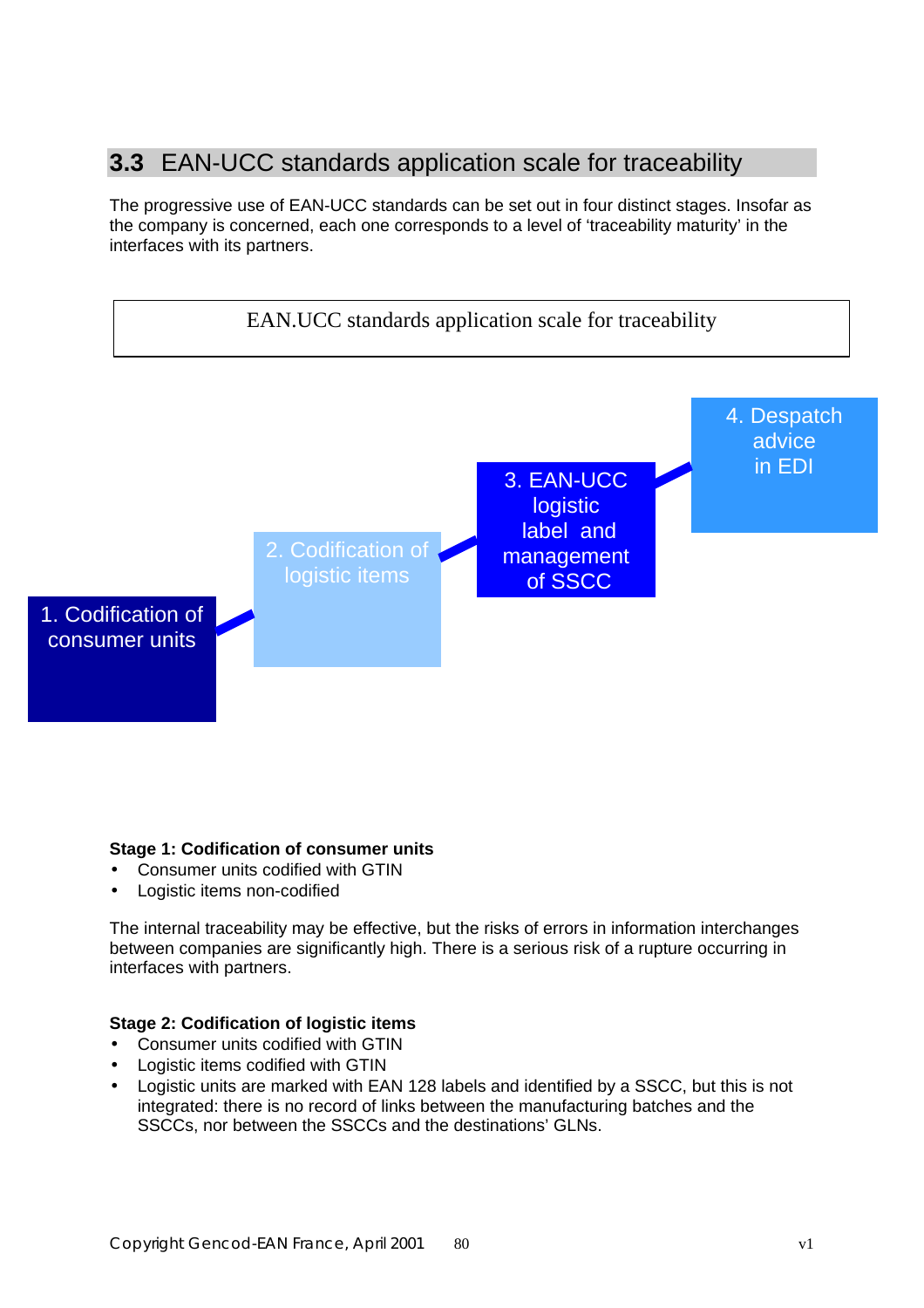## 3.3 EAN-UCC standards application scale for traceability

The progressive use of EAN-UCC standards can be set out in four distinct stages. Insofar as the company is concerned, each one corresponds to a level of 'traceability maturity' in the interfaces with its partners.

EAN.UCC standards application scale for traceability

1. Codification of consumer units
2. Codification of logistic items
3. EAN-UCC logistic label and management of SSCC
4. Despatch advice in EDI

**Stage 1: Codification of consumer units**

- Consumer units codified with GTIN
- Logistic items non-codified

The internal traceability may be effective, but the risks of errors in information interchanges between companies are significantly high. There is a serious risk of a rupture occurring in interfaces with partners.

**Stage 2: Codification of logistic items**

- Consumer units codified with GTIN
- Logistic items codified with GTIN
- Logistic units are marked with EAN 128 labels and identified by a SSCC, but this is not integrated: there is no record of links between the manufacturing batches and the SSCCs, nor between the SSCCs and the destinations' GLNs.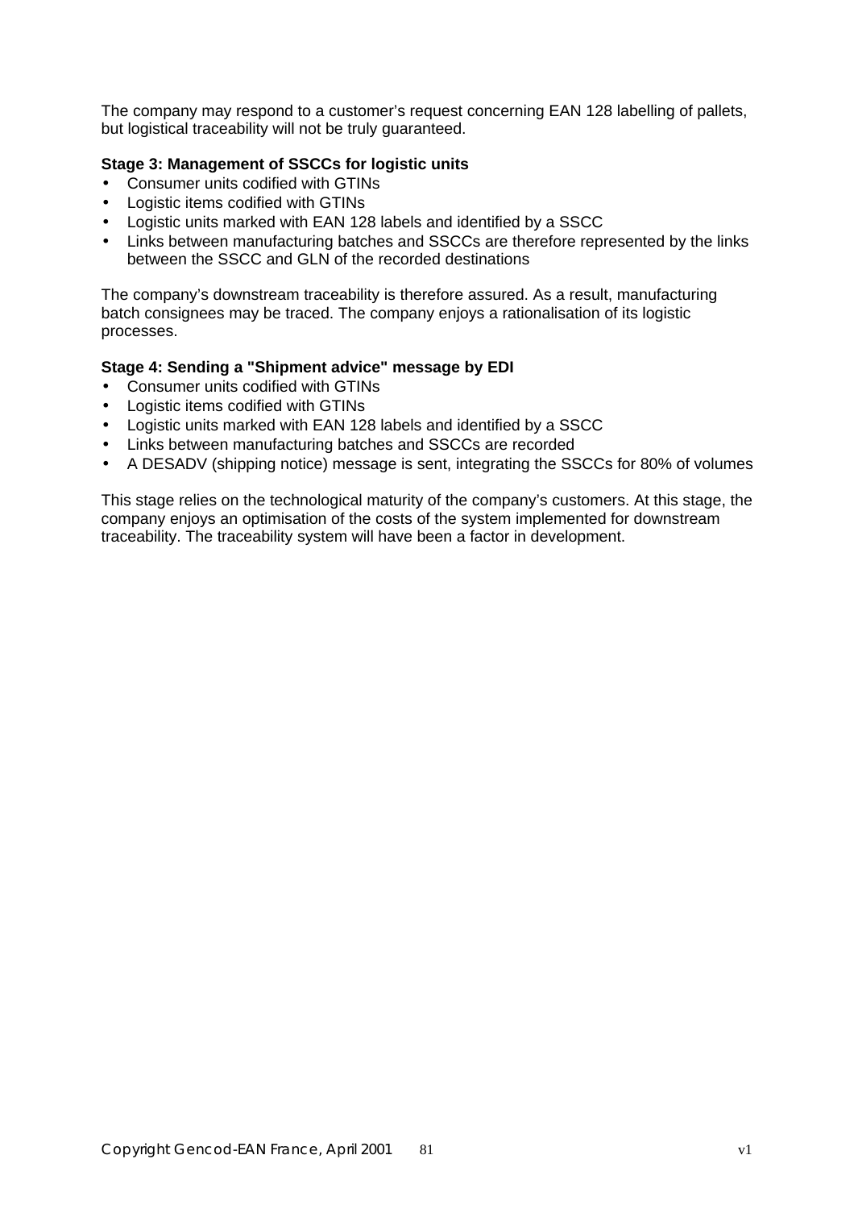The company may respond to a customer's request concerning EAN 128 labelling of pallets, but logistical traceability will not be truly guaranteed.

**Stage 3: Management of SSCCs for logistic units**

- Consumer units codified with GTINs
- Logistic items codified with GTINs
- Logistic units marked with EAN 128 labels and identified by a SSCC
- Links between manufacturing batches and SSCCs are therefore represented by the links between the SSCC and GLN of the recorded destinations

The company's downstream traceability is therefore assured. As a result, manufacturing batch consignees may be traced. The company enjoys a rationalisation of its logistic processes.

**Stage 4: Sending a "Shipment advice" message by EDI**

- Consumer units codified with GTINs
- Logistic items codified with GTINs
- Logistic units marked with EAN 128 labels and identified by a SSCC
- Links between manufacturing batches and SSCCs are recorded
- A DESADV (shipping notice) message is sent, integrating the SSCCs for 80% of volumes

This stage relies on the technological maturity of the company's customers. At this stage, the company enjoys an optimisation of the costs of the system implemented for downstream traceability. The traceability system will have been a factor in development.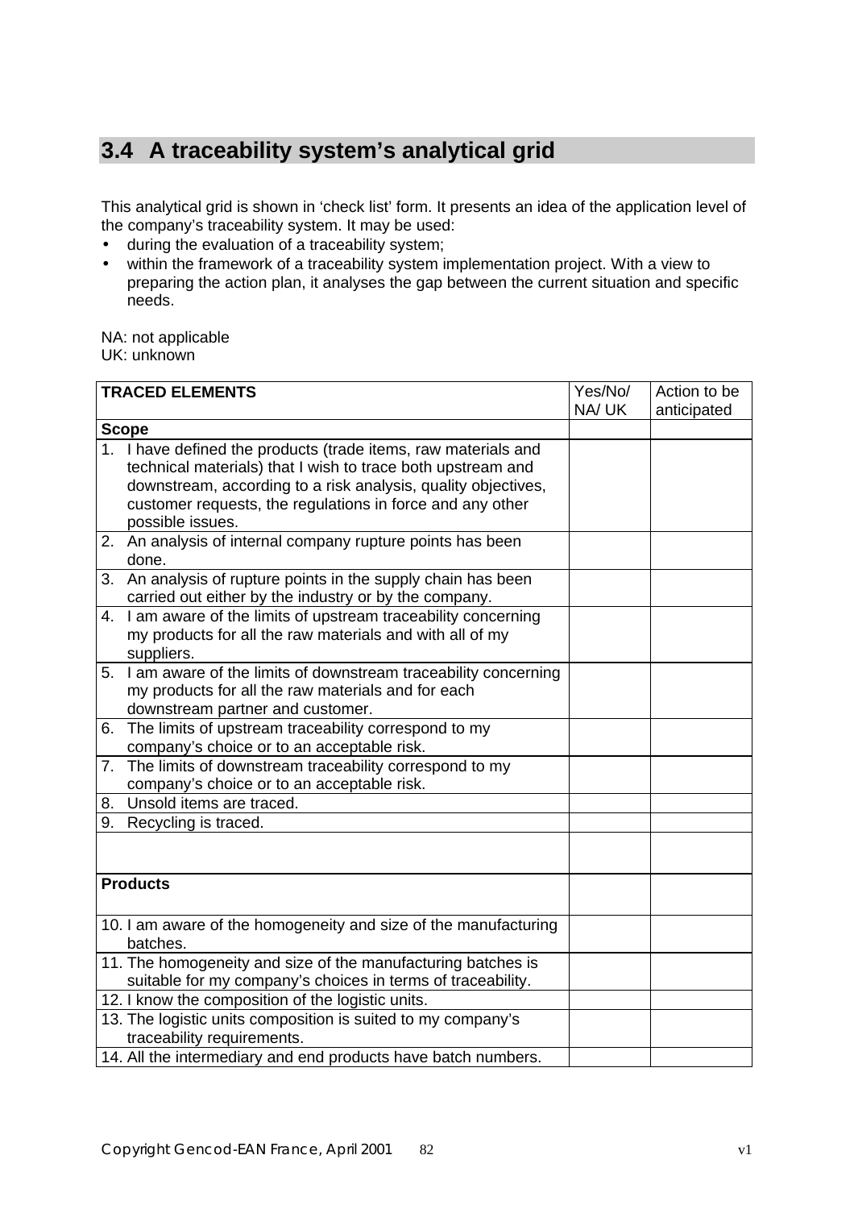## 3.4 A traceability system's analytical grid

This analytical grid is shown in 'check list' form. It presents an idea of the application level of the company's traceability system. It may be used:

- during the evaluation of a traceability system;
- within the framework of a traceability system implementation project. With a view to preparing the action plan, it analyses the gap between the current situation and specific needs.

NA: not applicable
UK: unknown

| TRACED ELEMENTS | Yes/No/ NA/ UK | Action to be anticipated |
|---|---|---|
| **Scope** | | |
| 1. I have defined the products (trade items, raw materials and technical materials) that I wish to trace both upstream and downstream, according to a risk analysis, quality objectives, customer requests, the regulations in force and any other possible issues. | | |
| 2. An analysis of internal company rupture points has been done. | | |
| 3. An analysis of rupture points in the supply chain has been carried out either by the industry or by the company. | | |
| 4. I am aware of the limits of upstream traceability concerning my products for all the raw materials and with all of my suppliers. | | |
| 5. I am aware of the limits of downstream traceability concerning my products for all the raw materials and for each downstream partner and customer. | | |
| 6. The limits of upstream traceability correspond to my company's choice or to an acceptable risk. | | |
| 7. The limits of downstream traceability correspond to my company's choice or to an acceptable risk. | | |
| 8. Unsold items are traced. | | |
| 9. Recycling is traced. | | |
| | | |
| **Products** | | |
| 10. I am aware of the homogeneity and size of the manufacturing batches. | | |
| 11. The homogeneity and size of the manufacturing batches is suitable for my company's choices in terms of traceability. | | |
| 12. I know the composition of the logistic units. | | |
| 13. The logistic units composition is suited to my company's traceability requirements. | | |
| 14. All the intermediary and end products have batch numbers. | | |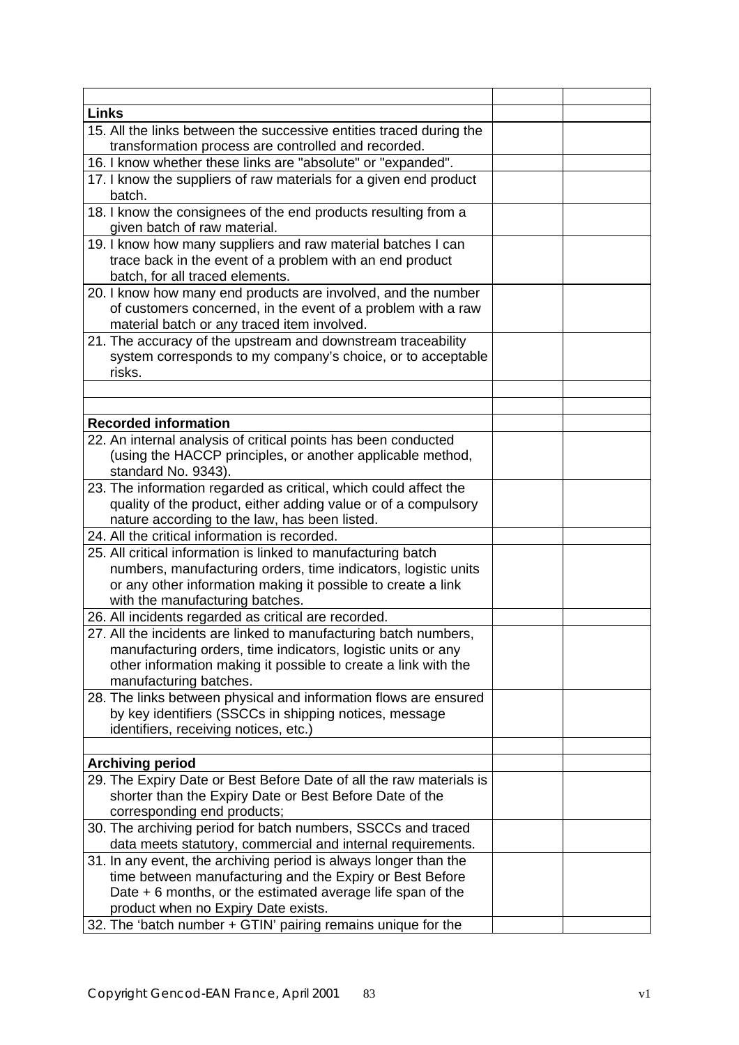| | | |
|---|---|---|
| **Links** | | |
| 15. All the links between the successive entities traced during the transformation process are controlled and recorded. | | |
| 16. I know whether these links are "absolute" or "expanded". | | |
| 17. I know the suppliers of raw materials for a given end product batch. | | |
| 18. I know the consignees of the end products resulting from a given batch of raw material. | | |
| 19. I know how many suppliers and raw material batches I can trace back in the event of a problem with an end product batch, for all traced elements. | | |
| 20. I know how many end products are involved, and the number of customers concerned, in the event of a problem with a raw material batch or any traced item involved. | | |
| 21. The accuracy of the upstream and downstream traceability system corresponds to my company's choice, or to acceptable risks. | | |
| | | |
| | | |
| **Recorded information** | | |
| 22. An internal analysis of critical points has been conducted (using the HACCP principles, or another applicable method, standard No. 9343). | | |
| 23. The information regarded as critical, which could affect the quality of the product, either adding value or of a compulsory nature according to the law, has been listed. | | |
| 24. All the critical information is recorded. | | |
| 25. All critical information is linked to manufacturing batch numbers, manufacturing orders, time indicators, logistic units or any other information making it possible to create a link with the manufacturing batches. | | |
| 26. All incidents regarded as critical are recorded. | | |
| 27. All the incidents are linked to manufacturing batch numbers, manufacturing orders, time indicators, logistic units or any other information making it possible to create a link with the manufacturing batches. | | |
| 28. The links between physical and information flows are ensured by key identifiers (SSCCs in shipping notices, message identifiers, receiving notices, etc.) | | |
| | | |
| **Archiving period** | | |
| 29. The Expiry Date or Best Before Date of all the raw materials is shorter than the Expiry Date or Best Before Date of the corresponding end products; | | |
| 30. The archiving period for batch numbers, SSCCs and traced data meets statutory, commercial and internal requirements. | | |
| 31. In any event, the archiving period is always longer than the time between manufacturing and the Expiry or Best Before Date + 6 months, or the estimated average life span of the product when no Expiry Date exists. | | |
| 32. The 'batch number + GTIN' pairing remains unique for the | | |

Copyright Gencod-EAN France, April 2001 v1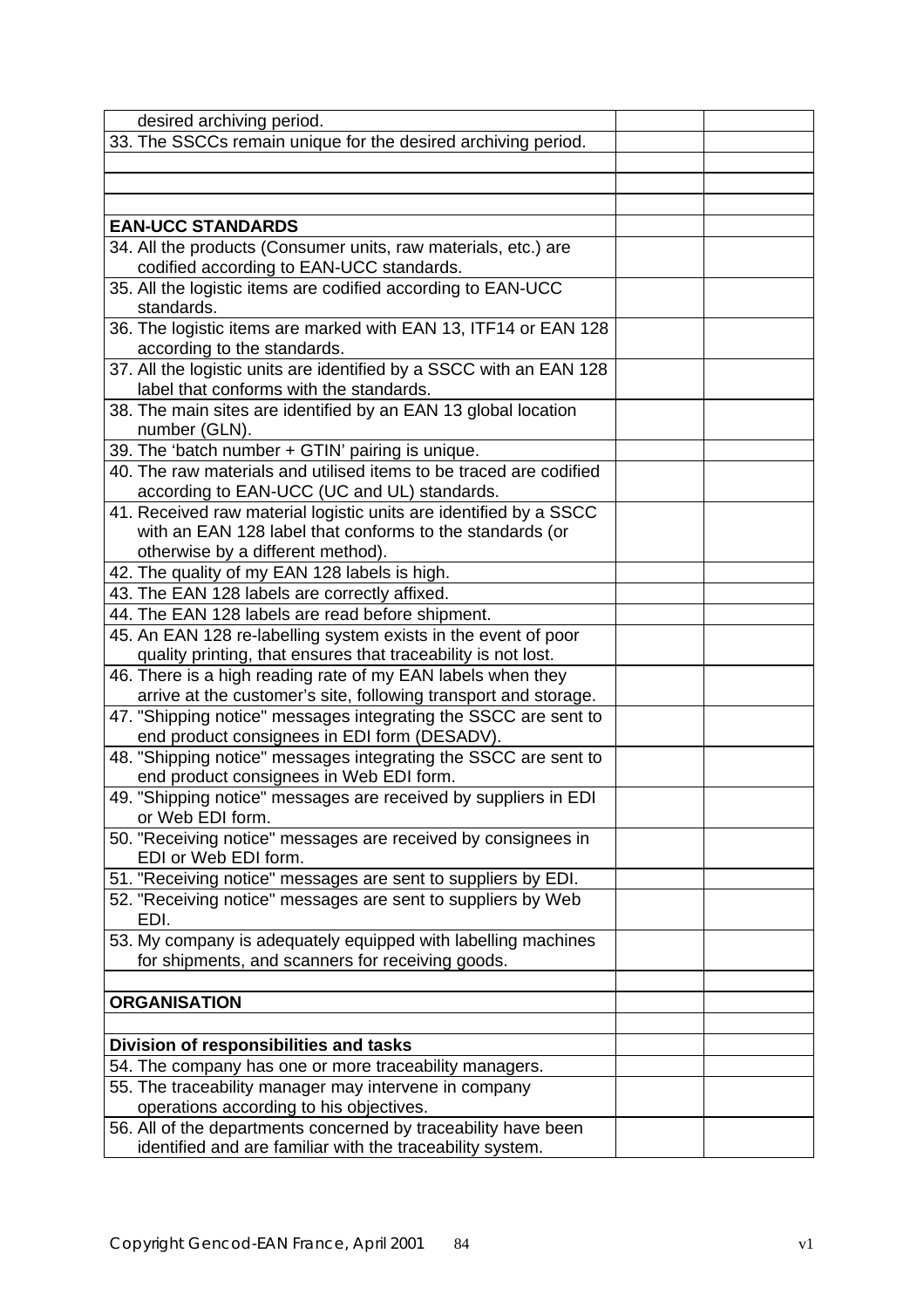| | | |
|---|---|---|
| desired archiving period. | | |
| 33. The SSCCs remain unique for the desired archiving period. | | |
| | | |
| | | |
| | | |
| **EAN-UCC STANDARDS** | | |
| 34. All the products (Consumer units, raw materials, etc.) are codified according to EAN-UCC standards. | | |
| 35. All the logistic items are codified according to EAN-UCC standards. | | |
| 36. The logistic items are marked with EAN 13, ITF14 or EAN 128 according to the standards. | | |
| 37. All the logistic units are identified by a SSCC with an EAN 128 label that conforms with the standards. | | |
| 38. The main sites are identified by an EAN 13 global location number (GLN). | | |
| 39. The 'batch number + GTIN' pairing is unique. | | |
| 40. The raw materials and utilised items to be traced are codified according to EAN-UCC (UC and UL) standards. | | |
| 41. Received raw material logistic units are identified by a SSCC with an EAN 128 label that conforms to the standards (or otherwise by a different method). | | |
| 42. The quality of my EAN 128 labels is high. | | |
| 43. The EAN 128 labels are correctly affixed. | | |
| 44. The EAN 128 labels are read before shipment. | | |
| 45. An EAN 128 re-labelling system exists in the event of poor quality printing, that ensures that traceability is not lost. | | |
| 46. There is a high reading rate of my EAN labels when they arrive at the customer's site, following transport and storage. | | |
| 47. "Shipping notice" messages integrating the SSCC are sent to end product consignees in EDI form (DESADV). | | |
| 48. "Shipping notice" messages integrating the SSCC are sent to end product consignees in Web EDI form. | | |
| 49. "Shipping notice" messages are received by suppliers in EDI or Web EDI form. | | |
| 50. "Receiving notice" messages are received by consignees in EDI or Web EDI form. | | |
| 51. "Receiving notice" messages are sent to suppliers by EDI. | | |
| 52. "Receiving notice" messages are sent to suppliers by Web EDI. | | |
| 53. My company is adequately equipped with labelling machines for shipments, and scanners for receiving goods. | | |
| | | |
| **ORGANISATION** | | |
| | | |
| **Division of responsibilities and tasks** | | |
| 54. The company has one or more traceability managers. | | |
| 55. The traceability manager may intervene in company operations according to his objectives. | | |
| 56. All of the departments concerned by traceability have been identified and are familiar with the traceability system. | | |

Copyright Gencod-EAN France, April 2001 v1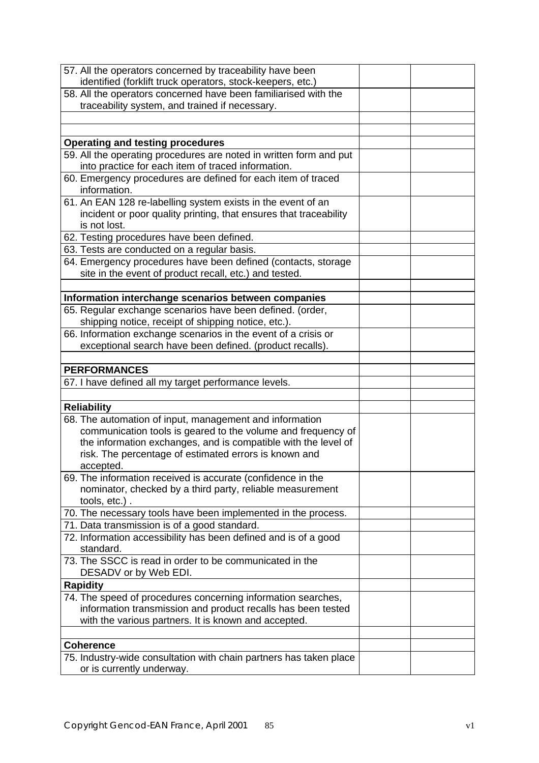| | | |
|---|---|---|
| 57. All the operators concerned by traceability have been identified (forklift truck operators, stock-keepers, etc.) | | |
| 58. All the operators concerned have been familiarised with the traceability system, and trained if necessary. | | |
| | | |
| | | |
| **Operating and testing procedures** | | |
| 59. All the operating procedures are noted in written form and put into practice for each item of traced information. | | |
| 60. Emergency procedures are defined for each item of traced information. | | |
| 61. An EAN 128 re-labelling system exists in the event of an incident or poor quality printing, that ensures that traceability is not lost. | | |
| 62. Testing procedures have been defined. | | |
| 63. Tests are conducted on a regular basis. | | |
| 64. Emergency procedures have been defined (contacts, storage site in the event of product recall, etc.) and tested. | | |
| | | |
| **Information interchange scenarios between companies** | | |
| 65. Regular exchange scenarios have been defined. (order, shipping notice, receipt of shipping notice, etc.). | | |
| 66. Information exchange scenarios in the event of a crisis or exceptional search have been defined. (product recalls). | | |
| | | |
| **PERFORMANCES** | | |
| 67. I have defined all my target performance levels. | | |
| | | |
| **Reliability** | | |
| 68. The automation of input, management and information communication tools is geared to the volume and frequency of the information exchanges, and is compatible with the level of risk. The percentage of estimated errors is known and accepted. | | |
| 69. The information received is accurate (confidence in the nominator, checked by a third party, reliable measurement tools, etc.) . | | |
| 70. The necessary tools have been implemented in the process. | | |
| 71. Data transmission is of a good standard. | | |
| 72. Information accessibility has been defined and is of a good standard. | | |
| 73. The SSCC is read in order to be communicated in the DESADV or by Web EDI. | | |
| **Rapidity** | | |
| 74. The speed of procedures concerning information searches, information transmission and product recalls has been tested with the various partners. It is known and accepted. | | |
| | | |
| **Coherence** | | |
| 75. Industry-wide consultation with chain partners has taken place or is currently underway. | | |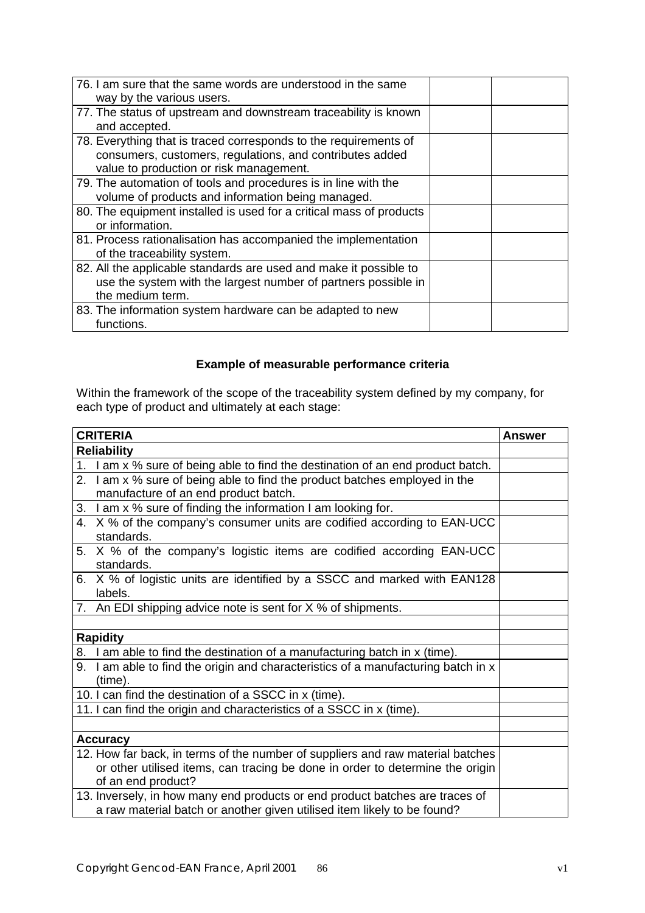| | | |
|---|---|---|
| 76. I am sure that the same words are understood in the same way by the various users. | | |
| 77. The status of upstream and downstream traceability is known and accepted. | | |
| 78. Everything that is traced corresponds to the requirements of consumers, customers, regulations, and contributes added value to production or risk management. | | |
| 79. The automation of tools and procedures is in line with the volume of products and information being managed. | | |
| 80. The equipment installed is used for a critical mass of products or information. | | |
| 81. Process rationalisation has accompanied the implementation of the traceability system. | | |
| 82. All the applicable standards are used and make it possible to use the system with the largest number of partners possible in the medium term. | | |
| 83. The information system hardware can be adapted to new functions. | | |

### Example of measurable performance criteria

Within the framework of the scope of the traceability system defined by my company, for each type of product and ultimately at each stage:

| CRITERIA | Answer |
|---|---|
| **Reliability** | |
| 1. I am x % sure of being able to find the destination of an end product batch. | |
| 2. I am x % sure of being able to find the product batches employed in the manufacture of an end product batch. | |
| 3. I am x % sure of finding the information I am looking for. | |
| 4. X % of the company's consumer units are codified according to EAN-UCC standards. | |
| 5. X % of the company's logistic items are codified according EAN-UCC standards. | |
| 6. X % of logistic units are identified by a SSCC and marked with EAN128 labels. | |
| 7. An EDI shipping advice note is sent for X % of shipments. | |
| | |
| **Rapidity** | |
| 8. I am able to find the destination of a manufacturing batch in x (time). | |
| 9. I am able to find the origin and characteristics of a manufacturing batch in x (time). | |
| 10. I can find the destination of a SSCC in x (time). | |
| 11. I can find the origin and characteristics of a SSCC in x (time). | |
| | |
| **Accuracy** | |
| 12. How far back, in terms of the number of suppliers and raw material batches or other utilised items, can tracing be done in order to determine the origin of an end product? | |
| 13. Inversely, in how many end products or end product batches are traces of a raw material batch or another given utilised item likely to be found? | |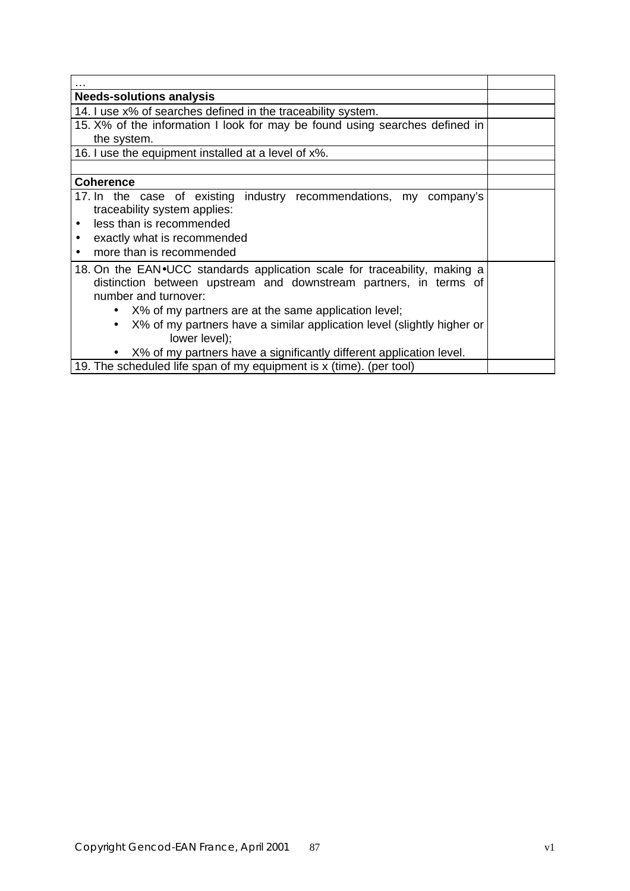| … | |
|---|---|
| **Needs-solutions analysis** | |
| 14. I use x% of searches defined in the traceability system. | |
| 15. X% of the information I look for may be found using searches defined in the system. | |
| 16. I use the equipment installed at a level of x%. | |
| | |
| **Coherence** | |
| 17. In the case of existing industry recommendations, my company's traceability system applies:<br>• less than is recommended<br>• exactly what is recommended<br>• more than is recommended | |
| 18. On the EAN•UCC standards application scale for traceability, making a distinction between upstream and downstream partners, in terms of number and turnover:<br>• X% of my partners are at the same application level;<br>• X% of my partners have a similar application level (slightly higher or lower level);<br>• X% of my partners have a significantly different application level. | |
| 19. The scheduled life span of my equipment is x (time). (per tool) | |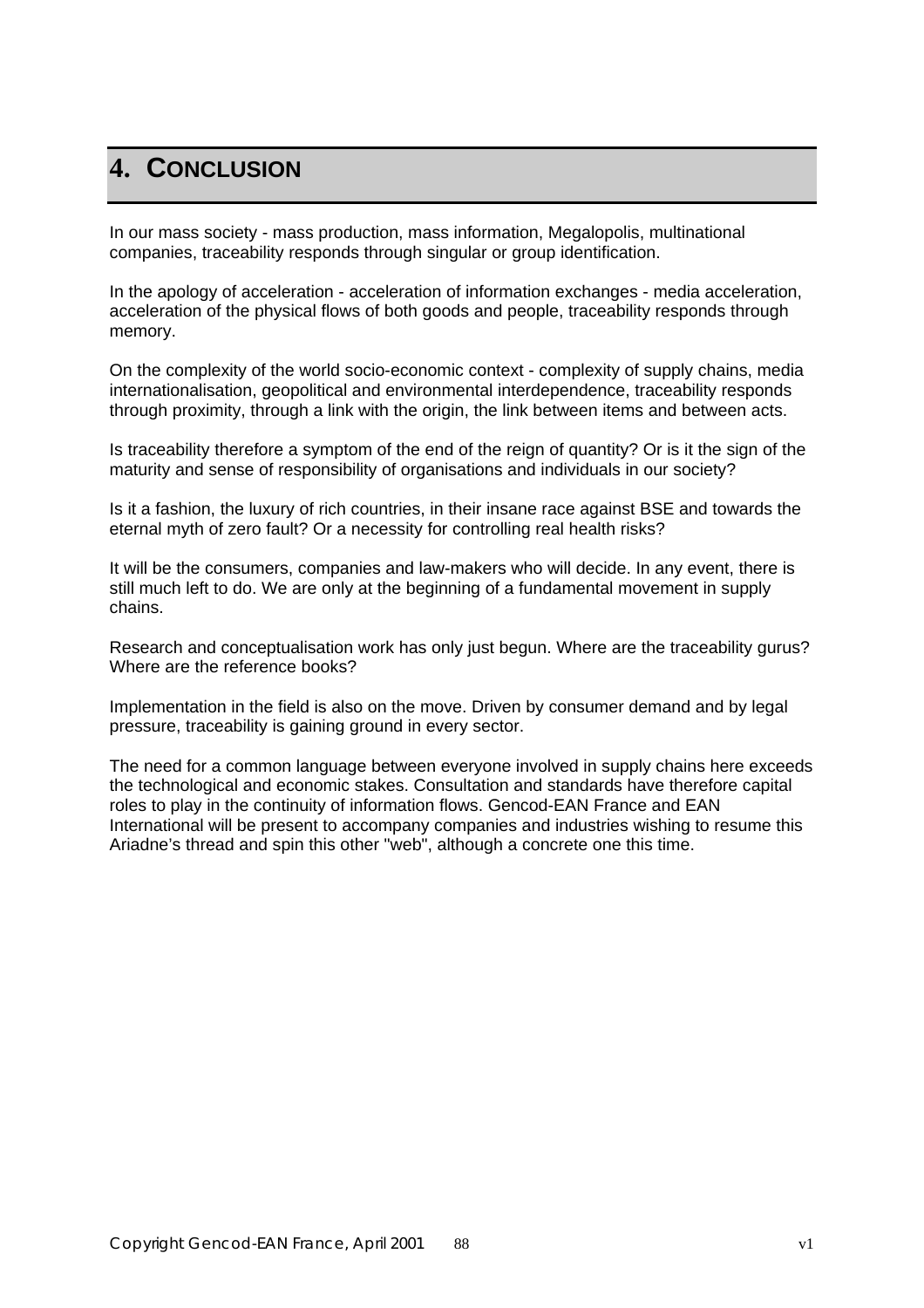# 4. CONCLUSION

In our mass society - mass production, mass information, Megalopolis, multinational companies, traceability responds through singular or group identification.

In the apology of acceleration - acceleration of information exchanges - media acceleration, acceleration of the physical flows of both goods and people, traceability responds through memory.

On the complexity of the world socio-economic context - complexity of supply chains, media internationalisation, geopolitical and environmental interdependence, traceability responds through proximity, through a link with the origin, the link between items and between acts.

Is traceability therefore a symptom of the end of the reign of quantity? Or is it the sign of the maturity and sense of responsibility of organisations and individuals in our society?

Is it a fashion, the luxury of rich countries, in their insane race against BSE and towards the eternal myth of zero fault? Or a necessity for controlling real health risks?

It will be the consumers, companies and law-makers who will decide. In any event, there is still much left to do. We are only at the beginning of a fundamental movement in supply chains.

Research and conceptualisation work has only just begun. Where are the traceability gurus? Where are the reference books?

Implementation in the field is also on the move. Driven by consumer demand and by legal pressure, traceability is gaining ground in every sector.

The need for a common language between everyone involved in supply chains here exceeds the technological and economic stakes. Consultation and standards have therefore capital roles to play in the continuity of information flows. Gencod-EAN France and EAN International will be present to accompany companies and industries wishing to resume this Ariadne's thread and spin this other "web", although a concrete one this time.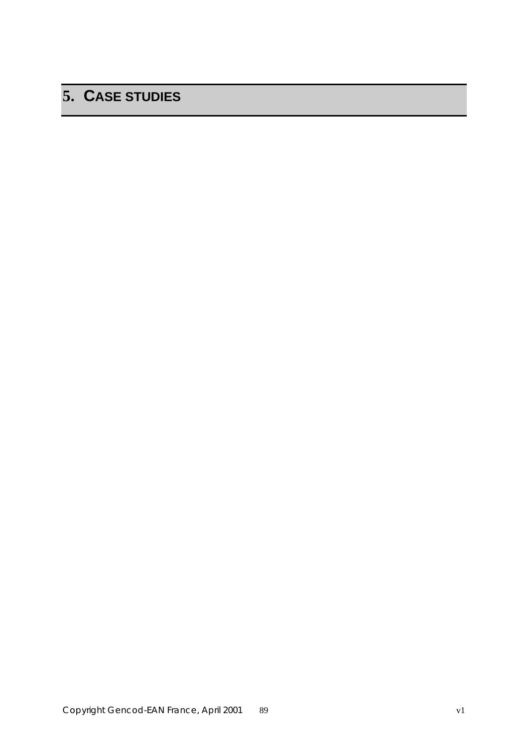# 5. CASE STUDIES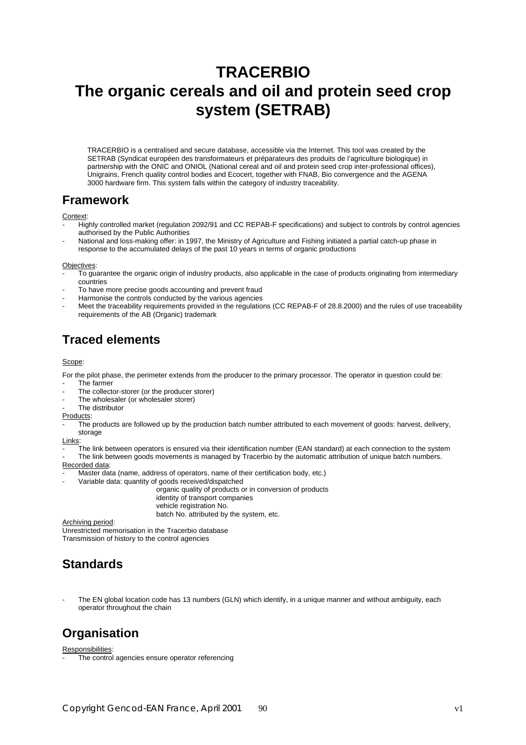# TRACERBIO
# The organic cereals and oil and protein seed crop system (SETRAB)

TRACERBIO is a centralised and secure database, accessible via the Internet. This tool was created by the SETRAB (Syndicat européen des transformateurs et préparateurs des produits de l'agriculture biologique) in partnership with the ONIC and ONIOL (National cereal and oil and protein seed crop inter-professional offices), Unigrains, French quality control bodies and Ecocert, together with FNAB, Bio convergence and the AGENA 3000 hardware firm. This system falls within the category of industry traceability.

## Framework

Context:

- Highly controlled market (regulation 2092/91 and CC REPAB-F specifications) and subject to controls by control agencies authorised by the Public Authorities
- National and loss-making offer: in 1997, the Ministry of Agriculture and Fishing initiated a partial catch-up phase in response to the accumulated delays of the past 10 years in terms of organic productions

Objectives:

- To guarantee the organic origin of industry products, also applicable in the case of products originating from intermediary countries
- To have more precise goods accounting and prevent fraud
- Harmonise the controls conducted by the various agencies
- Meet the traceability requirements provided in the regulations (CC REPAB-F of 28.8.2000) and the rules of use traceability requirements of the AB (Organic) trademark

## Traced elements

Scope:

For the pilot phase, the perimeter extends from the producer to the primary processor. The operator in question could be:

- The farmer
- The collector-storer (or the producer storer)
- The wholesaler (or wholesaler storer)
- The distributor

Products:

- The products are followed up by the production batch number attributed to each movement of goods: harvest, delivery, storage

Links:

- The link between operators is ensured via their identification number (EAN standard) at each connection to the system
- The link between goods movements is managed by Tracerbio by the automatic attribution of unique batch numbers.

Recorded data:

- Master data (name, address of operators, name of their certification body, etc.)
- Variable data: quantity of goods received/dispatched
  - organic quality of products or in conversion of products
  - identity of transport companies
  - vehicle registration No.
  - batch No. attributed by the system, etc.

Archiving period:

Unrestricted memorisation in the Tracerbio database
Transmission of history to the control agencies

## Standards

- The EN global location code has 13 numbers (GLN) which identify, in a unique manner and without ambiguity, each operator throughout the chain

## Organisation

Responsibilities:

- The control agencies ensure operator referencing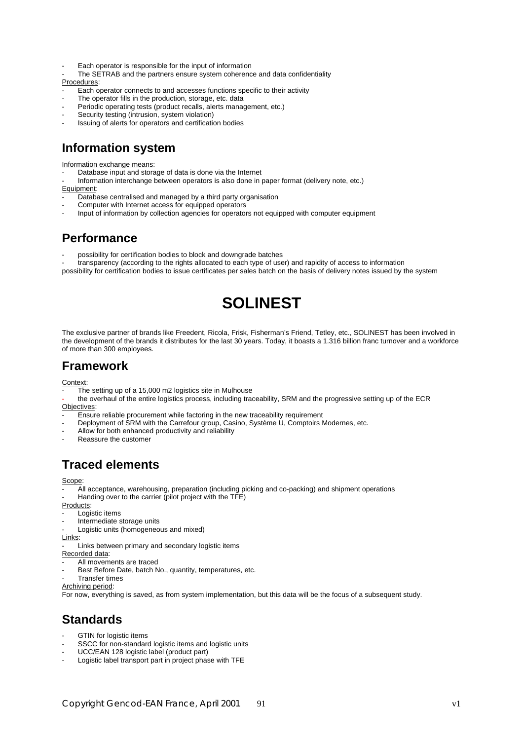- Each operator is responsible for the input of information
- The SETRAB and the partners ensure system coherence and data confidentiality

Procedures:

- Each operator connects to and accesses functions specific to their activity
- The operator fills in the production, storage, etc. data
- Periodic operating tests (product recalls, alerts management, etc.)
- Security testing (intrusion, system violation)
- Issuing of alerts for operators and certification bodies

## Information system

Information exchange means:

- Database input and storage of data is done via the Internet
- Information interchange between operators is also done in paper format (delivery note, etc.)

Equipment:

- Database centralised and managed by a third party organisation
- Computer with Internet access for equipped operators
- Input of information by collection agencies for operators not equipped with computer equipment

## Performance

- possibility for certification bodies to block and downgrade batches
- transparency (according to the rights allocated to each type of user) and rapidity of access to information

possibility for certification bodies to issue certificates per sales batch on the basis of delivery notes issued by the system

# SOLINEST

The exclusive partner of brands like Freedent, Ricola, Frisk, Fisherman's Friend, Tetley, etc., SOLINEST has been involved in the development of the brands it distributes for the last 30 years. Today, it boasts a 1.316 billion franc turnover and a workforce of more than 300 employees.

## Framework

Context:

- The setting up of a 15,000 m2 logistics site in Mulhouse
- the overhaul of the entire logistics process, including traceability, SRM and the progressive setting up of the ECR

Objectives:

- Ensure reliable procurement while factoring in the new traceability requirement
- Deployment of SRM with the Carrefour group, Casino, Système U, Comptoirs Modernes, etc.
- Allow for both enhanced productivity and reliability
- Reassure the customer

## Traced elements

Scope:

- All acceptance, warehousing, preparation (including picking and co-packing) and shipment operations
- Handing over to the carrier (pilot project with the TFE)

Products:

- Logistic items
- Intermediate storage units
- Logistic units (homogeneous and mixed)

Links:

- Links between primary and secondary logistic items

Recorded data:

- All movements are traced
- Best Before Date, batch No., quantity, temperatures, etc.
- Transfer times

Archiving period:

For now, everything is saved, as from system implementation, but this data will be the focus of a subsequent study.

## Standards

- GTIN for logistic items
- SSCC for non-standard logistic items and logistic units
- UCC/EAN 128 logistic label (product part)
- Logistic label transport part in project phase with TFE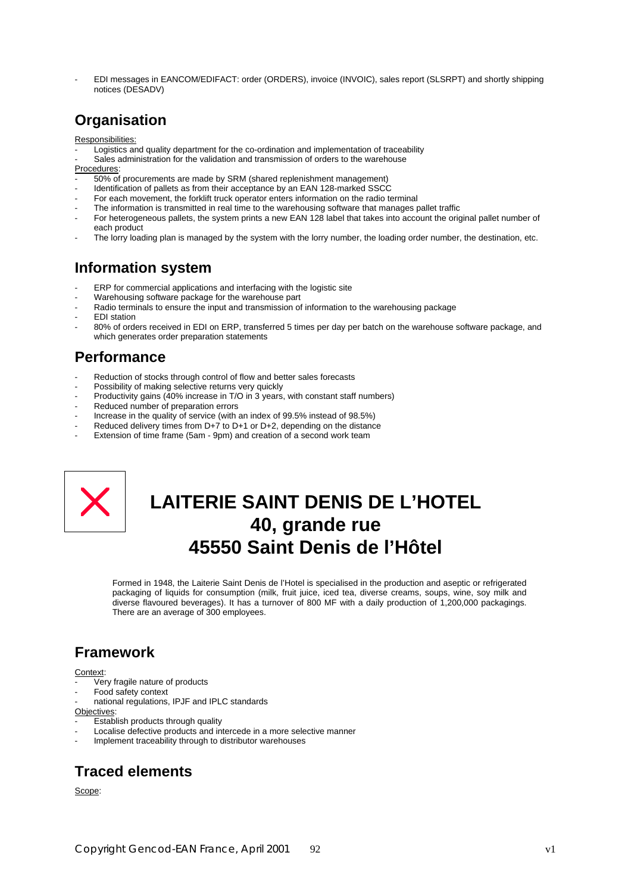- EDI messages in EANCOM/EDIFACT: order (ORDERS), invoice (INVOIC), sales report (SLSRPT) and shortly shipping notices (DESADV)

## Organisation

Responsibilities:

- Logistics and quality department for the co-ordination and implementation of traceability
- Sales administration for the validation and transmission of orders to the warehouse

Procedures:

- 50% of procurements are made by SRM (shared replenishment management)
- Identification of pallets as from their acceptance by an EAN 128-marked SSCC
- For each movement, the forklift truck operator enters information on the radio terminal
- The information is transmitted in real time to the warehousing software that manages pallet traffic
- For heterogeneous pallets, the system prints a new EAN 128 label that takes into account the original pallet number of each product
- The lorry loading plan is managed by the system with the lorry number, the loading order number, the destination, etc.

## Information system

- ERP for commercial applications and interfacing with the logistic site
- Warehousing software package for the warehouse part
- Radio terminals to ensure the input and transmission of information to the warehousing package
- EDI station
- 80% of orders received in EDI on ERP, transferred 5 times per day per batch on the warehouse software package, and which generates order preparation statements

## Performance

- Reduction of stocks through control of flow and better sales forecasts
- Possibility of making selective returns very quickly
- Productivity gains (40% increase in T/O in 3 years, with constant staff numbers)
- Reduced number of preparation errors
- Increase in the quality of service (with an index of 99.5% instead of 98.5%)
- Reduced delivery times from D+7 to D+1 or D+2, depending on the distance
- Extension of time frame (5am - 9pm) and creation of a second work team

# LAITERIE SAINT DENIS DE L'HOTEL
# 40, grande rue
# 45550 Saint Denis de l'Hôtel

Formed in 1948, the Laiterie Saint Denis de l'Hotel is specialised in the production and aseptic or refrigerated packaging of liquids for consumption (milk, fruit juice, iced tea, diverse creams, soups, wine, soy milk and diverse flavoured beverages). It has a turnover of 800 MF with a daily production of 1,200,000 packagings. There are an average of 300 employees.

## Framework

Context:

- Very fragile nature of products
- Food safety context
- national regulations, IPJF and IPLC standards

Objectives:

- Establish products through quality
- Localise defective products and intercede in a more selective manner
- Implement traceability through to distributor warehouses

## Traced elements

Scope: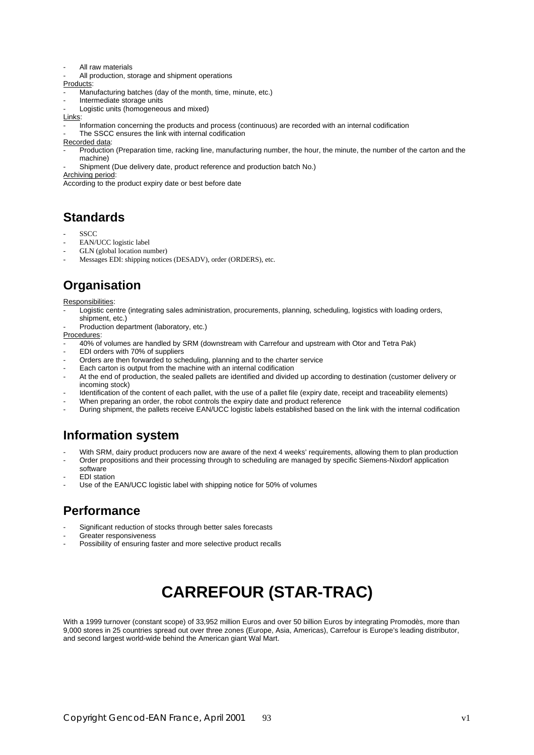- All raw materials
- All production, storage and shipment operations

Products:

- Manufacturing batches (day of the month, time, minute, etc.)
- Intermediate storage units
- Logistic units (homogeneous and mixed)

Links:

- Information concerning the products and process (continuous) are recorded with an internal codification
- The SSCC ensures the link with internal codification

Recorded data:

- Production (Preparation time, racking line, manufacturing number, the hour, the minute, the number of the carton and the machine)
- Shipment (Due delivery date, product reference and production batch No.)

Archiving period:

According to the product expiry date or best before date

## Standards

- SSCC
- EAN/UCC logistic label
- GLN (global location number)
- Messages EDI: shipping notices (DESADV), order (ORDERS), etc.

## Organisation

Responsibilities:

- Logistic centre (integrating sales administration, procurements, planning, scheduling, logistics with loading orders, shipment, etc.)
- Production department (laboratory, etc.)

Procedures:

- 40% of volumes are handled by SRM (downstream with Carrefour and upstream with Otor and Tetra Pak)
- EDI orders with 70% of suppliers
- Orders are then forwarded to scheduling, planning and to the charter service
- Each carton is output from the machine with an internal codification
- At the end of production, the sealed pallets are identified and divided up according to destination (customer delivery or incoming stock)
- Identification of the content of each pallet, with the use of a pallet file (expiry date, receipt and traceability elements)
- When preparing an order, the robot controls the expiry date and product reference
- During shipment, the pallets receive EAN/UCC logistic labels established based on the link with the internal codification

## Information system

- With SRM, dairy product producers now are aware of the next 4 weeks' requirements, allowing them to plan production
- Order propositions and their processing through to scheduling are managed by specific Siemens-Nixdorf application software
- EDI station
- Use of the EAN/UCC logistic label with shipping notice for 50% of volumes

## Performance

- Significant reduction of stocks through better sales forecasts
- Greater responsiveness
- Possibility of ensuring faster and more selective product recalls

# CARREFOUR (STAR-TRAC)

With a 1999 turnover (constant scope) of 33,952 million Euros and over 50 billion Euros by integrating Promodès, more than 9,000 stores in 25 countries spread out over three zones (Europe, Asia, Americas), Carrefour is Europe's leading distributor, and second largest world-wide behind the American giant Wal Mart.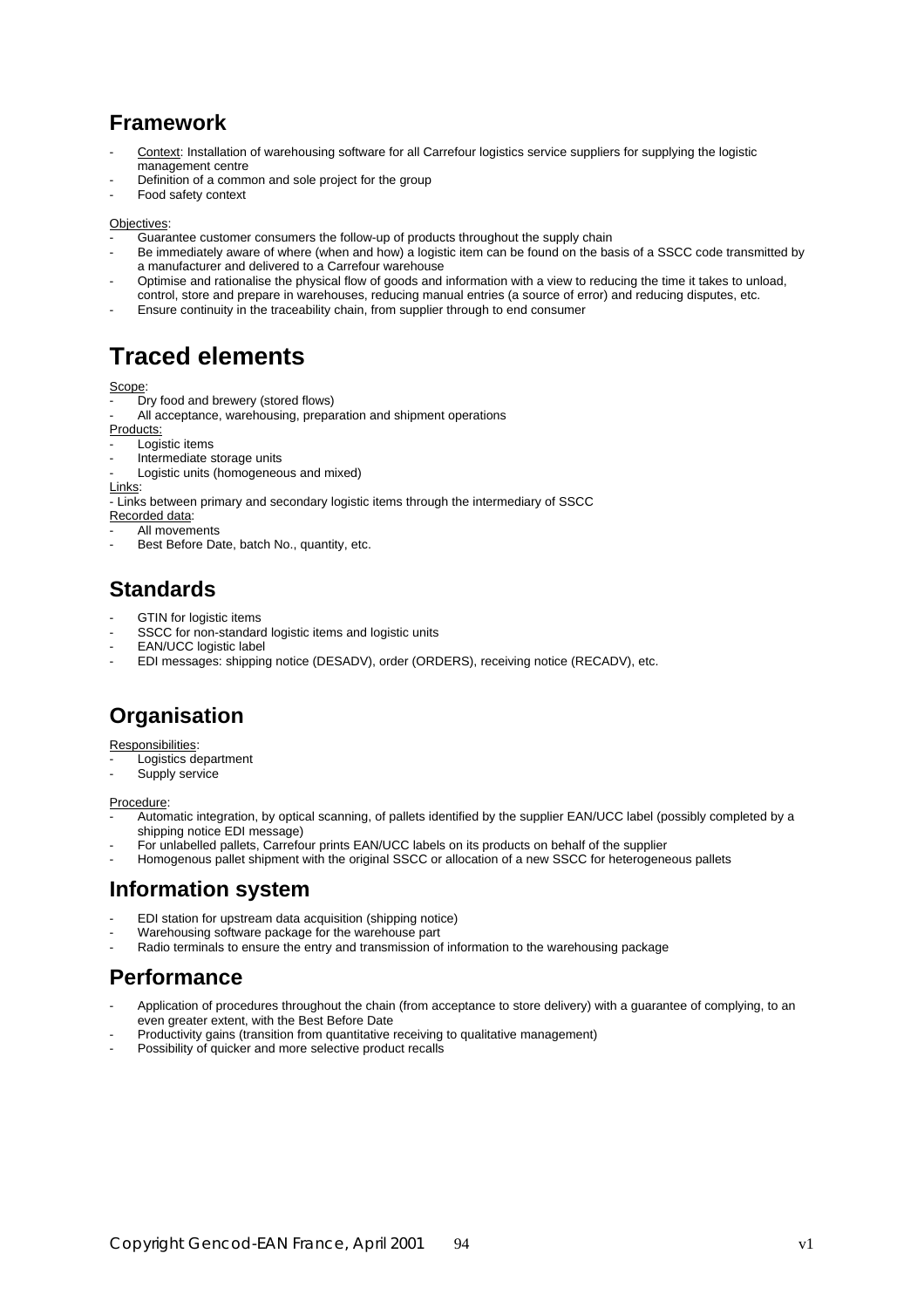## Framework

- Context: Installation of warehousing software for all Carrefour logistics service suppliers for supplying the logistic management centre
- Definition of a common and sole project for the group
- Food safety context

Objectives:

- Guarantee customer consumers the follow-up of products throughout the supply chain
- Be immediately aware of where (when and how) a logistic item can be found on the basis of a SSCC code transmitted by a manufacturer and delivered to a Carrefour warehouse
- Optimise and rationalise the physical flow of goods and information with a view to reducing the time it takes to unload, control, store and prepare in warehouses, reducing manual entries (a source of error) and reducing disputes, etc.
- Ensure continuity in the traceability chain, from supplier through to end consumer

# Traced elements

Scope:

- Dry food and brewery (stored flows)
- All acceptance, warehousing, preparation and shipment operations

Products:

- Logistic items
- Intermediate storage units
- Logistic units (homogeneous and mixed)

Links:

- Links between primary and secondary logistic items through the intermediary of SSCC

Recorded data:

- All movements
- Best Before Date, batch No., quantity, etc.

## Standards

- GTIN for logistic items
- SSCC for non-standard logistic items and logistic units
- EAN/UCC logistic label
- EDI messages: shipping notice (DESADV), order (ORDERS), receiving notice (RECADV), etc.

## Organisation

Responsibilities:

- Logistics department
- Supply service

Procedure:

- Automatic integration, by optical scanning, of pallets identified by the supplier EAN/UCC label (possibly completed by a shipping notice EDI message)
- For unlabelled pallets, Carrefour prints EAN/UCC labels on its products on behalf of the supplier
- Homogenous pallet shipment with the original SSCC or allocation of a new SSCC for heterogeneous pallets

## Information system

- EDI station for upstream data acquisition (shipping notice)
- Warehousing software package for the warehouse part
- Radio terminals to ensure the entry and transmission of information to the warehousing package

## Performance

- Application of procedures throughout the chain (from acceptance to store delivery) with a guarantee of complying, to an even greater extent, with the Best Before Date
- Productivity gains (transition from quantitative receiving to qualitative management)
- Possibility of quicker and more selective product recalls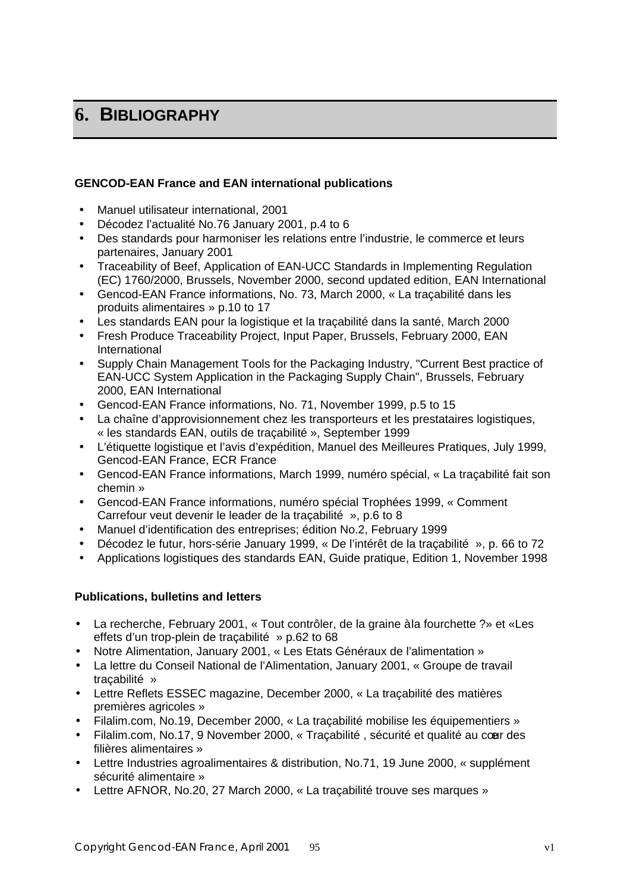# 6. BIBLIOGRAPHY

**GENCOD-EAN France and EAN international publications**

- Manuel utilisateur international, 2001
- Décodez l'actualité No.76 January 2001, p.4 to 6
- Des standards pour harmoniser les relations entre l'industrie, le commerce et leurs partenaires, January 2001
- Traceability of Beef, Application of EAN-UCC Standards in Implementing Regulation (EC) 1760/2000, Brussels, November 2000, second updated edition, EAN International
- Gencod-EAN France informations, No. 73, March 2000, « La traçabilité dans les produits alimentaires » p.10 to 17
- Les standards EAN pour la logistique et la traçabilité dans la santé, March 2000
- Fresh Produce Traceability Project, Input Paper, Brussels, February 2000, EAN International
- Supply Chain Management Tools for the Packaging Industry, "Current Best practice of EAN-UCC System Application in the Packaging Supply Chain", Brussels, February 2000, EAN International
- Gencod-EAN France informations, No. 71, November 1999, p.5 to 15
- La chaîne d'approvisionnement chez les transporteurs et les prestataires logistiques, « les standards EAN, outils de traçabilité », September 1999
- L'étiquette logistique et l'avis d'expédition, Manuel des Meilleures Pratiques, July 1999, Gencod-EAN France, ECR France
- Gencod-EAN France informations, March 1999, numéro spécial, « La traçabilité fait son chemin »
- Gencod-EAN France informations, numéro spécial Trophées 1999, « Comment Carrefour veut devenir le leader de la traçabilité », p.6 to 8
- Manuel d'identification des entreprises; édition No.2, February 1999
- Décodez le futur, hors-série January 1999, « De l'intérêt de la traçabilité », p. 66 to 72
- Applications logistiques des standards EAN, Guide pratique, Edition 1, November 1998

**Publications, bulletins and letters**

- La recherche, February 2001, « Tout contrôler, de la graine à la fourchette ?» et «Les effets d'un trop-plein de traçabilité » p.62 to 68
- Notre Alimentation, January 2001, « Les Etats Généraux de l'alimentation »
- La lettre du Conseil National de l'Alimentation, January 2001, « Groupe de travail traçabilité »
- Lettre Reflets ESSEC magazine, December 2000, « La traçabilité des matières premières agricoles »
- Filalim.com, No.19, December 2000, « La traçabilité mobilise les équipementiers »
- Filalim.com, No.17, 9 November 2000, « Traçabilité , sécurité et qualité au cœur des filières alimentaires »
- Lettre Industries agroalimentaires & distribution, No.71, 19 June 2000, « supplément sécurité alimentaire »
- Lettre AFNOR, No.20, 27 March 2000, « La traçabilité trouve ses marques »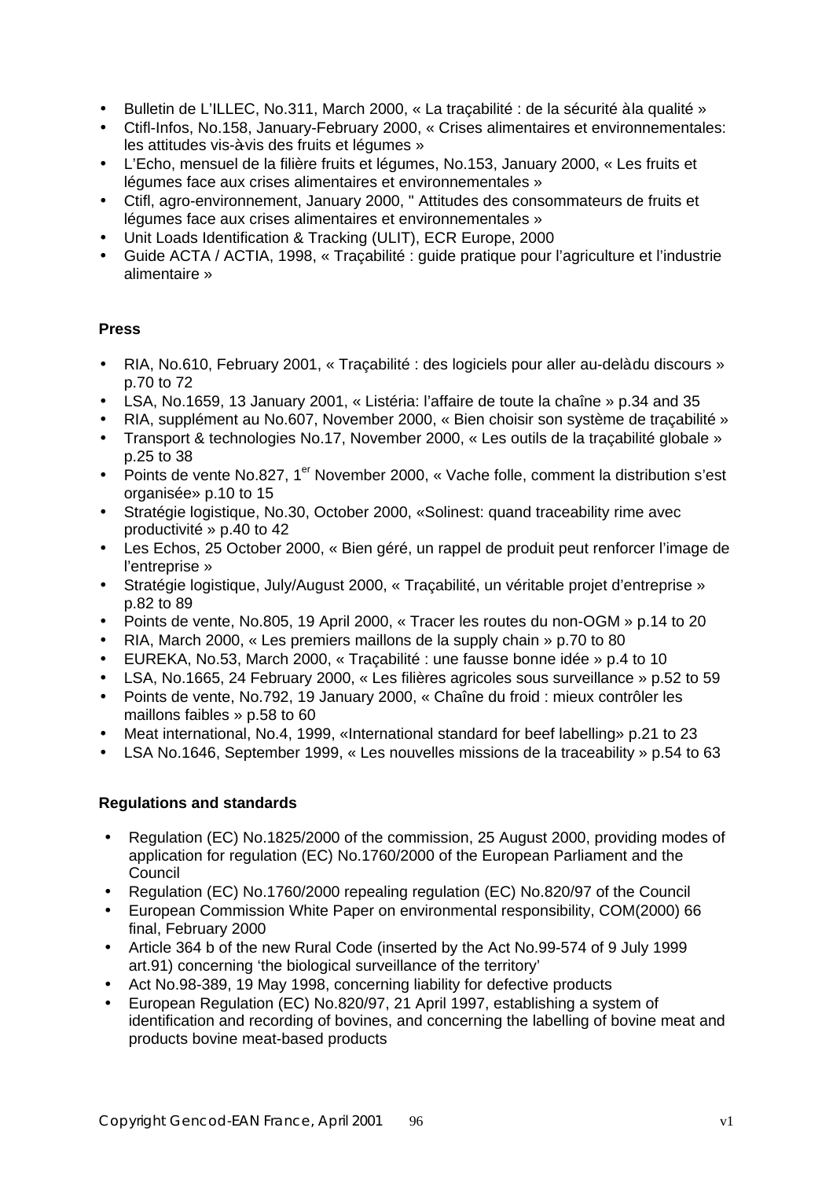- Bulletin de L'ILLEC, No.311, March 2000, « La traçabilité : de la sécurité àla qualité »
- Ctifl-Infos, No.158, January-February 2000, « Crises alimentaires et environnementales: les attitudes vis-àvis des fruits et légumes »
- L'Echo, mensuel de la filière fruits et légumes, No.153, January 2000, « Les fruits et légumes face aux crises alimentaires et environnementales »
- Ctifl, agro-environnement, January 2000, " Attitudes des consommateurs de fruits et légumes face aux crises alimentaires et environnementales »
- Unit Loads Identification & Tracking (ULIT), ECR Europe, 2000
- Guide ACTA / ACTIA, 1998, « Traçabilité : guide pratique pour l'agriculture et l'industrie alimentaire »

**Press**

- RIA, No.610, February 2001, « Traçabilité : des logiciels pour aller au-delàdu discours » p.70 to 72
- LSA, No.1659, 13 January 2001, « Listéria: l'affaire de toute la chaîne » p.34 and 35
- RIA, supplément au No.607, November 2000, « Bien choisir son système de traçabilité »
- Transport & technologies No.17, November 2000, « Les outils de la traçabilité globale » p.25 to 38
- Points de vente No.827, 1er November 2000, « Vache folle, comment la distribution s'est organisée» p.10 to 15
- Stratégie logistique, No.30, October 2000, «Solinest: quand traceability rime avec productivité » p.40 to 42
- Les Echos, 25 October 2000, « Bien géré, un rappel de produit peut renforcer l'image de l'entreprise »
- Stratégie logistique, July/August 2000, « Traçabilité, un véritable projet d'entreprise » p.82 to 89
- Points de vente, No.805, 19 April 2000, « Tracer les routes du non-OGM » p.14 to 20
- RIA, March 2000, « Les premiers maillons de la supply chain » p.70 to 80
- EUREKA, No.53, March 2000, « Traçabilité : une fausse bonne idée » p.4 to 10
- LSA, No.1665, 24 February 2000, « Les filières agricoles sous surveillance » p.52 to 59
- Points de vente, No.792, 19 January 2000, « Chaîne du froid : mieux contrôler les maillons faibles » p.58 to 60
- Meat international, No.4, 1999, «International standard for beef labelling» p.21 to 23
- LSA No.1646, September 1999, « Les nouvelles missions de la traceability » p.54 to 63

**Regulations and standards**

- Regulation (EC) No.1825/2000 of the commission, 25 August 2000, providing modes of application for regulation (EC) No.1760/2000 of the European Parliament and the Council
- Regulation (EC) No.1760/2000 repealing regulation (EC) No.820/97 of the Council
- European Commission White Paper on environmental responsibility, COM(2000) 66 final, February 2000
- Article 364 b of the new Rural Code (inserted by the Act No.99-574 of 9 July 1999 art.91) concerning 'the biological surveillance of the territory'
- Act No.98-389, 19 May 1998, concerning liability for defective products
- European Regulation (EC) No.820/97, 21 April 1997, establishing a system of identification and recording of bovines, and concerning the labelling of bovine meat and products bovine meat-based products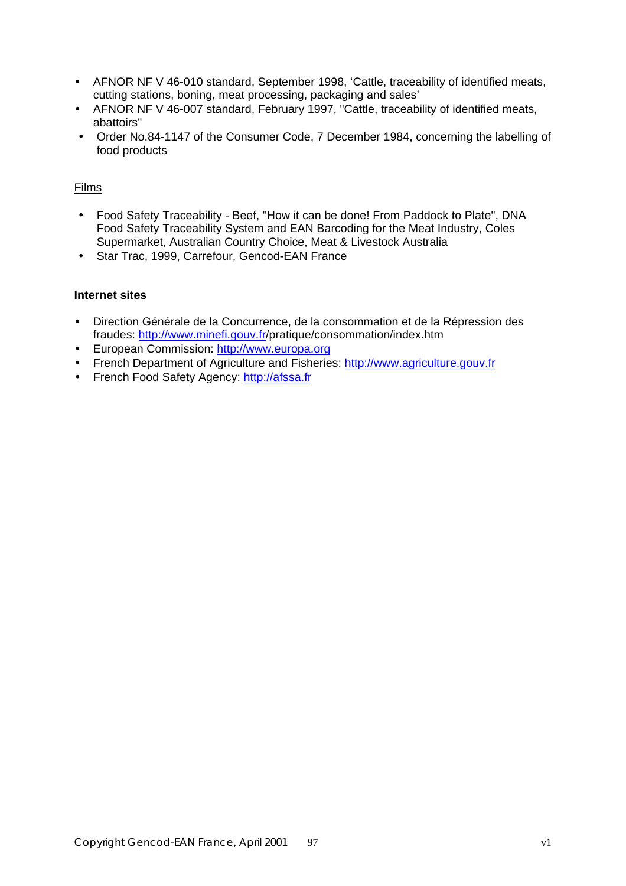- AFNOR NF V 46-010 standard, September 1998, 'Cattle, traceability of identified meats, cutting stations, boning, meat processing, packaging and sales'
- AFNOR NF V 46-007 standard, February 1997, "Cattle, traceability of identified meats, abattoirs"
- Order No.84-1147 of the Consumer Code, 7 December 1984, concerning the labelling of food products

Films

- Food Safety Traceability - Beef, "How it can be done! From Paddock to Plate", DNA Food Safety Traceability System and EAN Barcoding for the Meat Industry, Coles Supermarket, Australian Country Choice, Meat & Livestock Australia
- Star Trac, 1999, Carrefour, Gencod-EAN France

**Internet sites**

- Direction Générale de la Concurrence, de la consommation et de la Répression des fraudes: http://www.minefi.gouv.fr/pratique/consommation/index.htm
- European Commission: http://www.europa.org
- French Department of Agriculture and Fisheries: http://www.agriculture.gouv.fr
- French Food Safety Agency: http://afssa.fr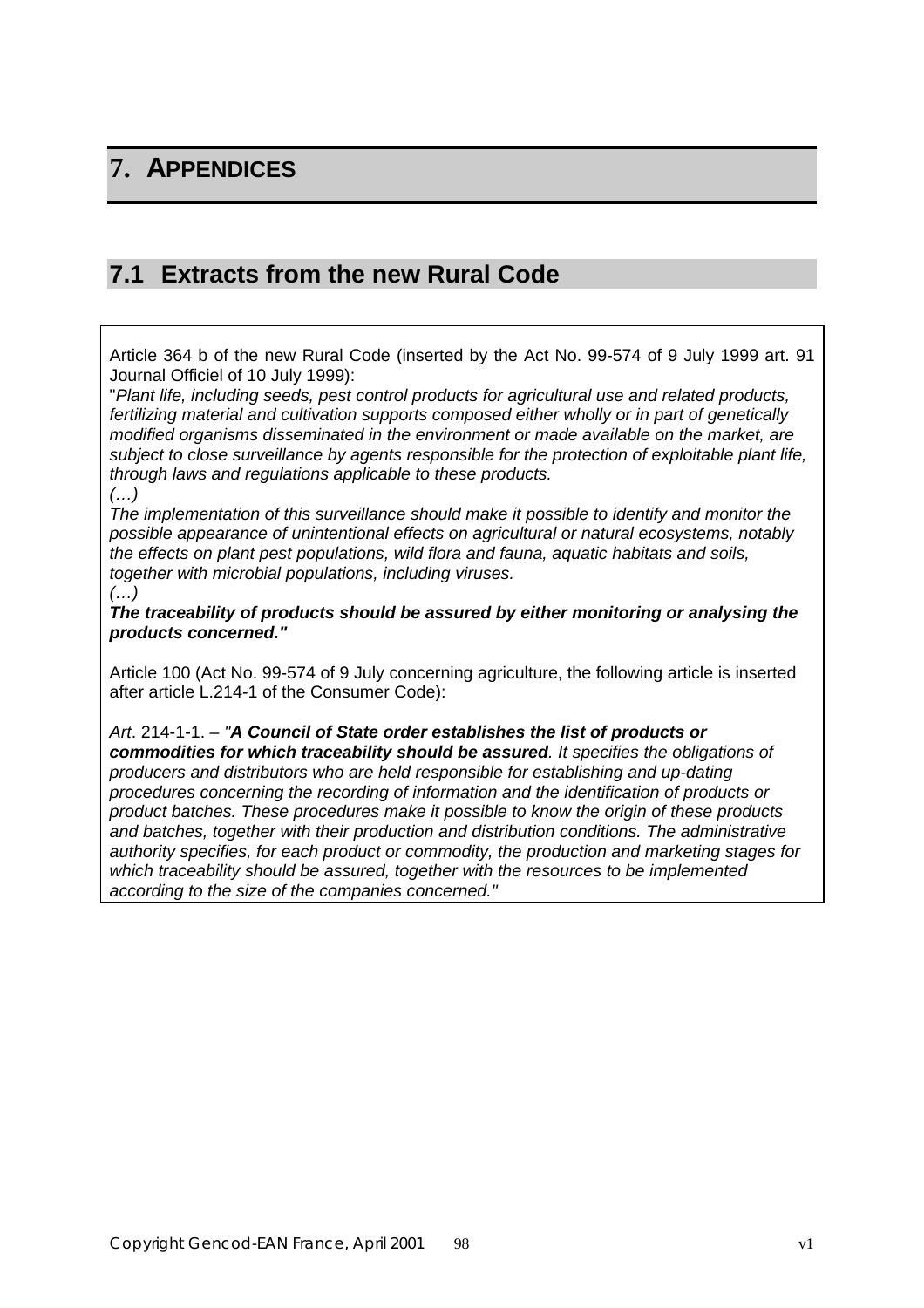# 7. APPENDICES

## 7.1 Extracts from the new Rural Code

Article 364 b of the new Rural Code (inserted by the Act No. 99-574 of 9 July 1999 art. 91 Journal Officiel of 10 July 1999):

"*Plant life, including seeds, pest control products for agricultural use and related products, fertilizing material and cultivation supports composed either wholly or in part of genetically modified organisms disseminated in the environment or made available on the market, are subject to close surveillance by agents responsible for the protection of exploitable plant life, through laws and regulations applicable to these products.*

*(…)*

*The implementation of this surveillance should make it possible to identify and monitor the possible appearance of unintentional effects on agricultural or natural ecosystems, notably the effects on plant pest populations, wild flora and fauna, aquatic habitats and soils, together with microbial populations, including viruses.*

*(…)*

***The traceability of products should be assured by either monitoring or analysing the products concerned."***

Article 100 (Act No. 99-574 of 9 July concerning agriculture, the following article is inserted after article L.214-1 of the Consumer Code):

*Art*. 214-1-1. – *"**A Council of State order establishes the list of products or commodities for which traceability should be assured**. It specifies the obligations of producers and distributors who are held responsible for establishing and up-dating procedures concerning the recording of information and the identification of products or product batches. These procedures make it possible to know the origin of these products and batches, together with their production and distribution conditions. The administrative authority specifies, for each product or commodity, the production and marketing stages for which traceability should be assured, together with the resources to be implemented according to the size of the companies concerned."*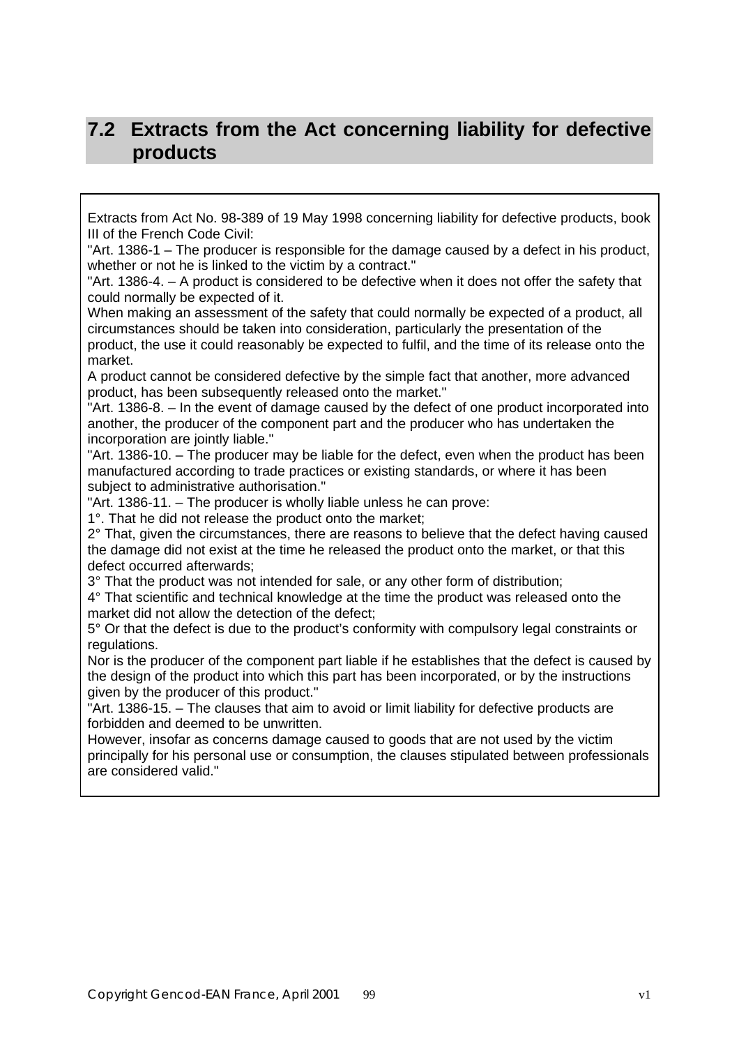## 7.2 Extracts from the Act concerning liability for defective products

Extracts from Act No. 98-389 of 19 May 1998 concerning liability for defective products, book III of the French Code Civil:

"Art. 1386-1 – The producer is responsible for the damage caused by a defect in his product, whether or not he is linked to the victim by a contract."

"Art. 1386-4. – A product is considered to be defective when it does not offer the safety that could normally be expected of it.

When making an assessment of the safety that could normally be expected of a product, all circumstances should be taken into consideration, particularly the presentation of the product, the use it could reasonably be expected to fulfil, and the time of its release onto the market.

A product cannot be considered defective by the simple fact that another, more advanced product, has been subsequently released onto the market."

"Art. 1386-8. – In the event of damage caused by the defect of one product incorporated into another, the producer of the component part and the producer who has undertaken the incorporation are jointly liable."

"Art. 1386-10. – The producer may be liable for the defect, even when the product has been manufactured according to trade practices or existing standards, or where it has been subject to administrative authorisation."

"Art. 1386-11. – The producer is wholly liable unless he can prove:

1°. That he did not release the product onto the market;

2° That, given the circumstances, there are reasons to believe that the defect having caused the damage did not exist at the time he released the product onto the market, or that this defect occurred afterwards;

3° That the product was not intended for sale, or any other form of distribution;

4° That scientific and technical knowledge at the time the product was released onto the market did not allow the detection of the defect;

5° Or that the defect is due to the product's conformity with compulsory legal constraints or regulations.

Nor is the producer of the component part liable if he establishes that the defect is caused by the design of the product into which this part has been incorporated, or by the instructions given by the producer of this product."

"Art. 1386-15. – The clauses that aim to avoid or limit liability for defective products are forbidden and deemed to be unwritten.

However, insofar as concerns damage caused to goods that are not used by the victim principally for his personal use or consumption, the clauses stipulated between professionals are considered valid."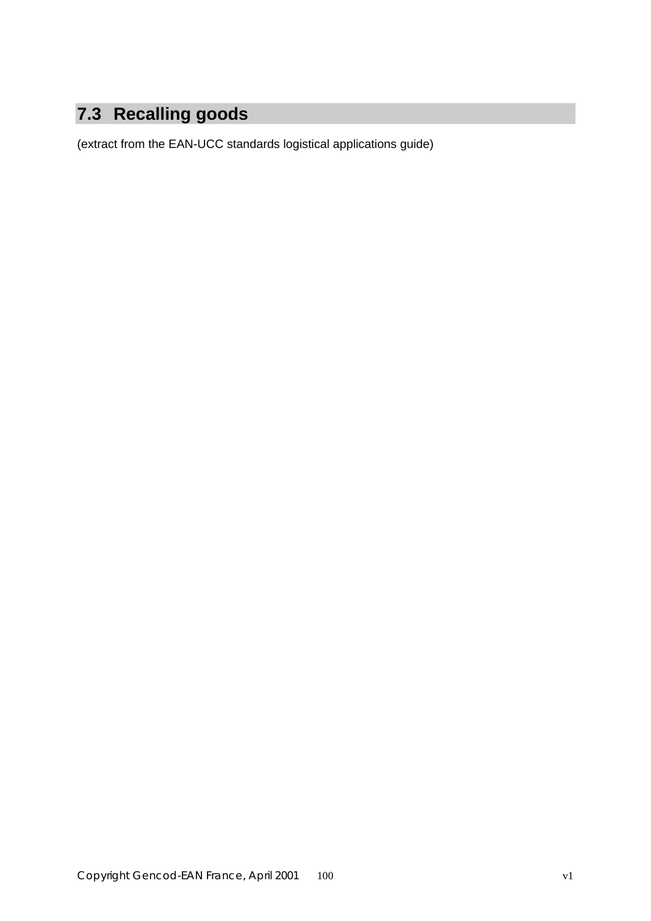## 7.3 Recalling goods

(extract from the EAN-UCC standards logistical applications guide)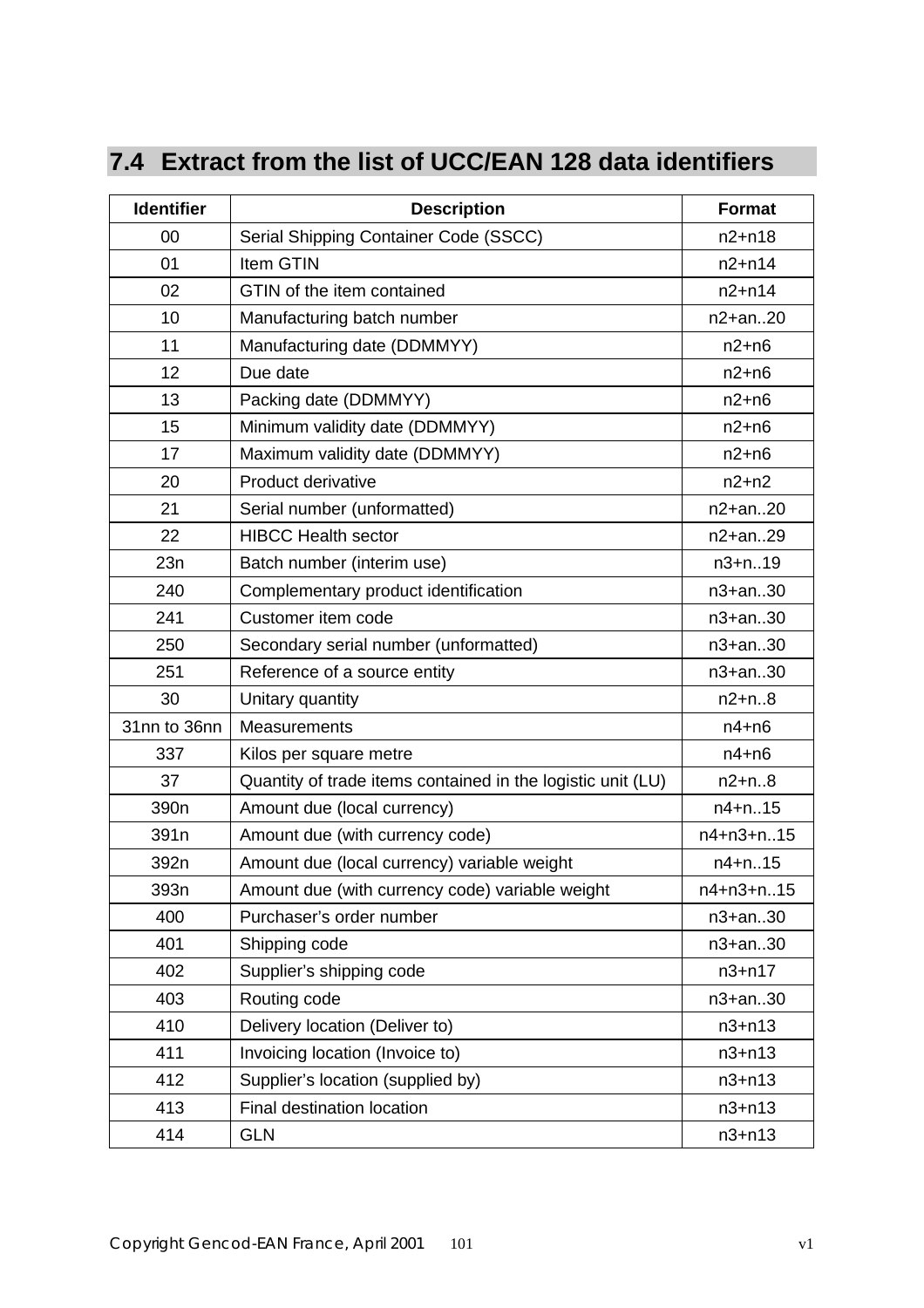## 7.4 Extract from the list of UCC/EAN 128 data identifiers

| Identifier | Description | Format |
|---|---|---|
| 00 | Serial Shipping Container Code (SSCC) | n2+n18 |
| 01 | Item GTIN | n2+n14 |
| 02 | GTIN of the item contained | n2+n14 |
| 10 | Manufacturing batch number | n2+an..20 |
| 11 | Manufacturing date (DDMMYY) | n2+n6 |
| 12 | Due date | n2+n6 |
| 13 | Packing date (DDMMYY) | n2+n6 |
| 15 | Minimum validity date (DDMMYY) | n2+n6 |
| 17 | Maximum validity date (DDMMYY) | n2+n6 |
| 20 | Product derivative | n2+n2 |
| 21 | Serial number (unformatted) | n2+an..20 |
| 22 | HIBCC Health sector | n2+an..29 |
| 23n | Batch number (interim use) | n3+n..19 |
| 240 | Complementary product identification | n3+an..30 |
| 241 | Customer item code | n3+an..30 |
| 250 | Secondary serial number (unformatted) | n3+an..30 |
| 251 | Reference of a source entity | n3+an..30 |
| 30 | Unitary quantity | n2+n..8 |
| 31nn to 36nn | Measurements | n4+n6 |
| 337 | Kilos per square metre | n4+n6 |
| 37 | Quantity of trade items contained in the logistic unit (LU) | n2+n..8 |
| 390n | Amount due (local currency) | n4+n..15 |
| 391n | Amount due (with currency code) | n4+n3+n..15 |
| 392n | Amount due (local currency) variable weight | n4+n..15 |
| 393n | Amount due (with currency code) variable weight | n4+n3+n..15 |
| 400 | Purchaser's order number | n3+an..30 |
| 401 | Shipping code | n3+an..30 |
| 402 | Supplier's shipping code | n3+n17 |
| 403 | Routing code | n3+an..30 |
| 410 | Delivery location (Deliver to) | n3+n13 |
| 411 | Invoicing location (Invoice to) | n3+n13 |
| 412 | Supplier's location (supplied by) | n3+n13 |
| 413 | Final destination location | n3+n13 |
| 414 | GLN | n3+n13 |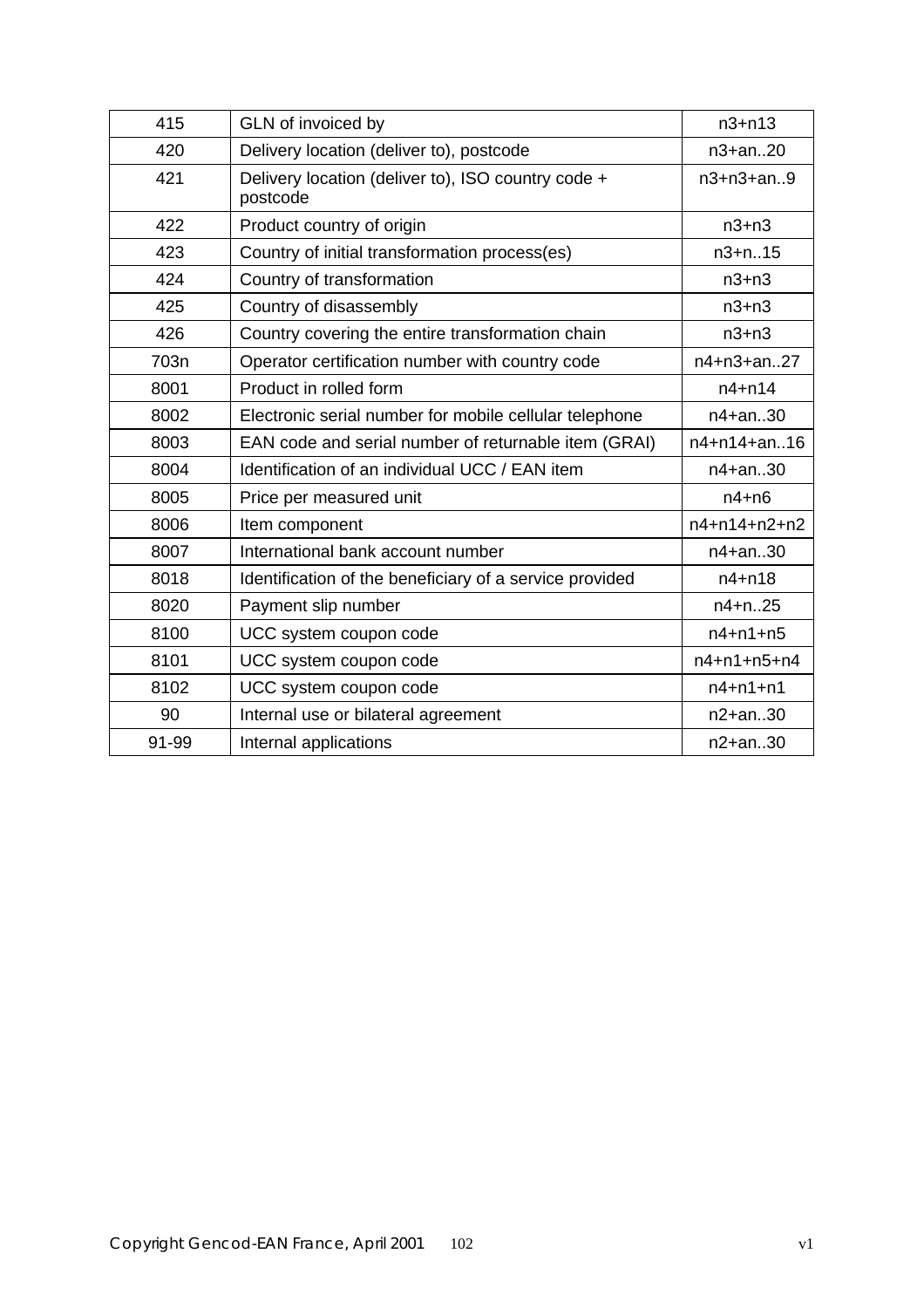| 415 | GLN of invoiced by | n3+n13 |
|---|---|---|
| 420 | Delivery location (deliver to), postcode | n3+an..20 |
| 421 | Delivery location (deliver to), ISO country code + postcode | n3+n3+an..9 |
| 422 | Product country of origin | n3+n3 |
| 423 | Country of initial transformation process(es) | n3+n..15 |
| 424 | Country of transformation | n3+n3 |
| 425 | Country of disassembly | n3+n3 |
| 426 | Country covering the entire transformation chain | n3+n3 |
| 703n | Operator certification number with country code | n4+n3+an..27 |
| 8001 | Product in rolled form | n4+n14 |
| 8002 | Electronic serial number for mobile cellular telephone | n4+an..30 |
| 8003 | EAN code and serial number of returnable item (GRAI) | n4+n14+an..16 |
| 8004 | Identification of an individual UCC / EAN item | n4+an..30 |
| 8005 | Price per measured unit | n4+n6 |
| 8006 | Item component | n4+n14+n2+n2 |
| 8007 | International bank account number | n4+an..30 |
| 8018 | Identification of the beneficiary of a service provided | n4+n18 |
| 8020 | Payment slip number | n4+n..25 |
| 8100 | UCC system coupon code | n4+n1+n5 |
| 8101 | UCC system coupon code | n4+n1+n5+n4 |
| 8102 | UCC system coupon code | n4+n1+n1 |
| 90 | Internal use or bilateral agreement | n2+an..30 |
| 91-99 | Internal applications | n2+an..30 |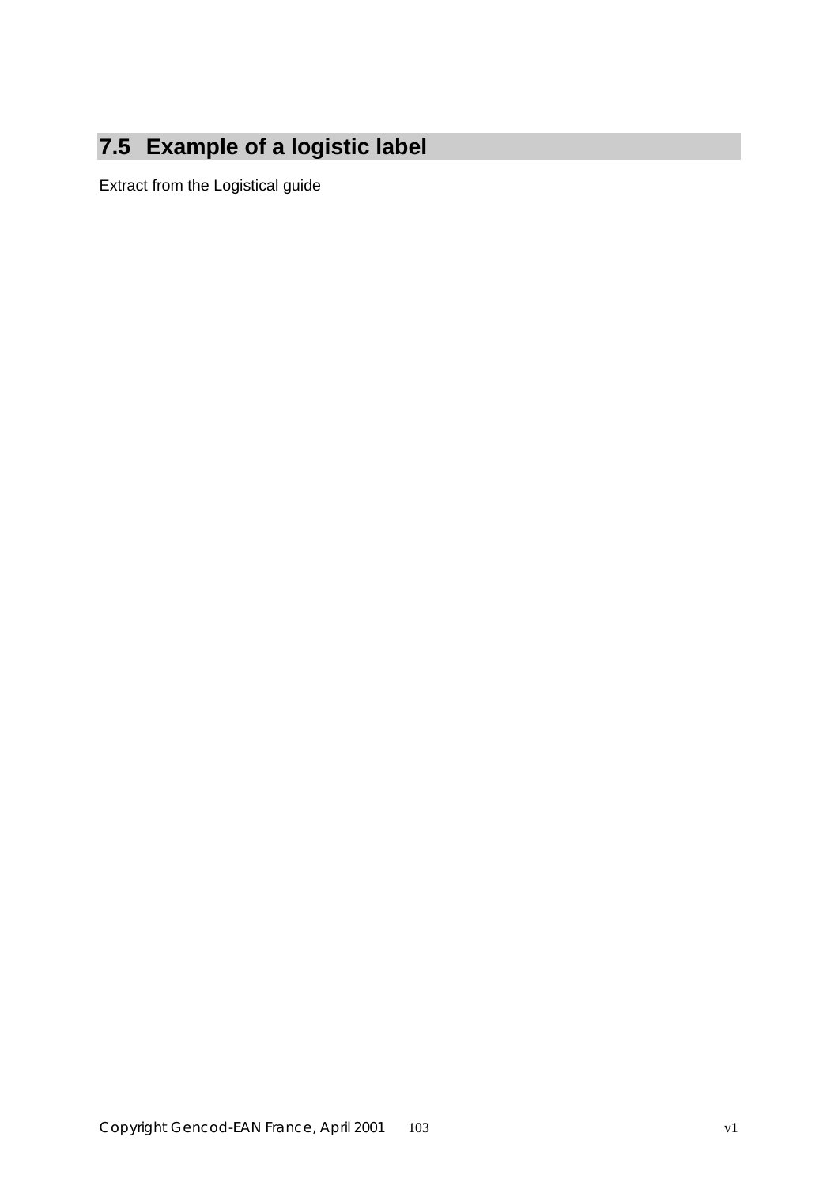## 7.5 Example of a logistic label

Extract from the Logistical guide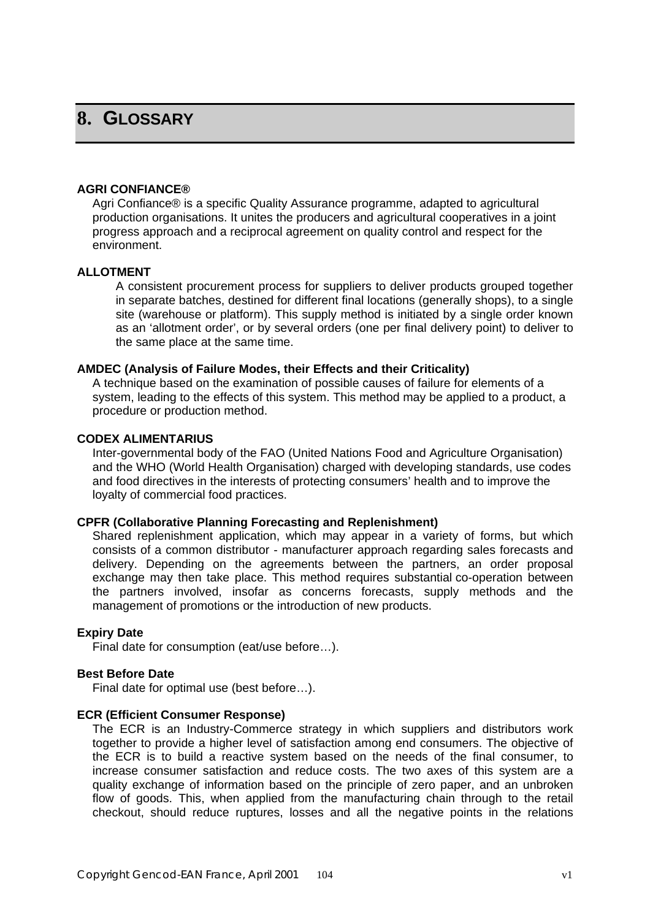# 8. GLOSSARY

**AGRI CONFIANCE®**

Agri Confiance® is a specific Quality Assurance programme, adapted to agricultural production organisations. It unites the producers and agricultural cooperatives in a joint progress approach and a reciprocal agreement on quality control and respect for the environment.

**ALLOTMENT**

A consistent procurement process for suppliers to deliver products grouped together in separate batches, destined for different final locations (generally shops), to a single site (warehouse or platform). This supply method is initiated by a single order known as an 'allotment order', or by several orders (one per final delivery point) to deliver to the same place at the same time.

**AMDEC (Analysis of Failure Modes, their Effects and their Criticality)**

A technique based on the examination of possible causes of failure for elements of a system, leading to the effects of this system. This method may be applied to a product, a procedure or production method.

**CODEX ALIMENTARIUS**

Inter-governmental body of the FAO (United Nations Food and Agriculture Organisation) and the WHO (World Health Organisation) charged with developing standards, use codes and food directives in the interests of protecting consumers' health and to improve the loyalty of commercial food practices.

**CPFR (Collaborative Planning Forecasting and Replenishment)**

Shared replenishment application, which may appear in a variety of forms, but which consists of a common distributor - manufacturer approach regarding sales forecasts and delivery. Depending on the agreements between the partners, an order proposal exchange may then take place. This method requires substantial co-operation between the partners involved, insofar as concerns forecasts, supply methods and the management of promotions or the introduction of new products.

**Expiry Date**

Final date for consumption (eat/use before…).

**Best Before Date**

Final date for optimal use (best before…).

**ECR (Efficient Consumer Response)**

The ECR is an Industry-Commerce strategy in which suppliers and distributors work together to provide a higher level of satisfaction among end consumers. The objective of the ECR is to build a reactive system based on the needs of the final consumer, to increase consumer satisfaction and reduce costs. The two axes of this system are a quality exchange of information based on the principle of zero paper, and an unbroken flow of goods. This, when applied from the manufacturing chain through to the retail checkout, should reduce ruptures, losses and all the negative points in the relations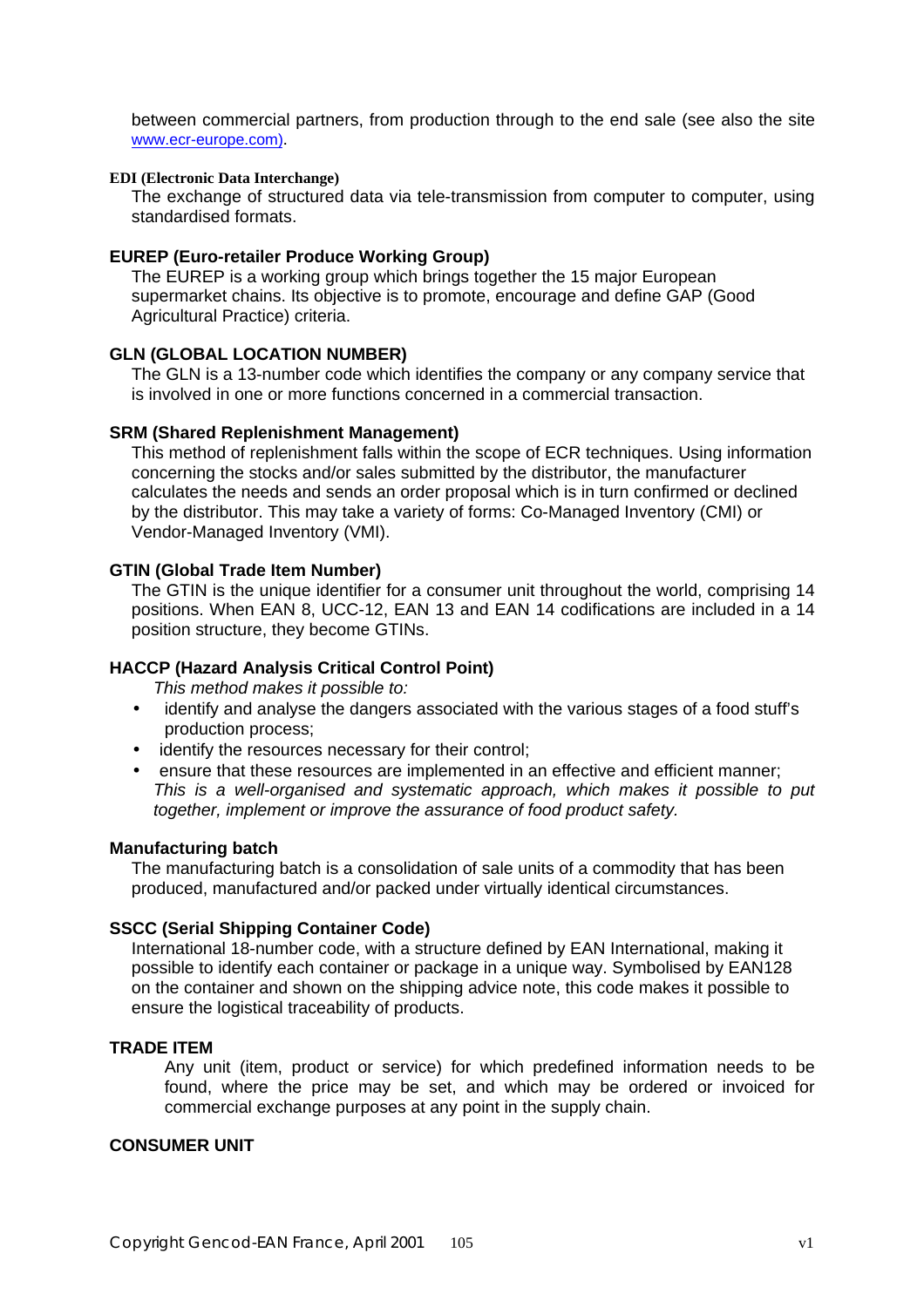between commercial partners, from production through to the end sale (see also the site www.ecr-europe.com).

**EDI (Electronic Data Interchange)**

The exchange of structured data via tele-transmission from computer to computer, using standardised formats.

**EUREP (Euro-retailer Produce Working Group)**

The EUREP is a working group which brings together the 15 major European supermarket chains. Its objective is to promote, encourage and define GAP (Good Agricultural Practice) criteria.

**GLN (GLOBAL LOCATION NUMBER)**

The GLN is a 13-number code which identifies the company or any company service that is involved in one or more functions concerned in a commercial transaction.

**SRM (Shared Replenishment Management)**

This method of replenishment falls within the scope of ECR techniques. Using information concerning the stocks and/or sales submitted by the distributor, the manufacturer calculates the needs and sends an order proposal which is in turn confirmed or declined by the distributor. This may take a variety of forms: Co-Managed Inventory (CMI) or Vendor-Managed Inventory (VMI).

**GTIN (Global Trade Item Number)**

The GTIN is the unique identifier for a consumer unit throughout the world, comprising 14 positions. When EAN 8, UCC-12, EAN 13 and EAN 14 codifications are included in a 14 position structure, they become GTINs.

**HACCP (Hazard Analysis Critical Control Point)**

*This method makes it possible to:*

- identify and analyse the dangers associated with the various stages of a food stuff's production process;
- identify the resources necessary for their control;
- ensure that these resources are implemented in an effective and efficient manner;

*This is a well-organised and systematic approach, which makes it possible to put together, implement or improve the assurance of food product safety.*

**Manufacturing batch**

The manufacturing batch is a consolidation of sale units of a commodity that has been produced, manufactured and/or packed under virtually identical circumstances.

**SSCC (Serial Shipping Container Code)**

International 18-number code, with a structure defined by EAN International, making it possible to identify each container or package in a unique way. Symbolised by EAN128 on the container and shown on the shipping advice note, this code makes it possible to ensure the logistical traceability of products.

**TRADE ITEM**

Any unit (item, product or service) for which predefined information needs to be found, where the price may be set, and which may be ordered or invoiced for commercial exchange purposes at any point in the supply chain.

**CONSUMER UNIT**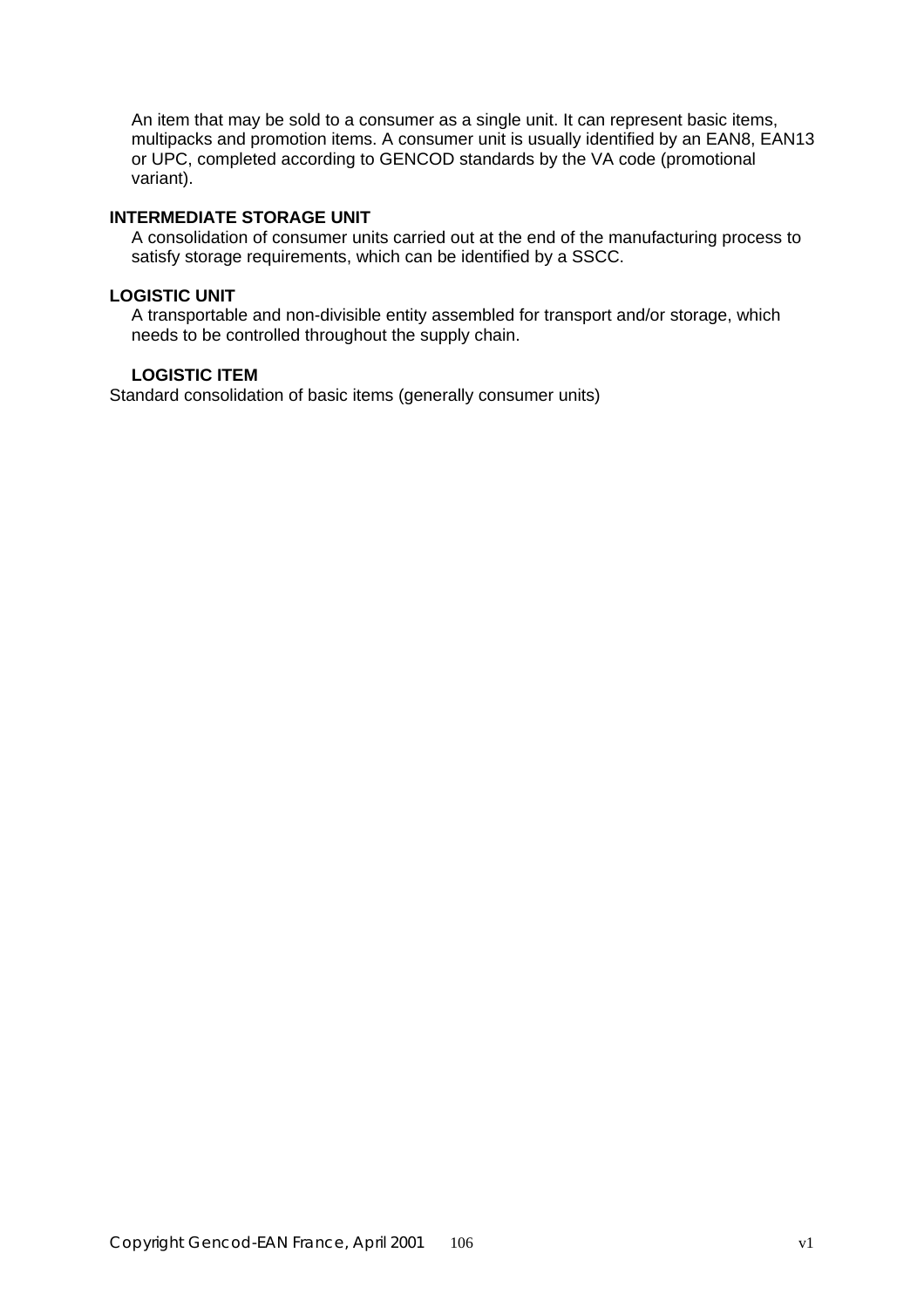An item that may be sold to a consumer as a single unit. It can represent basic items, multipacks and promotion items. A consumer unit is usually identified by an EAN8, EAN13 or UPC, completed according to GENCOD standards by the VA code (promotional variant).

**INTERMEDIATE STORAGE UNIT**

A consolidation of consumer units carried out at the end of the manufacturing process to satisfy storage requirements, which can be identified by a SSCC.

**LOGISTIC UNIT**

A transportable and non-divisible entity assembled for transport and/or storage, which needs to be controlled throughout the supply chain.

**LOGISTIC ITEM**

Standard consolidation of basic items (generally consumer units)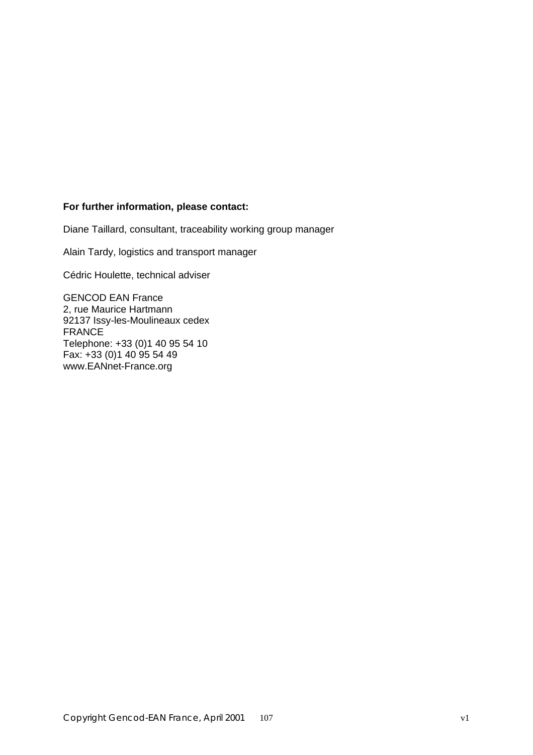**For further information, please contact:**

Diane Taillard, consultant, traceability working group manager

Alain Tardy, logistics and transport manager

Cédric Houlette, technical adviser

GENCOD EAN France  
2, rue Maurice Hartmann  
92137 Issy-les-Moulineaux cedex  
FRANCE  
Telephone: +33 (0)1 40 95 54 10  
Fax: +33 (0)1 40 95 54 49  
www.EANnet-France.org